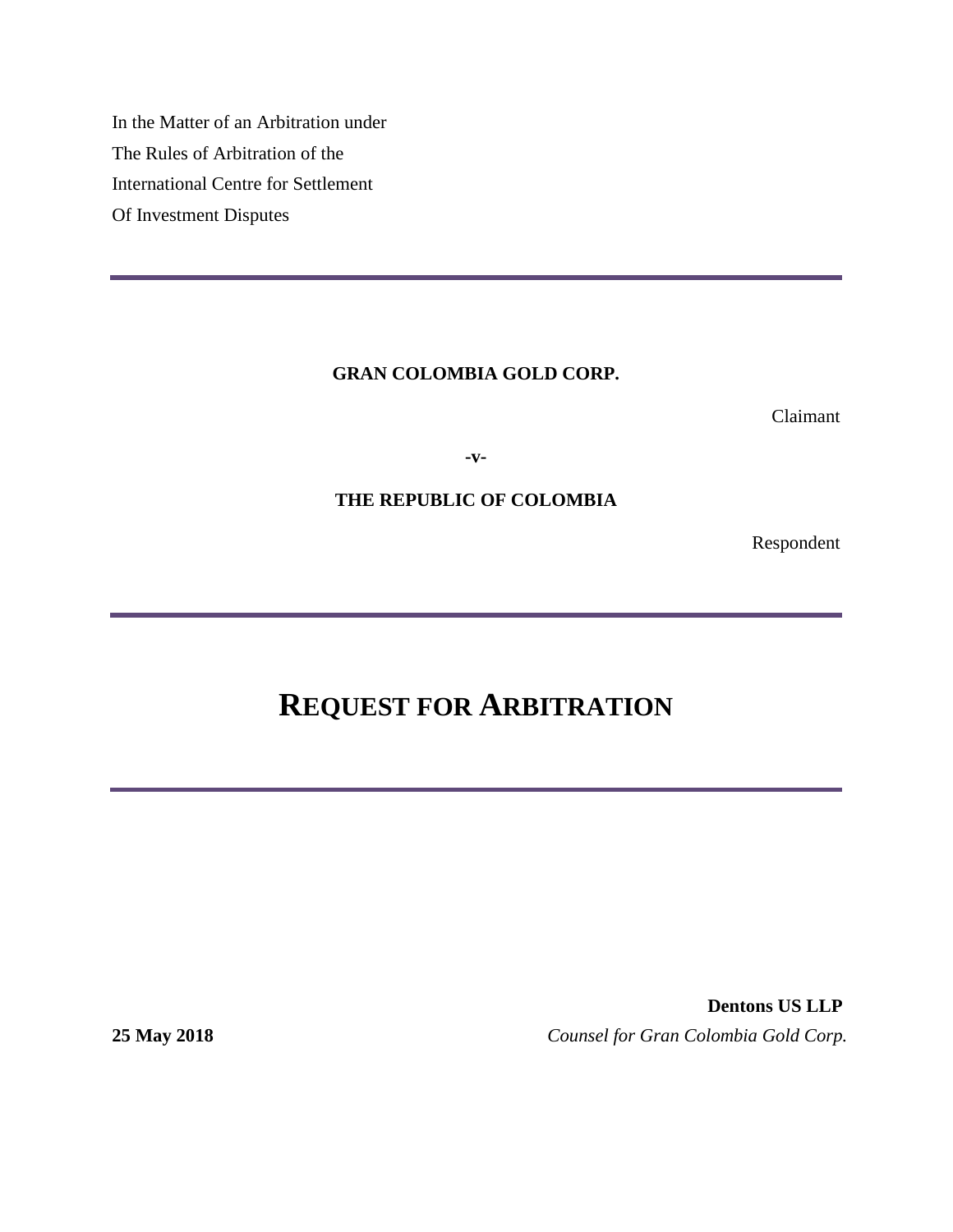In the Matter of an Arbitration under
The Rules of Arbitration of the
International Centre for Settlement
Of Investment Disputes

---

**GRAN COLOMBIA GOLD CORP.**

Claimant

**-v-**

**THE REPUBLIC OF COLOMBIA**

Respondent

---

# REQUEST FOR ARBITRATION

---

**Dentons US LLP**
*Counsel for Gran Colombia Gold Corp.*

**25 May 2018**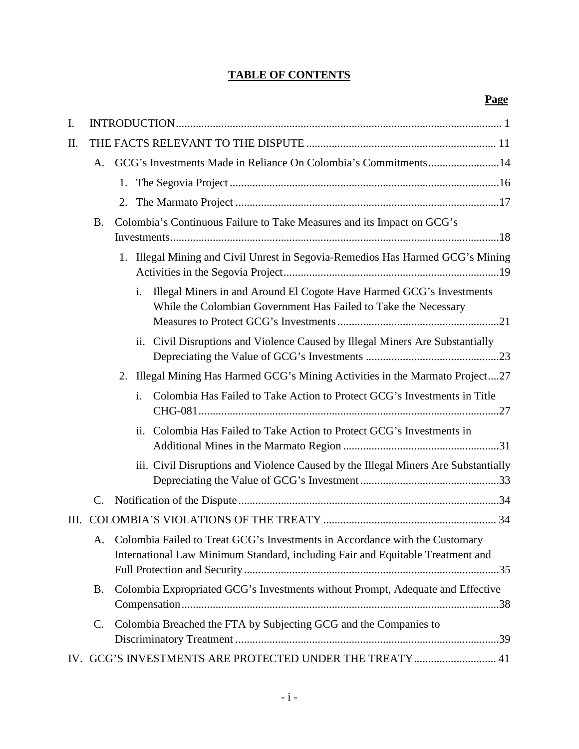# TABLE OF CONTENTS

**Page**

I. INTRODUCTION .......... 1

II. THE FACTS RELEVANT TO THE DISPUTE .......... 11

- A. GCG's Investments Made in Reliance On Colombia's Commitments .......... 14
  - 1. The Segovia Project .......... 16
  - 2. The Marmato Project .......... 17
- B. Colombia's Continuous Failure to Take Measures and its Impact on GCG's Investments .......... 18
  - 1. Illegal Mining and Civil Unrest in Segovia-Remedios Has Harmed GCG's Mining Activities in the Segovia Project .......... 19
    - i. Illegal Miners in and Around El Cogote Have Harmed GCG's Investments While the Colombian Government Has Failed to Take the Necessary Measures to Protect GCG's Investments .......... 21
    - ii. Civil Disruptions and Violence Caused by Illegal Miners Are Substantially Depreciating the Value of GCG's Investments .......... 23
  - 2. Illegal Mining Has Harmed GCG's Mining Activities in the Marmato Project .......... 27
    - i. Colombia Has Failed to Take Action to Protect GCG's Investments in Title CHG-081 .......... 27
    - ii. Colombia Has Failed to Take Action to Protect GCG's Investments in Additional Mines in the Marmato Region .......... 31
    - iii. Civil Disruptions and Violence Caused by the Illegal Miners Are Substantially Depreciating the Value of GCG's Investment .......... 33
- C. Notification of the Dispute .......... 34

III. COLOMBIA'S VIOLATIONS OF THE TREATY .......... 34

- A. Colombia Failed to Treat GCG's Investments in Accordance with the Customary International Law Minimum Standard, including Fair and Equitable Treatment and Full Protection and Security .......... 35
- B. Colombia Expropriated GCG's Investments without Prompt, Adequate and Effective Compensation .......... 38
- C. Colombia Breached the FTA by Subjecting GCG and the Companies to Discriminatory Treatment .......... 39

IV. GCG'S INVESTMENTS ARE PROTECTED UNDER THE TREATY .......... 41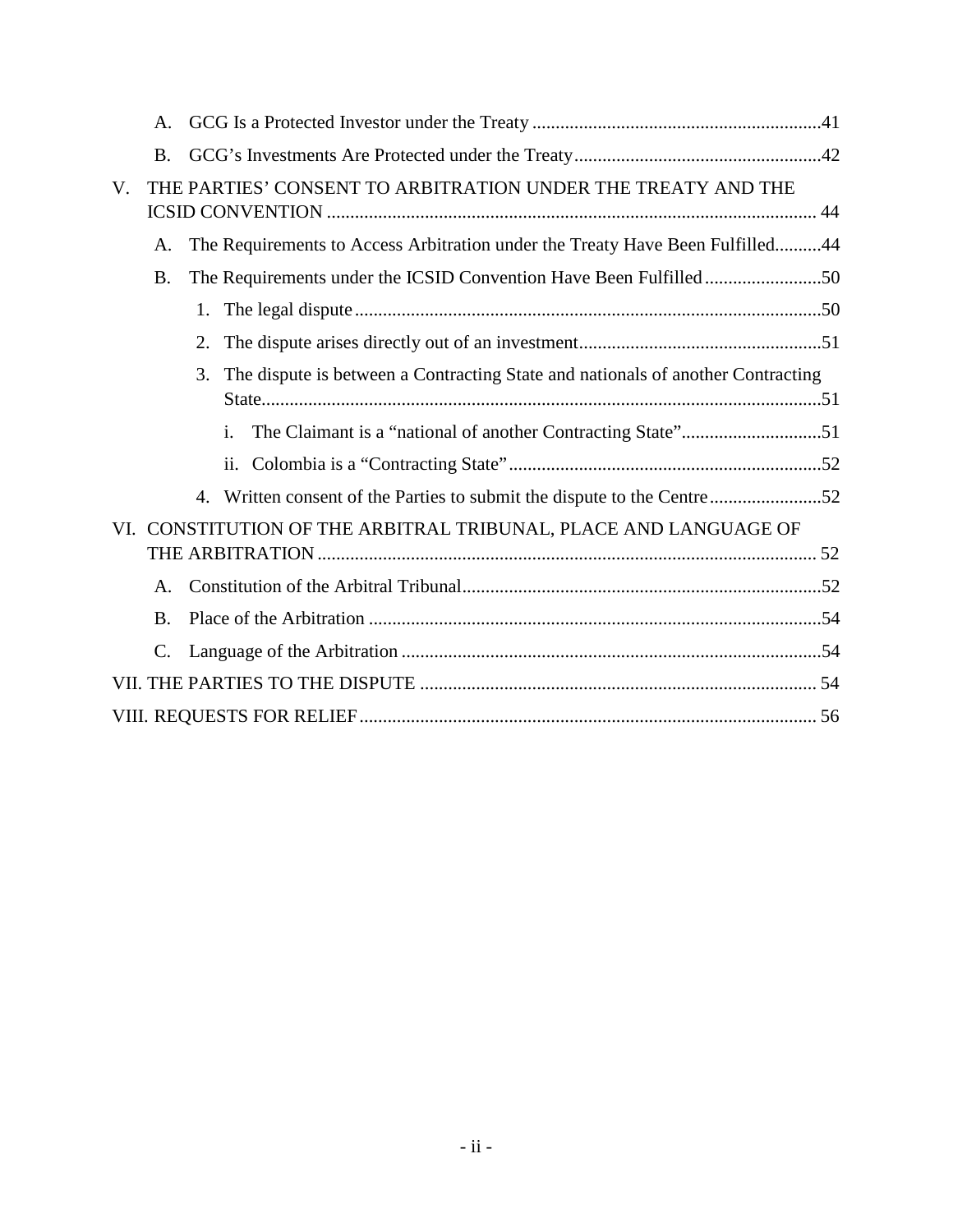- A. GCG Is a Protected Investor under the Treaty .....41
- B. GCG's Investments Are Protected under the Treaty .....42

V. THE PARTIES' CONSENT TO ARBITRATION UNDER THE TREATY AND THE ICSID CONVENTION ..... 44

- A. The Requirements to Access Arbitration under the Treaty Have Been Fulfilled.....44
- B. The Requirements under the ICSID Convention Have Been Fulfilled .....50
  1. The legal dispute .....50
  2. The dispute arises directly out of an investment.....51
  3. The dispute is between a Contracting State and nationals of another Contracting State.....51
     - i. The Claimant is a "national of another Contracting State".....51
     - ii. Colombia is a "Contracting State" .....52
  4. Written consent of the Parties to submit the dispute to the Centre .....52

VI. CONSTITUTION OF THE ARBITRAL TRIBUNAL, PLACE AND LANGUAGE OF THE ARBITRATION ..... 52

- A. Constitution of the Arbitral Tribunal.....52
- B. Place of the Arbitration .....54
- C. Language of the Arbitration .....54

VII. THE PARTIES TO THE DISPUTE ..... 54

VIII. REQUESTS FOR RELIEF ..... 56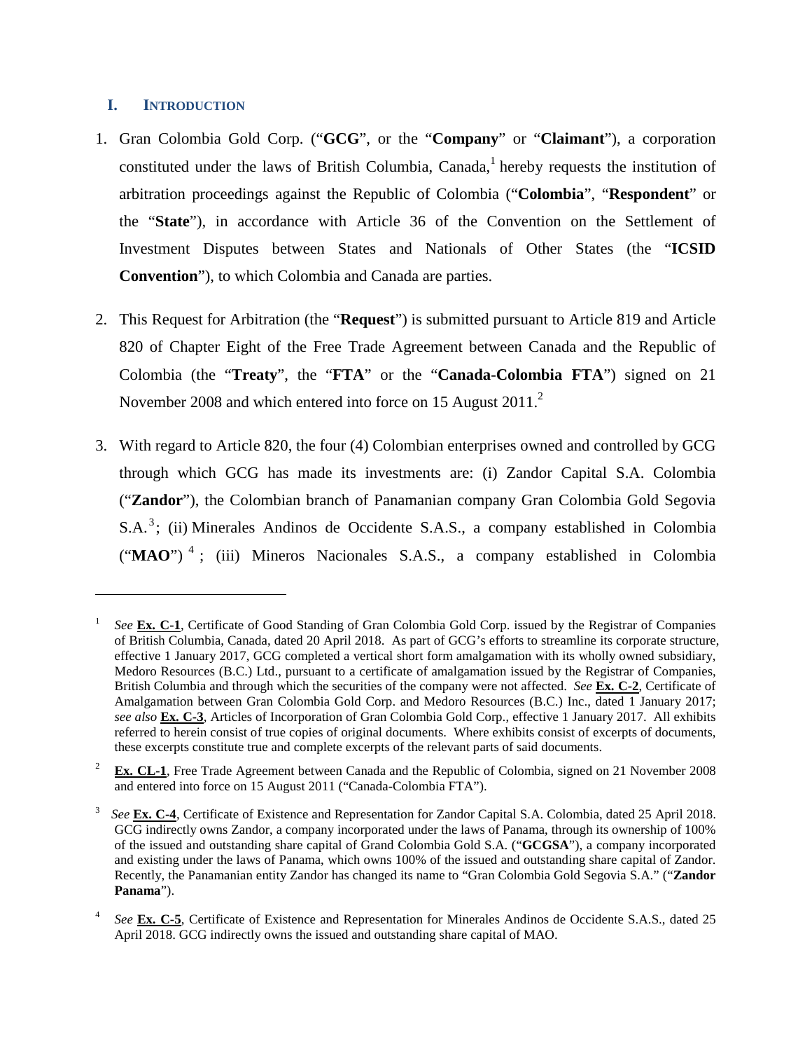## I. INTRODUCTION

1. Gran Colombia Gold Corp. ("**GCG**", or the "**Company**" or "**Claimant**"), a corporation constituted under the laws of British Columbia, Canada,[1] hereby requests the institution of arbitration proceedings against the Republic of Colombia ("**Colombia**", "**Respondent**" or the "**State**"), in accordance with Article 36 of the Convention on the Settlement of Investment Disputes between States and Nationals of Other States (the "**ICSID Convention**"), to which Colombia and Canada are parties.

2. This Request for Arbitration (the "**Request**") is submitted pursuant to Article 819 and Article 820 of Chapter Eight of the Free Trade Agreement between Canada and the Republic of Colombia (the "**Treaty**", the "**FTA**" or the "**Canada-Colombia FTA**") signed on 21 November 2008 and which entered into force on 15 August 2011.[2]

3. With regard to Article 820, the four (4) Colombian enterprises owned and controlled by GCG through which GCG has made its investments are: (i) Zandor Capital S.A. Colombia ("**Zandor**"), the Colombian branch of Panamanian company Gran Colombia Gold Segovia S.A.[3]; (ii) Minerales Andinos de Occidente S.A.S., a company established in Colombia ("**MAO**")[4]; (iii) Mineros Nacionales S.A.S., a company established in Colombia

---

[1] *See* **Ex. C-1**, Certificate of Good Standing of Gran Colombia Gold Corp. issued by the Registrar of Companies of British Columbia, Canada, dated 20 April 2018. As part of GCG's efforts to streamline its corporate structure, effective 1 January 2017, GCG completed a vertical short form amalgamation with its wholly owned subsidiary, Medoro Resources (B.C.) Ltd., pursuant to a certificate of amalgamation issued by the Registrar of Companies, British Columbia and through which the securities of the company were not affected. *See* **Ex. C-2**, Certificate of Amalgamation between Gran Colombia Gold Corp. and Medoro Resources (B.C.) Inc., dated 1 January 2017; *see also* **Ex. C-3**, Articles of Incorporation of Gran Colombia Gold Corp., effective 1 January 2017. All exhibits referred to herein consist of true copies of original documents. Where exhibits consist of excerpts of documents, these excerpts constitute true and complete excerpts of the relevant parts of said documents.

[2] **Ex. CL-1**, Free Trade Agreement between Canada and the Republic of Colombia, signed on 21 November 2008 and entered into force on 15 August 2011 ("Canada-Colombia FTA").

[3] *See* **Ex. C-4**, Certificate of Existence and Representation for Zandor Capital S.A. Colombia, dated 25 April 2018. GCG indirectly owns Zandor, a company incorporated under the laws of Panama, through its ownership of 100% of the issued and outstanding share capital of Grand Colombia Gold S.A. ("**GCGSA**"), a company incorporated and existing under the laws of Panama, which owns 100% of the issued and outstanding share capital of Zandor. Recently, the Panamanian entity Zandor has changed its name to "Gran Colombia Gold Segovia S.A." ("**Zandor Panama**").

[4] *See* **Ex. C-5**, Certificate of Existence and Representation for Minerales Andinos de Occidente S.A.S., dated 25 April 2018. GCG indirectly owns the issued and outstanding share capital of MAO.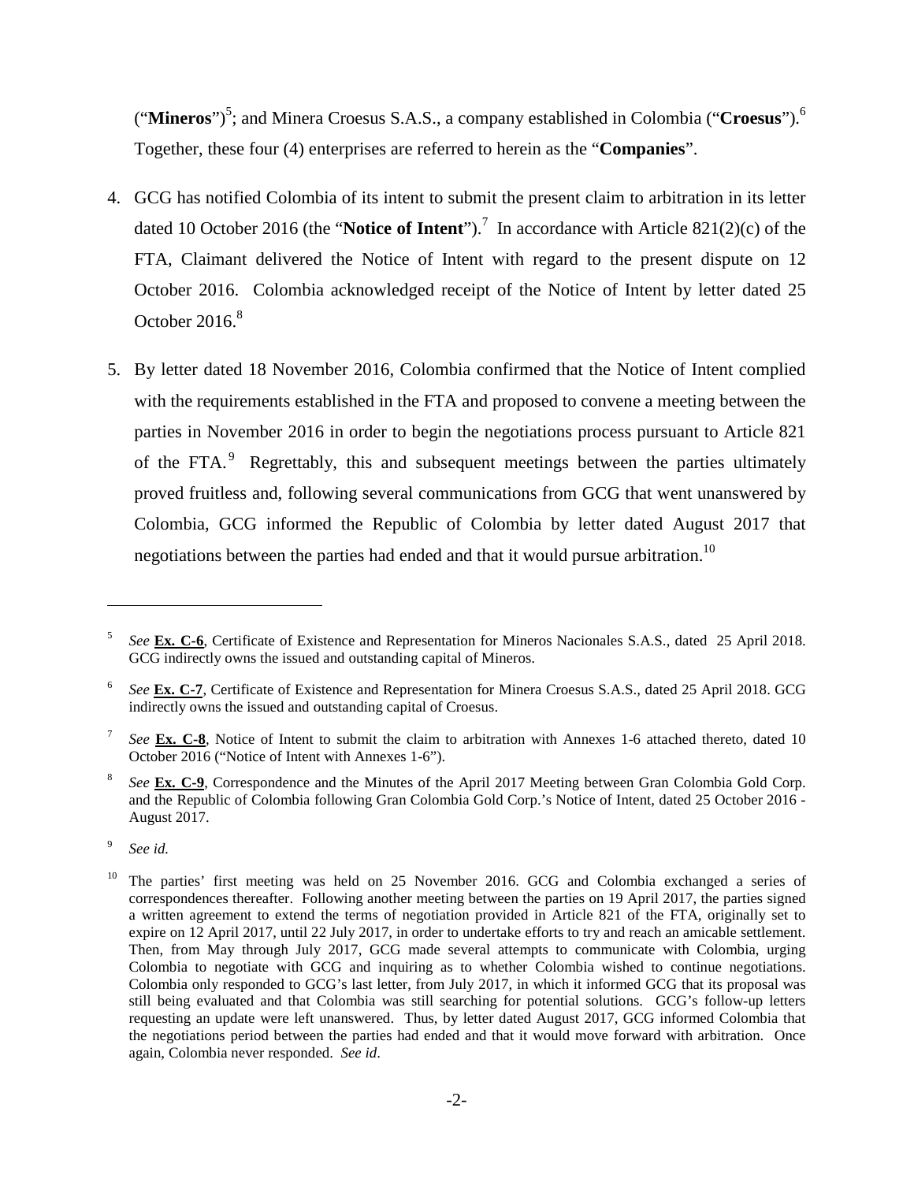("**Mineros**")[5]; and Minera Croesus S.A.S., a company established in Colombia ("**Croesus**").[6] Together, these four (4) enterprises are referred to herein as the "**Companies**".

4. GCG has notified Colombia of its intent to submit the present claim to arbitration in its letter dated 10 October 2016 (the "**Notice of Intent**").[7] In accordance with Article 821(2)(c) of the FTA, Claimant delivered the Notice of Intent with regard to the present dispute on 12 October 2016. Colombia acknowledged receipt of the Notice of Intent by letter dated 25 October 2016.[8]

5. By letter dated 18 November 2016, Colombia confirmed that the Notice of Intent complied with the requirements established in the FTA and proposed to convene a meeting between the parties in November 2016 in order to begin the negotiations process pursuant to Article 821 of the FTA.[9] Regrettably, this and subsequent meetings between the parties ultimately proved fruitless and, following several communications from GCG that went unanswered by Colombia, GCG informed the Republic of Colombia by letter dated August 2017 that negotiations between the parties had ended and that it would pursue arbitration.[10]

---

[5] *See* **Ex. C-6**, Certificate of Existence and Representation for Mineros Nacionales S.A.S., dated 25 April 2018. GCG indirectly owns the issued and outstanding capital of Mineros.

[6] *See* **Ex. C-7**, Certificate of Existence and Representation for Minera Croesus S.A.S., dated 25 April 2018. GCG indirectly owns the issued and outstanding capital of Croesus.

[7] *See* **Ex. C-8**, Notice of Intent to submit the claim to arbitration with Annexes 1-6 attached thereto, dated 10 October 2016 ("Notice of Intent with Annexes 1-6").

[8] *See* **Ex. C-9**, Correspondence and the Minutes of the April 2017 Meeting between Gran Colombia Gold Corp. and the Republic of Colombia following Gran Colombia Gold Corp.'s Notice of Intent, dated 25 October 2016 - August 2017.

[9] *See id.*

[10] The parties' first meeting was held on 25 November 2016. GCG and Colombia exchanged a series of correspondences thereafter. Following another meeting between the parties on 19 April 2017, the parties signed a written agreement to extend the terms of negotiation provided in Article 821 of the FTA, originally set to expire on 12 April 2017, until 22 July 2017, in order to undertake efforts to try and reach an amicable settlement. Then, from May through July 2017, GCG made several attempts to communicate with Colombia, urging Colombia to negotiate with GCG and inquiring as to whether Colombia wished to continue negotiations. Colombia only responded to GCG's last letter, from July 2017, in which it informed GCG that its proposal was still being evaluated and that Colombia was still searching for potential solutions. GCG's follow-up letters requesting an update were left unanswered. Thus, by letter dated August 2017, GCG informed Colombia that the negotiations period between the parties had ended and that it would move forward with arbitration. Once again, Colombia never responded. *See id.*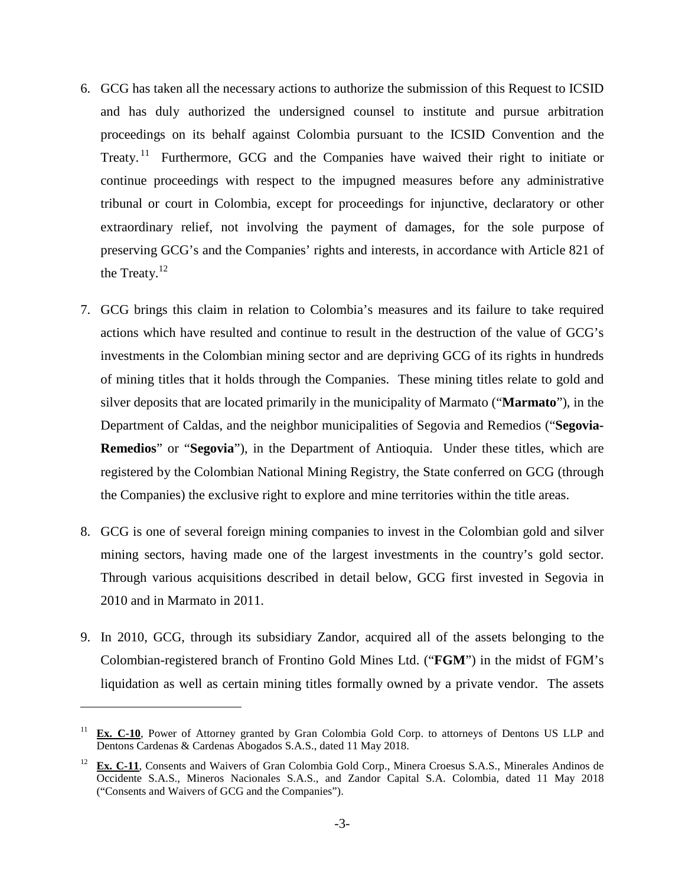6. GCG has taken all the necessary actions to authorize the submission of this Request to ICSID and has duly authorized the undersigned counsel to institute and pursue arbitration proceedings on its behalf against Colombia pursuant to the ICSID Convention and the Treaty.[11] Furthermore, GCG and the Companies have waived their right to initiate or continue proceedings with respect to the impugned measures before any administrative tribunal or court in Colombia, except for proceedings for injunctive, declaratory or other extraordinary relief, not involving the payment of damages, for the sole purpose of preserving GCG's and the Companies' rights and interests, in accordance with Article 821 of the Treaty.[12]

7. GCG brings this claim in relation to Colombia's measures and its failure to take required actions which have resulted and continue to result in the destruction of the value of GCG's investments in the Colombian mining sector and are depriving GCG of its rights in hundreds of mining titles that it holds through the Companies. These mining titles relate to gold and silver deposits that are located primarily in the municipality of Marmato ("**Marmato**"), in the Department of Caldas, and the neighbor municipalities of Segovia and Remedios ("**Segovia-Remedios**" or "**Segovia**"), in the Department of Antioquia. Under these titles, which are registered by the Colombian National Mining Registry, the State conferred on GCG (through the Companies) the exclusive right to explore and mine territories within the title areas.

8. GCG is one of several foreign mining companies to invest in the Colombian gold and silver mining sectors, having made one of the largest investments in the country's gold sector. Through various acquisitions described in detail below, GCG first invested in Segovia in 2010 and in Marmato in 2011.

9. In 2010, GCG, through its subsidiary Zandor, acquired all of the assets belonging to the Colombian-registered branch of Frontino Gold Mines Ltd. ("**FGM**") in the midst of FGM's liquidation as well as certain mining titles formally owned by a private vendor. The assets

---

[11] **Ex. C-10**, Power of Attorney granted by Gran Colombia Gold Corp. to attorneys of Dentons US LLP and Dentons Cardenas & Cardenas Abogados S.A.S., dated 11 May 2018.

[12] **Ex. C-11**, Consents and Waivers of Gran Colombia Gold Corp., Minera Croesus S.A.S., Minerales Andinos de Occidente S.A.S., Mineros Nacionales S.A.S., and Zandor Capital S.A. Colombia, dated 11 May 2018 ("Consents and Waivers of GCG and the Companies").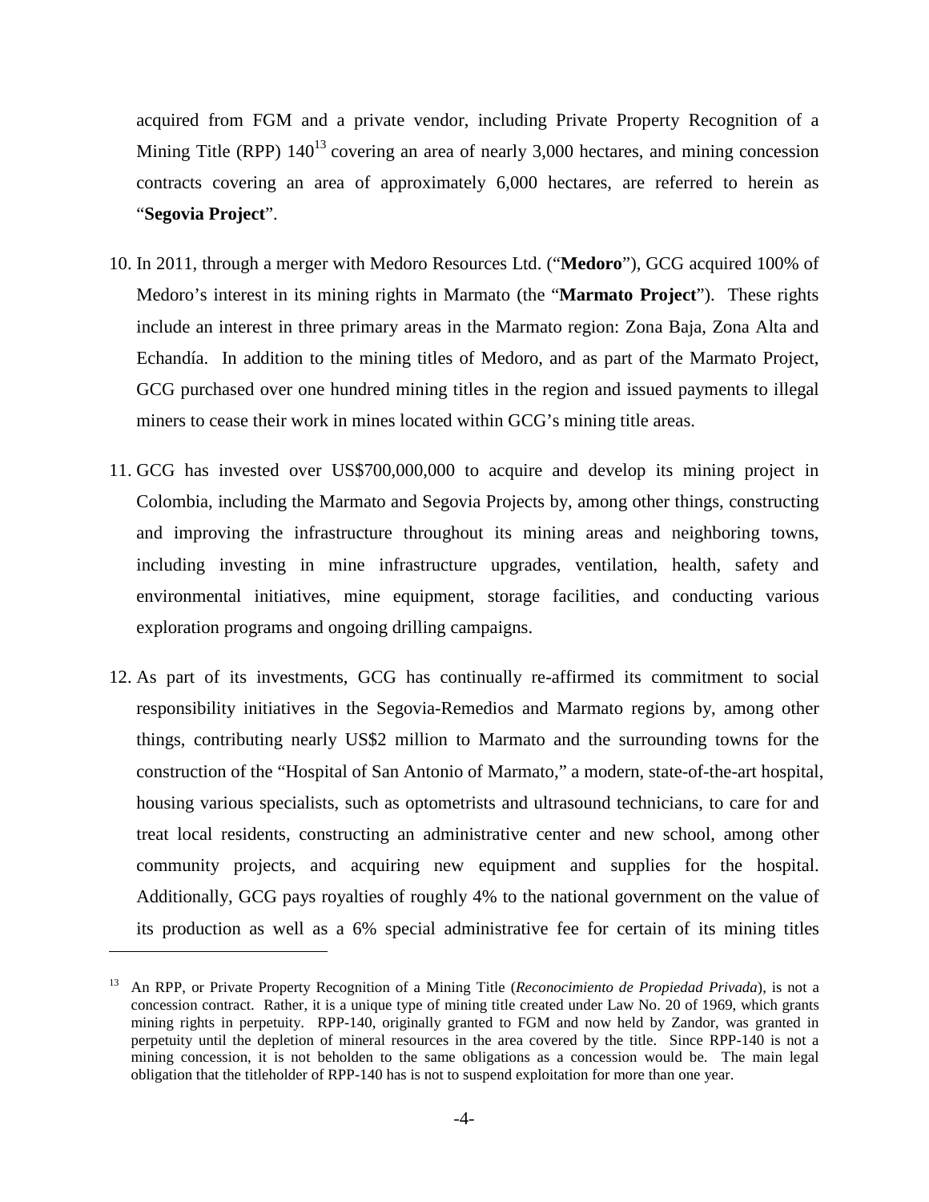acquired from FGM and a private vendor, including Private Property Recognition of a Mining Title (RPP) 140[13] covering an area of nearly 3,000 hectares, and mining concession contracts covering an area of approximately 6,000 hectares, are referred to herein as "**Segovia Project**".

10. In 2011, through a merger with Medoro Resources Ltd. ("**Medoro**"), GCG acquired 100% of Medoro's interest in its mining rights in Marmato (the "**Marmato Project**"). These rights include an interest in three primary areas in the Marmato region: Zona Baja, Zona Alta and Echandía. In addition to the mining titles of Medoro, and as part of the Marmato Project, GCG purchased over one hundred mining titles in the region and issued payments to illegal miners to cease their work in mines located within GCG's mining title areas.

11. GCG has invested over US$700,000,000 to acquire and develop its mining project in Colombia, including the Marmato and Segovia Projects by, among other things, constructing and improving the infrastructure throughout its mining areas and neighboring towns, including investing in mine infrastructure upgrades, ventilation, health, safety and environmental initiatives, mine equipment, storage facilities, and conducting various exploration programs and ongoing drilling campaigns.

12. As part of its investments, GCG has continually re-affirmed its commitment to social responsibility initiatives in the Segovia-Remedios and Marmato regions by, among other things, contributing nearly US$2 million to Marmato and the surrounding towns for the construction of the "Hospital of San Antonio of Marmato," a modern, state-of-the-art hospital, housing various specialists, such as optometrists and ultrasound technicians, to care for and treat local residents, constructing an administrative center and new school, among other community projects, and acquiring new equipment and supplies for the hospital. Additionally, GCG pays royalties of roughly 4% to the national government on the value of its production as well as a 6% special administrative fee for certain of its mining titles

[13] An RPP, or Private Property Recognition of a Mining Title (*Reconocimiento de Propiedad Privada*), is not a concession contract. Rather, it is a unique type of mining title created under Law No. 20 of 1969, which grants mining rights in perpetuity. RPP-140, originally granted to FGM and now held by Zandor, was granted in perpetuity until the depletion of mineral resources in the area covered by the title. Since RPP-140 is not a mining concession, it is not beholden to the same obligations as a concession would be. The main legal obligation that the titleholder of RPP-140 has is not to suspend exploitation for more than one year.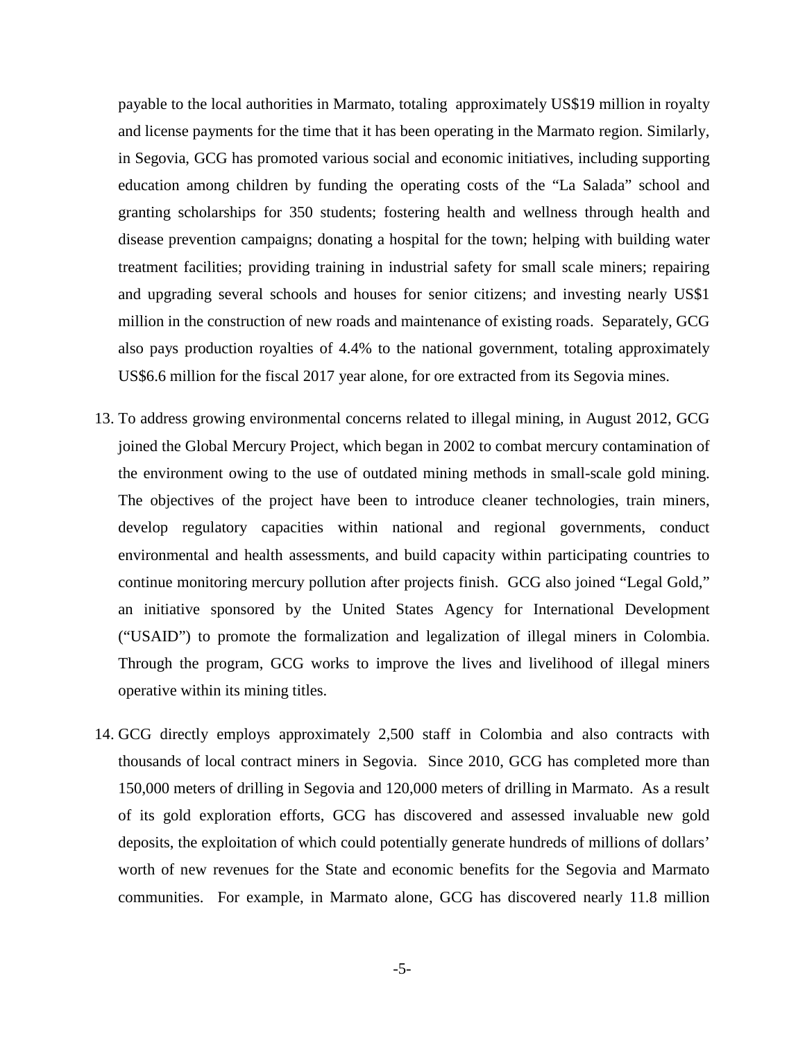payable to the local authorities in Marmato, totaling approximately US$19 million in royalty and license payments for the time that it has been operating in the Marmato region. Similarly, in Segovia, GCG has promoted various social and economic initiatives, including supporting education among children by funding the operating costs of the "La Salada" school and granting scholarships for 350 students; fostering health and wellness through health and disease prevention campaigns; donating a hospital for the town; helping with building water treatment facilities; providing training in industrial safety for small scale miners; repairing and upgrading several schools and houses for senior citizens; and investing nearly US$1 million in the construction of new roads and maintenance of existing roads. Separately, GCG also pays production royalties of 4.4% to the national government, totaling approximately US$6.6 million for the fiscal 2017 year alone, for ore extracted from its Segovia mines.

13. To address growing environmental concerns related to illegal mining, in August 2012, GCG joined the Global Mercury Project, which began in 2002 to combat mercury contamination of the environment owing to the use of outdated mining methods in small-scale gold mining. The objectives of the project have been to introduce cleaner technologies, train miners, develop regulatory capacities within national and regional governments, conduct environmental and health assessments, and build capacity within participating countries to continue monitoring mercury pollution after projects finish. GCG also joined "Legal Gold," an initiative sponsored by the United States Agency for International Development ("USAID") to promote the formalization and legalization of illegal miners in Colombia. Through the program, GCG works to improve the lives and livelihood of illegal miners operative within its mining titles.

14. GCG directly employs approximately 2,500 staff in Colombia and also contracts with thousands of local contract miners in Segovia. Since 2010, GCG has completed more than 150,000 meters of drilling in Segovia and 120,000 meters of drilling in Marmato. As a result of its gold exploration efforts, GCG has discovered and assessed invaluable new gold deposits, the exploitation of which could potentially generate hundreds of millions of dollars' worth of new revenues for the State and economic benefits for the Segovia and Marmato communities. For example, in Marmato alone, GCG has discovered nearly 11.8 million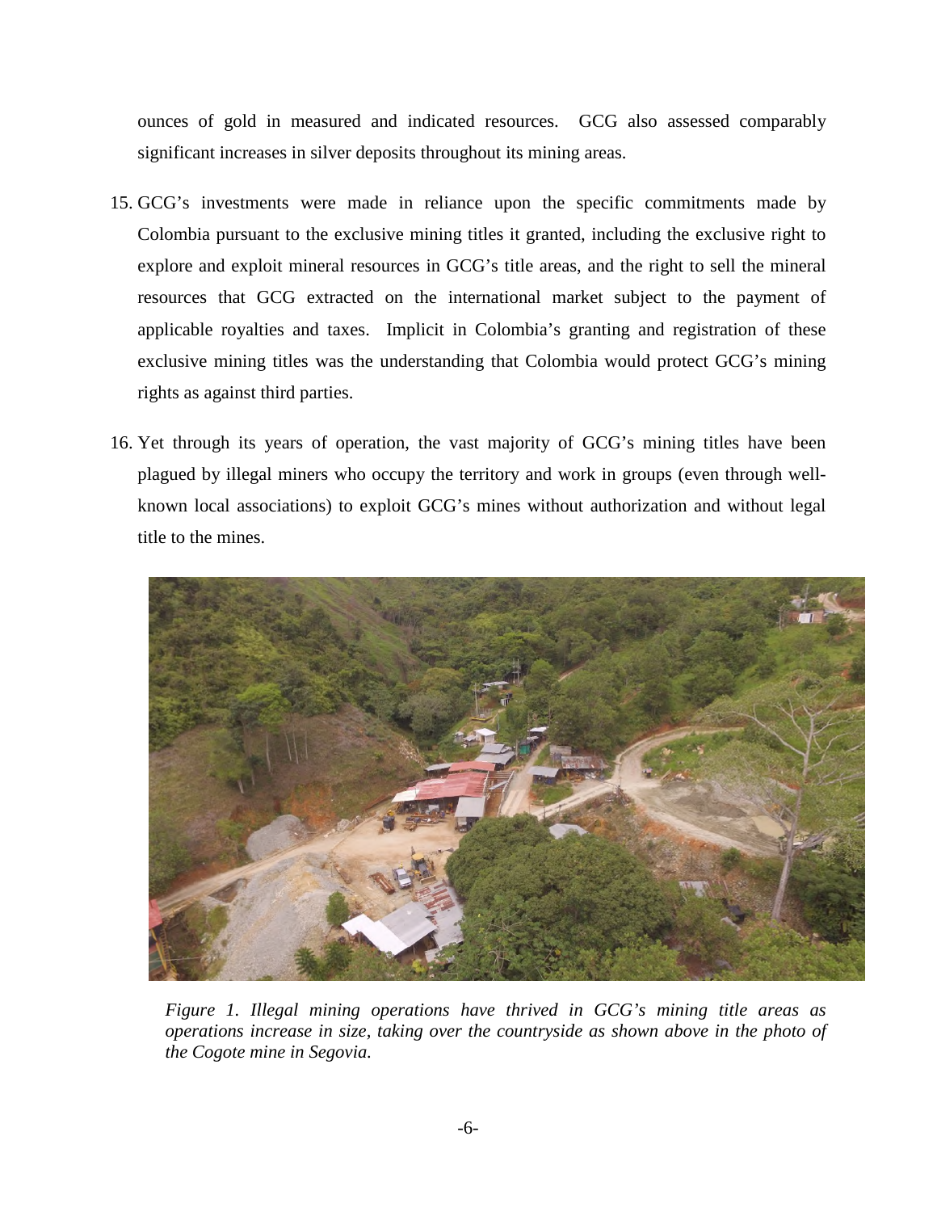ounces of gold in measured and indicated resources. GCG also assessed comparably significant increases in silver deposits throughout its mining areas.

15. GCG's investments were made in reliance upon the specific commitments made by Colombia pursuant to the exclusive mining titles it granted, including the exclusive right to explore and exploit mineral resources in GCG's title areas, and the right to sell the mineral resources that GCG extracted on the international market subject to the payment of applicable royalties and taxes. Implicit in Colombia's granting and registration of these exclusive mining titles was the understanding that Colombia would protect GCG's mining rights as against third parties.

16. Yet through its years of operation, the vast majority of GCG's mining titles have been plagued by illegal miners who occupy the territory and work in groups (even through well-known local associations) to exploit GCG's mines without authorization and without legal title to the mines.

*Figure 1. Illegal mining operations have thrived in GCG's mining title areas as operations increase in size, taking over the countryside as shown above in the photo of the Cogote mine in Segovia.*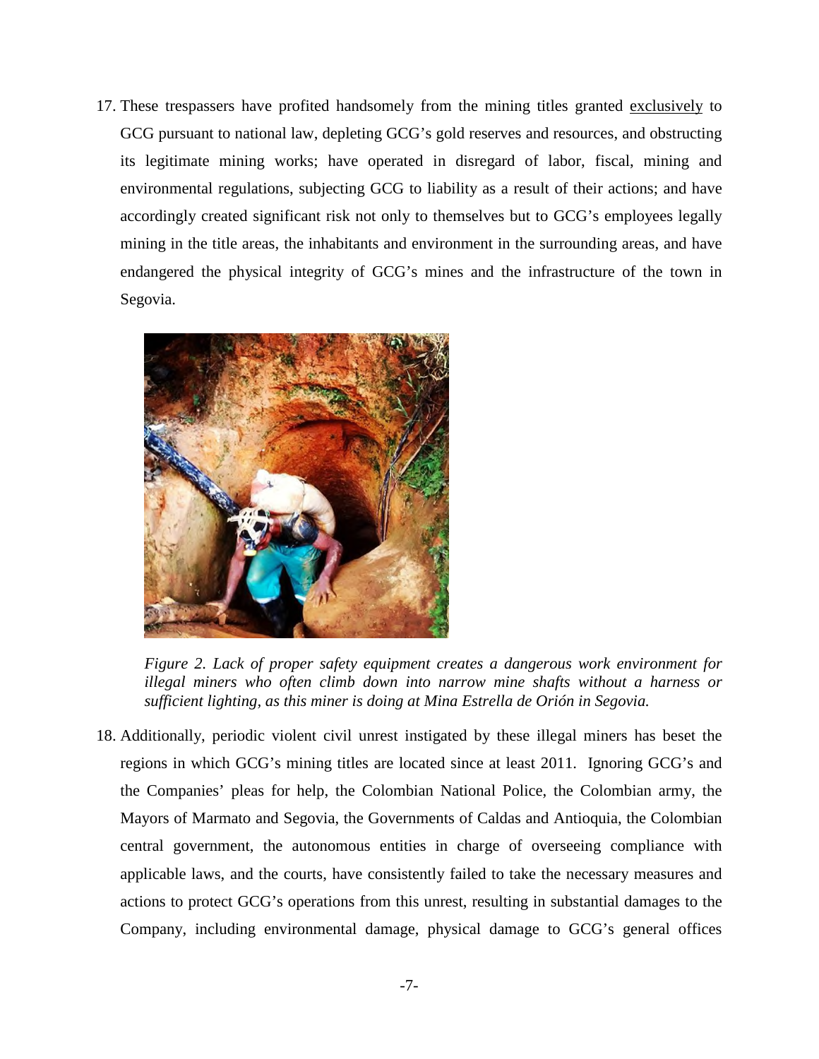17. These trespassers have profited handsomely from the mining titles granted exclusively to GCG pursuant to national law, depleting GCG's gold reserves and resources, and obstructing its legitimate mining works; have operated in disregard of labor, fiscal, mining and environmental regulations, subjecting GCG to liability as a result of their actions; and have accordingly created significant risk not only to themselves but to GCG's employees legally mining in the title areas, the inhabitants and environment in the surrounding areas, and have endangered the physical integrity of GCG's mines and the infrastructure of the town in Segovia.

*Figure 2. Lack of proper safety equipment creates a dangerous work environment for illegal miners who often climb down into narrow mine shafts without a harness or sufficient lighting, as this miner is doing at Mina Estrella de Orión in Segovia.*

18. Additionally, periodic violent civil unrest instigated by these illegal miners has beset the regions in which GCG's mining titles are located since at least 2011. Ignoring GCG's and the Companies' pleas for help, the Colombian National Police, the Colombian army, the Mayors of Marmato and Segovia, the Governments of Caldas and Antioquia, the Colombian central government, the autonomous entities in charge of overseeing compliance with applicable laws, and the courts, have consistently failed to take the necessary measures and actions to protect GCG's operations from this unrest, resulting in substantial damages to the Company, including environmental damage, physical damage to GCG's general offices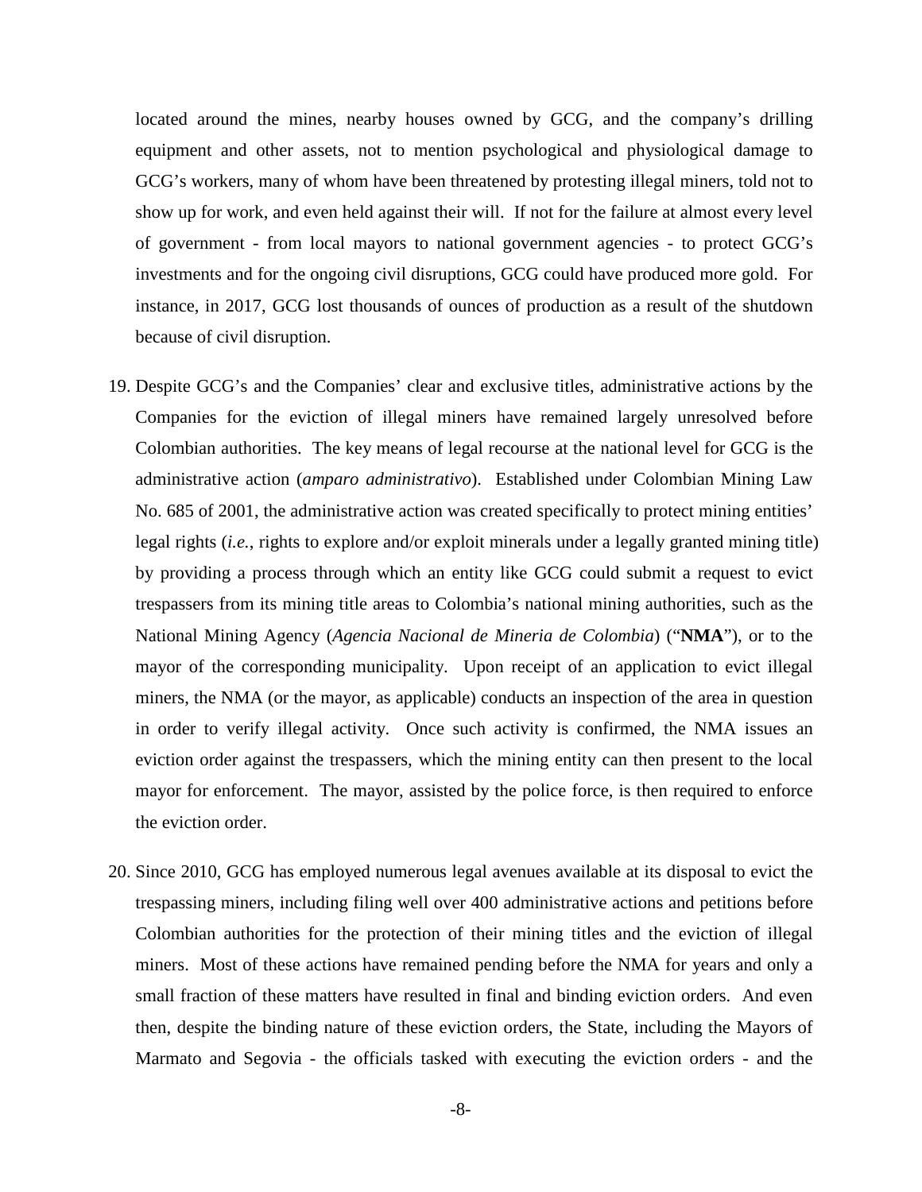located around the mines, nearby houses owned by GCG, and the company's drilling equipment and other assets, not to mention psychological and physiological damage to GCG's workers, many of whom have been threatened by protesting illegal miners, told not to show up for work, and even held against their will. If not for the failure at almost every level of government - from local mayors to national government agencies - to protect GCG's investments and for the ongoing civil disruptions, GCG could have produced more gold. For instance, in 2017, GCG lost thousands of ounces of production as a result of the shutdown because of civil disruption.

19. Despite GCG's and the Companies' clear and exclusive titles, administrative actions by the Companies for the eviction of illegal miners have remained largely unresolved before Colombian authorities. The key means of legal recourse at the national level for GCG is the administrative action (*amparo administrativo*). Established under Colombian Mining Law No. 685 of 2001, the administrative action was created specifically to protect mining entities' legal rights (*i.e.*, rights to explore and/or exploit minerals under a legally granted mining title) by providing a process through which an entity like GCG could submit a request to evict trespassers from its mining title areas to Colombia's national mining authorities, such as the National Mining Agency (*Agencia Nacional de Mineria de Colombia*) ("**NMA**"), or to the mayor of the corresponding municipality. Upon receipt of an application to evict illegal miners, the NMA (or the mayor, as applicable) conducts an inspection of the area in question in order to verify illegal activity. Once such activity is confirmed, the NMA issues an eviction order against the trespassers, which the mining entity can then present to the local mayor for enforcement. The mayor, assisted by the police force, is then required to enforce the eviction order.

20. Since 2010, GCG has employed numerous legal avenues available at its disposal to evict the trespassing miners, including filing well over 400 administrative actions and petitions before Colombian authorities for the protection of their mining titles and the eviction of illegal miners. Most of these actions have remained pending before the NMA for years and only a small fraction of these matters have resulted in final and binding eviction orders. And even then, despite the binding nature of these eviction orders, the State, including the Mayors of Marmato and Segovia - the officials tasked with executing the eviction orders - and the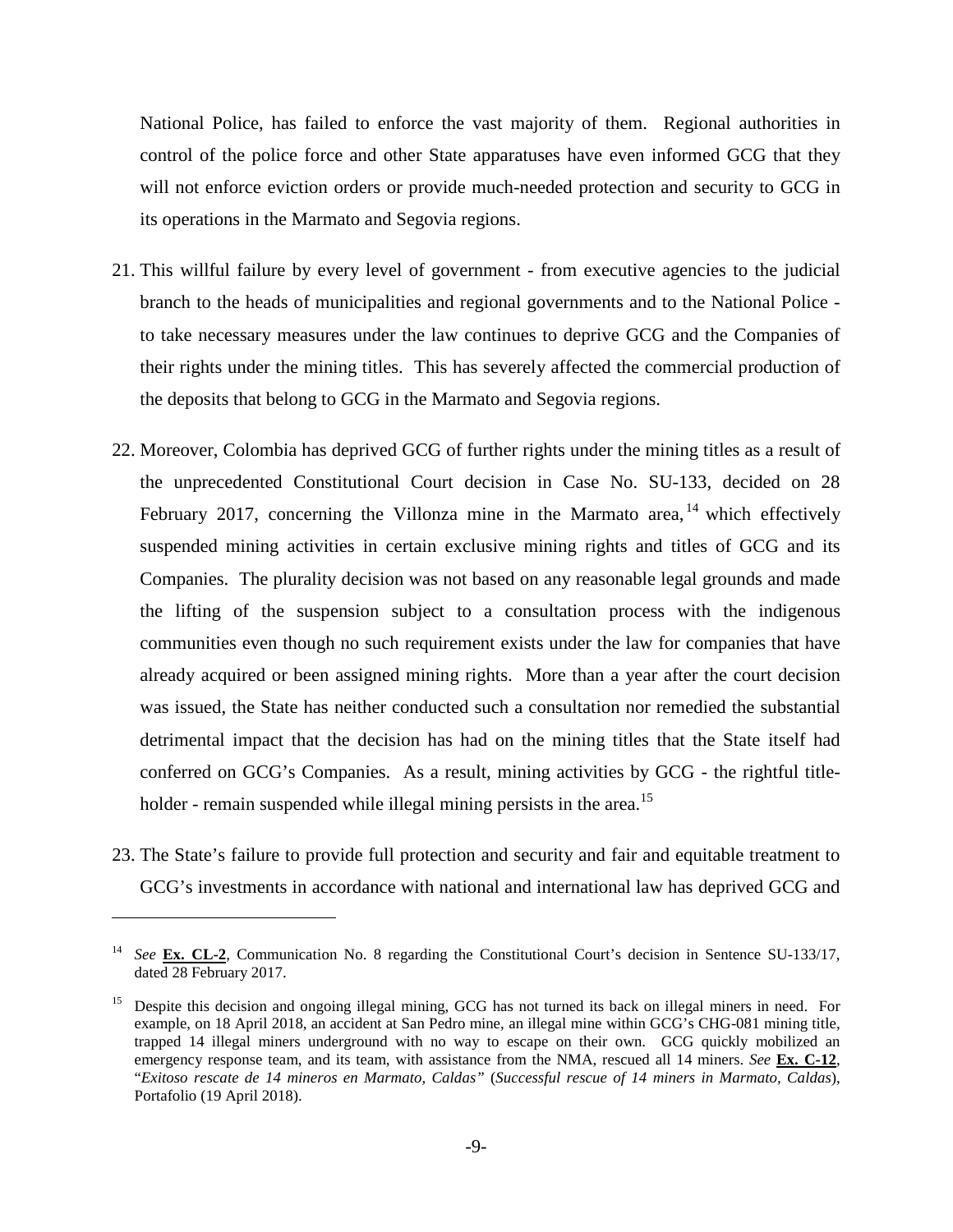National Police, has failed to enforce the vast majority of them. Regional authorities in control of the police force and other State apparatuses have even informed GCG that they will not enforce eviction orders or provide much-needed protection and security to GCG in its operations in the Marmato and Segovia regions.

21. This willful failure by every level of government - from executive agencies to the judicial branch to the heads of municipalities and regional governments and to the National Police - to take necessary measures under the law continues to deprive GCG and the Companies of their rights under the mining titles. This has severely affected the commercial production of the deposits that belong to GCG in the Marmato and Segovia regions.

22. Moreover, Colombia has deprived GCG of further rights under the mining titles as a result of the unprecedented Constitutional Court decision in Case No. SU-133, decided on 28 February 2017, concerning the Villonza mine in the Marmato area,[14] which effectively suspended mining activities in certain exclusive mining rights and titles of GCG and its Companies. The plurality decision was not based on any reasonable legal grounds and made the lifting of the suspension subject to a consultation process with the indigenous communities even though no such requirement exists under the law for companies that have already acquired or been assigned mining rights. More than a year after the court decision was issued, the State has neither conducted such a consultation nor remedied the substantial detrimental impact that the decision has had on the mining titles that the State itself had conferred on GCG's Companies. As a result, mining activities by GCG - the rightful title-holder - remain suspended while illegal mining persists in the area.[15]

23. The State's failure to provide full protection and security and fair and equitable treatment to GCG's investments in accordance with national and international law has deprived GCG and

---

[14] *See* **Ex. CL-2**, Communication No. 8 regarding the Constitutional Court's decision in Sentence SU-133/17, dated 28 February 2017.

[15] Despite this decision and ongoing illegal mining, GCG has not turned its back on illegal miners in need. For example, on 18 April 2018, an accident at San Pedro mine, an illegal mine within GCG's CHG-081 mining title, trapped 14 illegal miners underground with no way to escape on their own. GCG quickly mobilized an emergency response team, and its team, with assistance from the NMA, rescued all 14 miners. *See* **Ex. C-12**, "*Exitoso rescate de 14 mineros en Marmato, Caldas"* (*Successful rescue of 14 miners in Marmato, Caldas*), Portafolio (19 April 2018).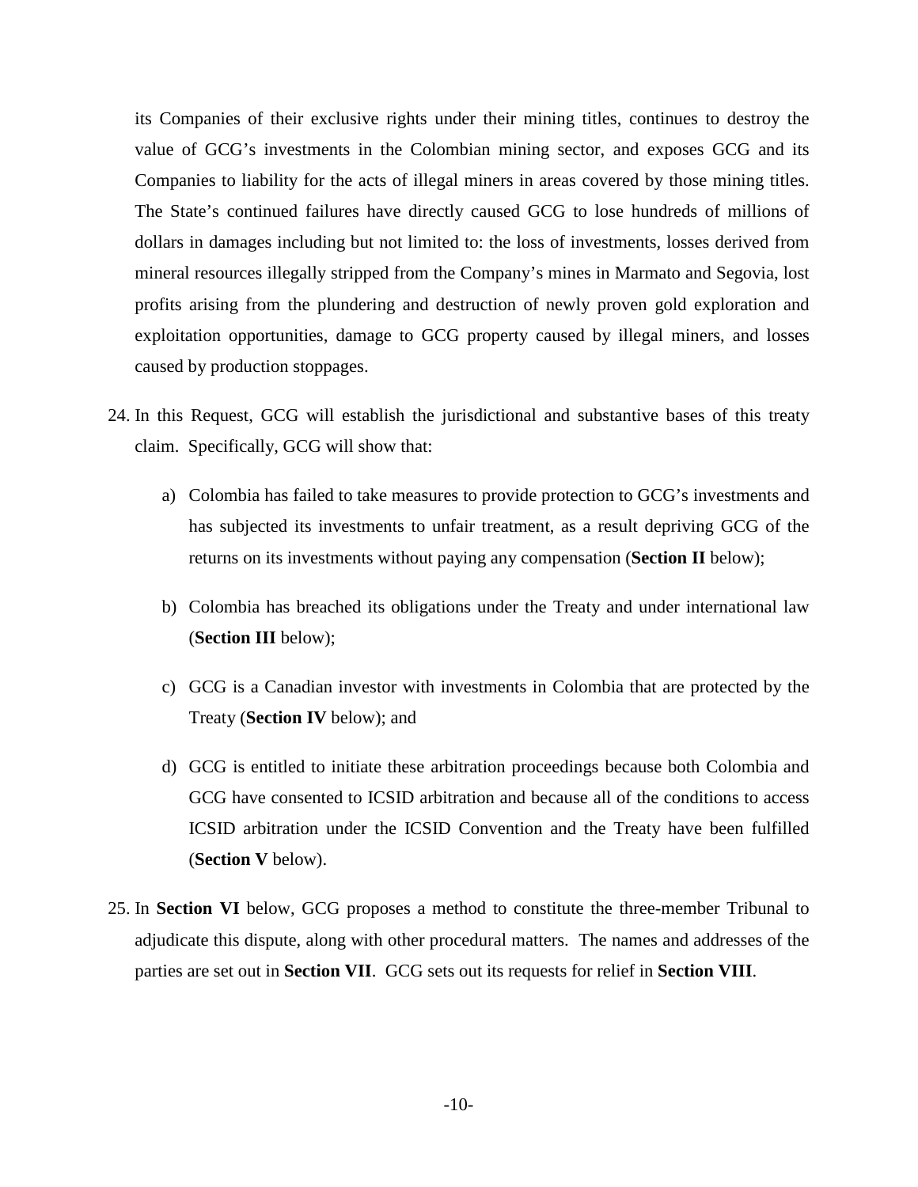its Companies of their exclusive rights under their mining titles, continues to destroy the value of GCG's investments in the Colombian mining sector, and exposes GCG and its Companies to liability for the acts of illegal miners in areas covered by those mining titles. The State's continued failures have directly caused GCG to lose hundreds of millions of dollars in damages including but not limited to: the loss of investments, losses derived from mineral resources illegally stripped from the Company's mines in Marmato and Segovia, lost profits arising from the plundering and destruction of newly proven gold exploration and exploitation opportunities, damage to GCG property caused by illegal miners, and losses caused by production stoppages.

24. In this Request, GCG will establish the jurisdictional and substantive bases of this treaty claim. Specifically, GCG will show that:

    a) Colombia has failed to take measures to provide protection to GCG's investments and has subjected its investments to unfair treatment, as a result depriving GCG of the returns on its investments without paying any compensation (**Section II** below);

    b) Colombia has breached its obligations under the Treaty and under international law (**Section III** below);

    c) GCG is a Canadian investor with investments in Colombia that are protected by the Treaty (**Section IV** below); and

    d) GCG is entitled to initiate these arbitration proceedings because both Colombia and GCG have consented to ICSID arbitration and because all of the conditions to access ICSID arbitration under the ICSID Convention and the Treaty have been fulfilled (**Section V** below).

25. In **Section VI** below, GCG proposes a method to constitute the three-member Tribunal to adjudicate this dispute, along with other procedural matters. The names and addresses of the parties are set out in **Section VII**. GCG sets out its requests for relief in **Section VIII**.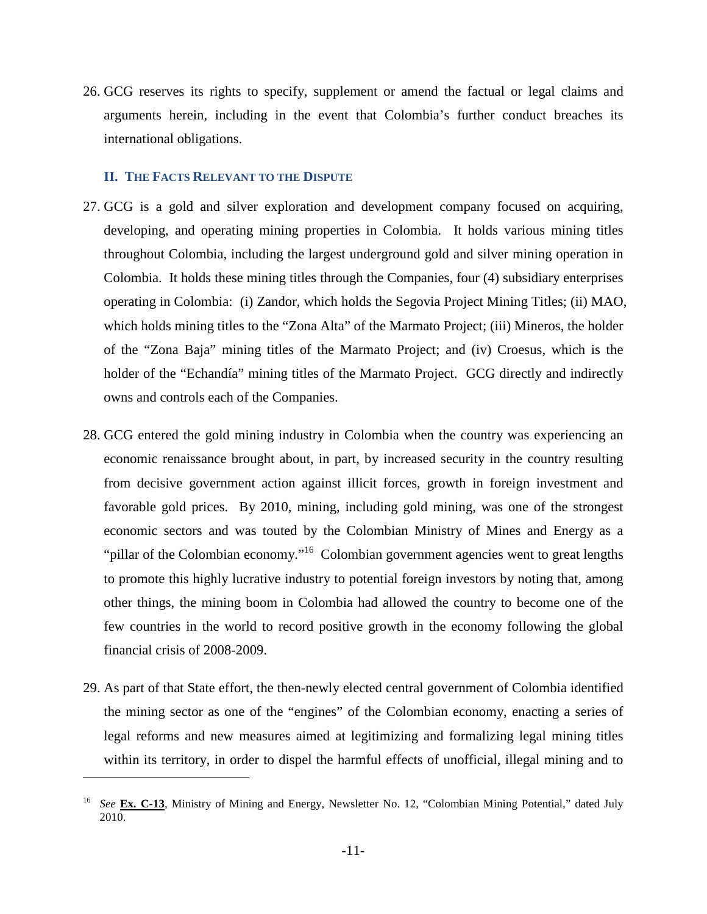26. GCG reserves its rights to specify, supplement or amend the factual or legal claims and arguments herein, including in the event that Colombia's further conduct breaches its international obligations.

## II. THE FACTS RELEVANT TO THE DISPUTE

27. GCG is a gold and silver exploration and development company focused on acquiring, developing, and operating mining properties in Colombia. It holds various mining titles throughout Colombia, including the largest underground gold and silver mining operation in Colombia. It holds these mining titles through the Companies, four (4) subsidiary enterprises operating in Colombia: (i) Zandor, which holds the Segovia Project Mining Titles; (ii) MAO, which holds mining titles to the "Zona Alta" of the Marmato Project; (iii) Mineros, the holder of the "Zona Baja" mining titles of the Marmato Project; and (iv) Croesus, which is the holder of the "Echandía" mining titles of the Marmato Project. GCG directly and indirectly owns and controls each of the Companies.

28. GCG entered the gold mining industry in Colombia when the country was experiencing an economic renaissance brought about, in part, by increased security in the country resulting from decisive government action against illicit forces, growth in foreign investment and favorable gold prices. By 2010, mining, including gold mining, was one of the strongest economic sectors and was touted by the Colombian Ministry of Mines and Energy as a "pillar of the Colombian economy."[16] Colombian government agencies went to great lengths to promote this highly lucrative industry to potential foreign investors by noting that, among other things, the mining boom in Colombia had allowed the country to become one of the few countries in the world to record positive growth in the economy following the global financial crisis of 2008-2009.

29. As part of that State effort, the then-newly elected central government of Colombia identified the mining sector as one of the "engines" of the Colombian economy, enacting a series of legal reforms and new measures aimed at legitimizing and formalizing legal mining titles within its territory, in order to dispel the harmful effects of unofficial, illegal mining and to

---

[16] *See* **Ex. C-13**, Ministry of Mining and Energy, Newsletter No. 12, "Colombian Mining Potential," dated July 2010.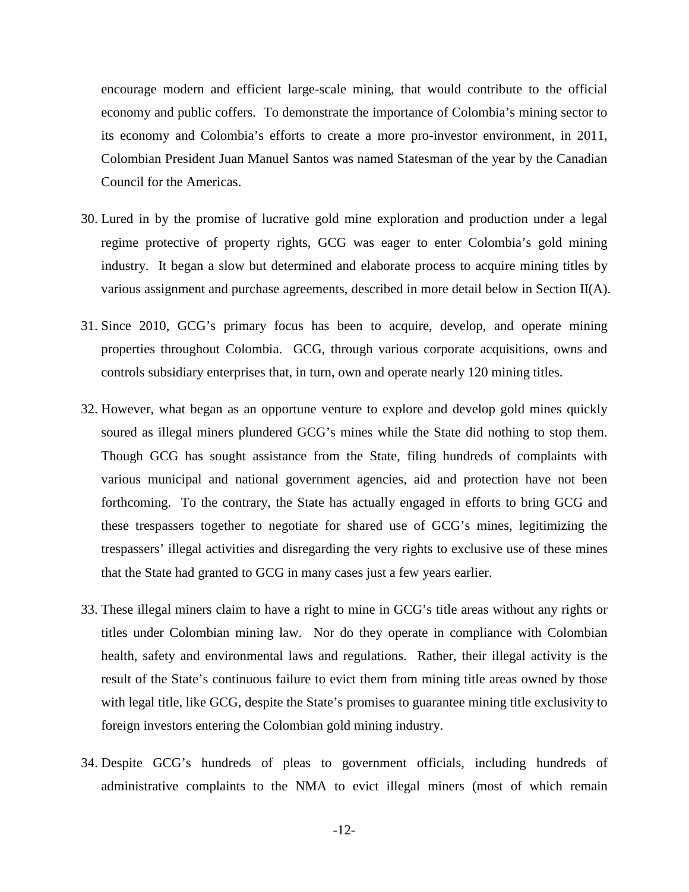encourage modern and efficient large-scale mining, that would contribute to the official economy and public coffers. To demonstrate the importance of Colombia's mining sector to its economy and Colombia's efforts to create a more pro-investor environment, in 2011, Colombian President Juan Manuel Santos was named Statesman of the year by the Canadian Council for the Americas.

30. Lured in by the promise of lucrative gold mine exploration and production under a legal regime protective of property rights, GCG was eager to enter Colombia's gold mining industry. It began a slow but determined and elaborate process to acquire mining titles by various assignment and purchase agreements, described in more detail below in Section II(A).

31. Since 2010, GCG's primary focus has been to acquire, develop, and operate mining properties throughout Colombia. GCG, through various corporate acquisitions, owns and controls subsidiary enterprises that, in turn, own and operate nearly 120 mining titles.

32. However, what began as an opportune venture to explore and develop gold mines quickly soured as illegal miners plundered GCG's mines while the State did nothing to stop them. Though GCG has sought assistance from the State, filing hundreds of complaints with various municipal and national government agencies, aid and protection have not been forthcoming. To the contrary, the State has actually engaged in efforts to bring GCG and these trespassers together to negotiate for shared use of GCG's mines, legitimizing the trespassers' illegal activities and disregarding the very rights to exclusive use of these mines that the State had granted to GCG in many cases just a few years earlier.

33. These illegal miners claim to have a right to mine in GCG's title areas without any rights or titles under Colombian mining law. Nor do they operate in compliance with Colombian health, safety and environmental laws and regulations. Rather, their illegal activity is the result of the State's continuous failure to evict them from mining title areas owned by those with legal title, like GCG, despite the State's promises to guarantee mining title exclusivity to foreign investors entering the Colombian gold mining industry.

34. Despite GCG's hundreds of pleas to government officials, including hundreds of administrative complaints to the NMA to evict illegal miners (most of which remain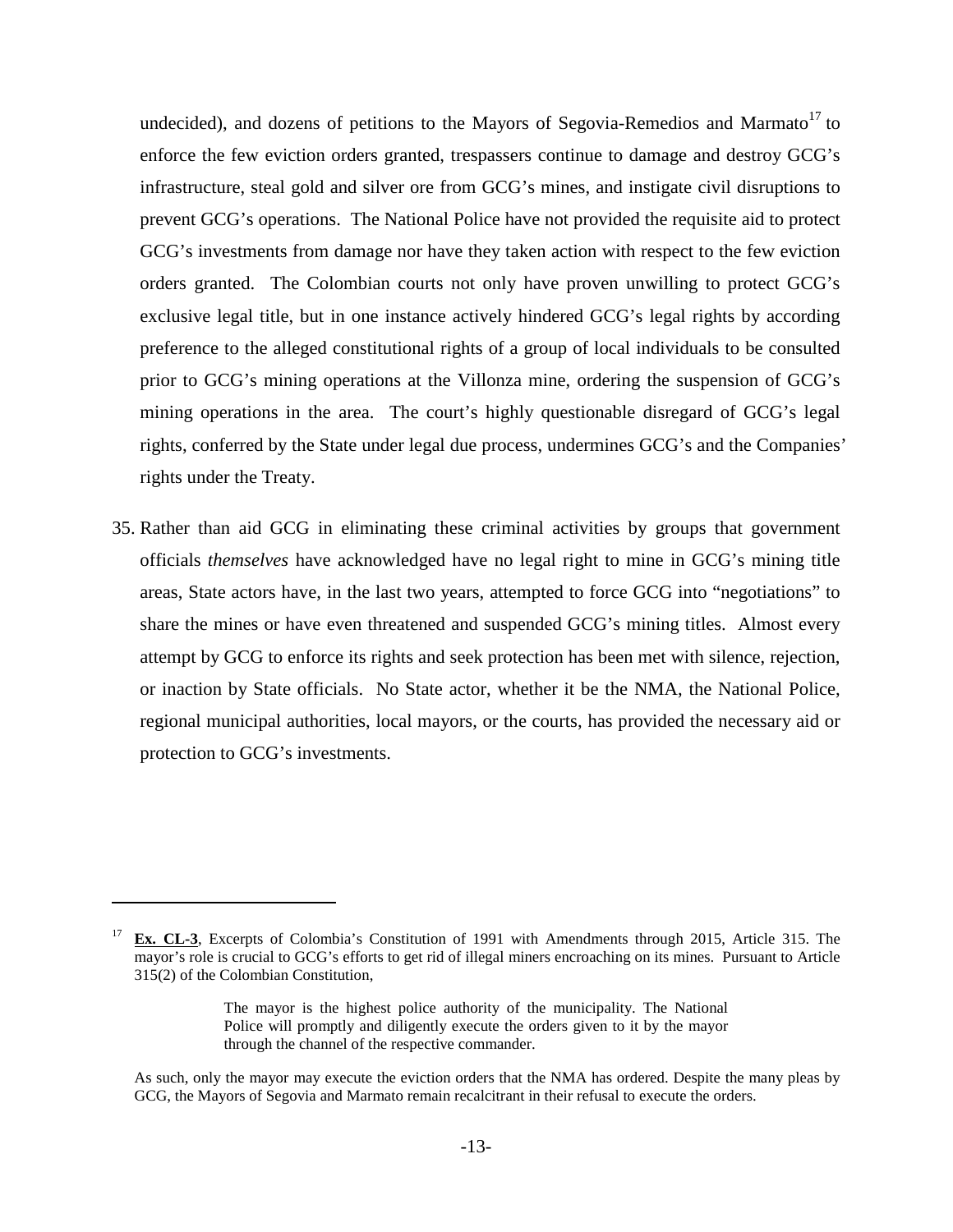undecided), and dozens of petitions to the Mayors of Segovia-Remedios and Marmato[17] to enforce the few eviction orders granted, trespassers continue to damage and destroy GCG's infrastructure, steal gold and silver ore from GCG's mines, and instigate civil disruptions to prevent GCG's operations. The National Police have not provided the requisite aid to protect GCG's investments from damage nor have they taken action with respect to the few eviction orders granted. The Colombian courts not only have proven unwilling to protect GCG's exclusive legal title, but in one instance actively hindered GCG's legal rights by according preference to the alleged constitutional rights of a group of local individuals to be consulted prior to GCG's mining operations at the Villonza mine, ordering the suspension of GCG's mining operations in the area. The court's highly questionable disregard of GCG's legal rights, conferred by the State under legal due process, undermines GCG's and the Companies' rights under the Treaty.

35. Rather than aid GCG in eliminating these criminal activities by groups that government officials *themselves* have acknowledged have no legal right to mine in GCG's mining title areas, State actors have, in the last two years, attempted to force GCG into "negotiations" to share the mines or have even threatened and suspended GCG's mining titles. Almost every attempt by GCG to enforce its rights and seek protection has been met with silence, rejection, or inaction by State officials. No State actor, whether it be the NMA, the National Police, regional municipal authorities, local mayors, or the courts, has provided the necessary aid or protection to GCG's investments.

---

[17] **Ex. CL-3**, Excerpts of Colombia's Constitution of 1991 with Amendments through 2015, Article 315. The mayor's role is crucial to GCG's efforts to get rid of illegal miners encroaching on its mines. Pursuant to Article 315(2) of the Colombian Constitution,

> The mayor is the highest police authority of the municipality. The National Police will promptly and diligently execute the orders given to it by the mayor through the channel of the respective commander.

As such, only the mayor may execute the eviction orders that the NMA has ordered. Despite the many pleas by GCG, the Mayors of Segovia and Marmato remain recalcitrant in their refusal to execute the orders.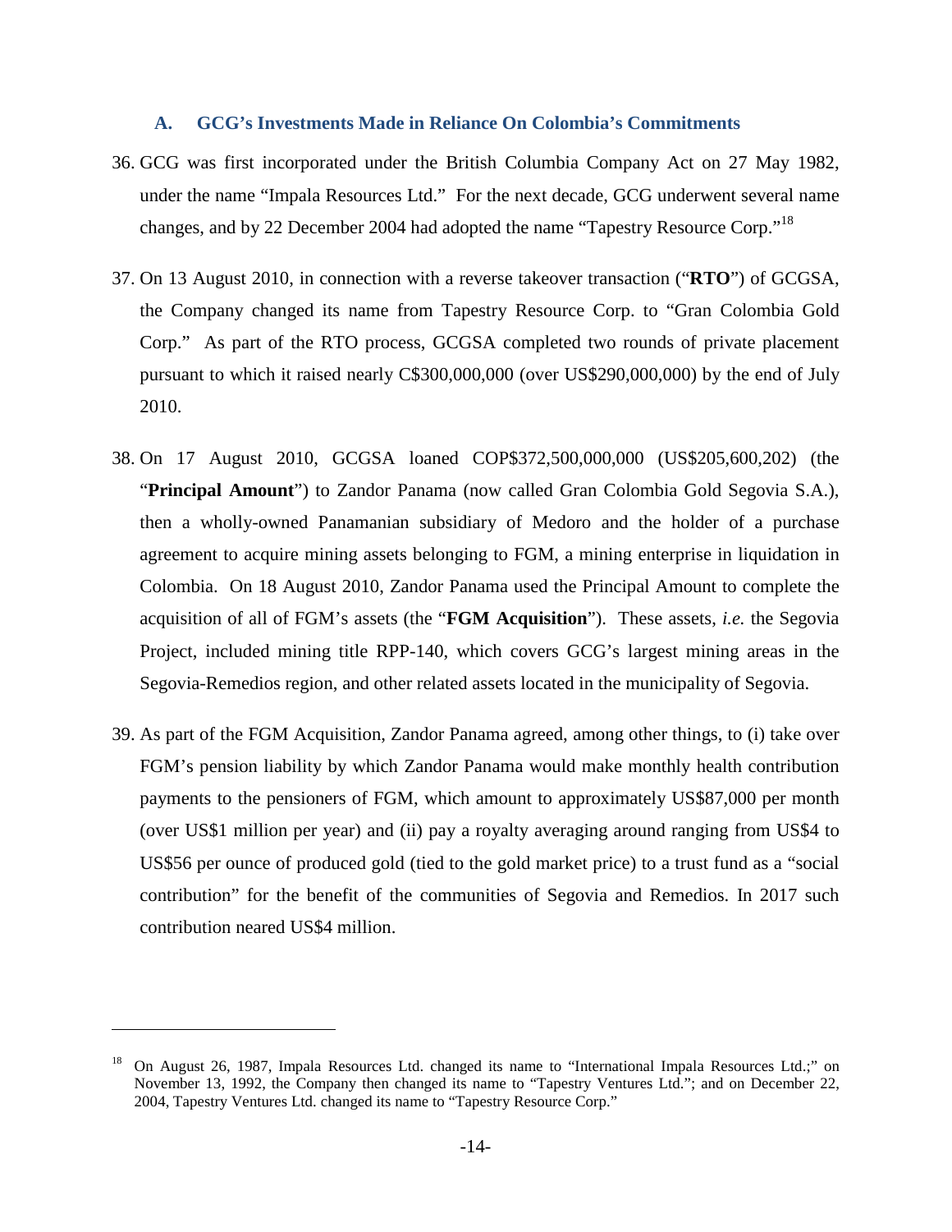### A. GCG's Investments Made in Reliance On Colombia's Commitments

36. GCG was first incorporated under the British Columbia Company Act on 27 May 1982, under the name "Impala Resources Ltd." For the next decade, GCG underwent several name changes, and by 22 December 2004 had adopted the name "Tapestry Resource Corp."[18]

37. On 13 August 2010, in connection with a reverse takeover transaction ("**RTO**") of GCGSA, the Company changed its name from Tapestry Resource Corp. to "Gran Colombia Gold Corp." As part of the RTO process, GCGSA completed two rounds of private placement pursuant to which it raised nearly C$300,000,000 (over US$290,000,000) by the end of July 2010.

38. On 17 August 2010, GCGSA loaned COP$372,500,000,000 (US$205,600,202) (the "**Principal Amount**") to Zandor Panama (now called Gran Colombia Gold Segovia S.A.), then a wholly-owned Panamanian subsidiary of Medoro and the holder of a purchase agreement to acquire mining assets belonging to FGM, a mining enterprise in liquidation in Colombia. On 18 August 2010, Zandor Panama used the Principal Amount to complete the acquisition of all of FGM's assets (the "**FGM Acquisition**"). These assets, *i.e.* the Segovia Project, included mining title RPP-140, which covers GCG's largest mining areas in the Segovia-Remedios region, and other related assets located in the municipality of Segovia.

39. As part of the FGM Acquisition, Zandor Panama agreed, among other things, to (i) take over FGM's pension liability by which Zandor Panama would make monthly health contribution payments to the pensioners of FGM, which amount to approximately US$87,000 per month (over US$1 million per year) and (ii) pay a royalty averaging around ranging from US$4 to US$56 per ounce of produced gold (tied to the gold market price) to a trust fund as a "social contribution" for the benefit of the communities of Segovia and Remedios. In 2017 such contribution neared US$4 million.

---

[18] On August 26, 1987, Impala Resources Ltd. changed its name to "International Impala Resources Ltd.;" on November 13, 1992, the Company then changed its name to "Tapestry Ventures Ltd."; and on December 22, 2004, Tapestry Ventures Ltd. changed its name to "Tapestry Resource Corp."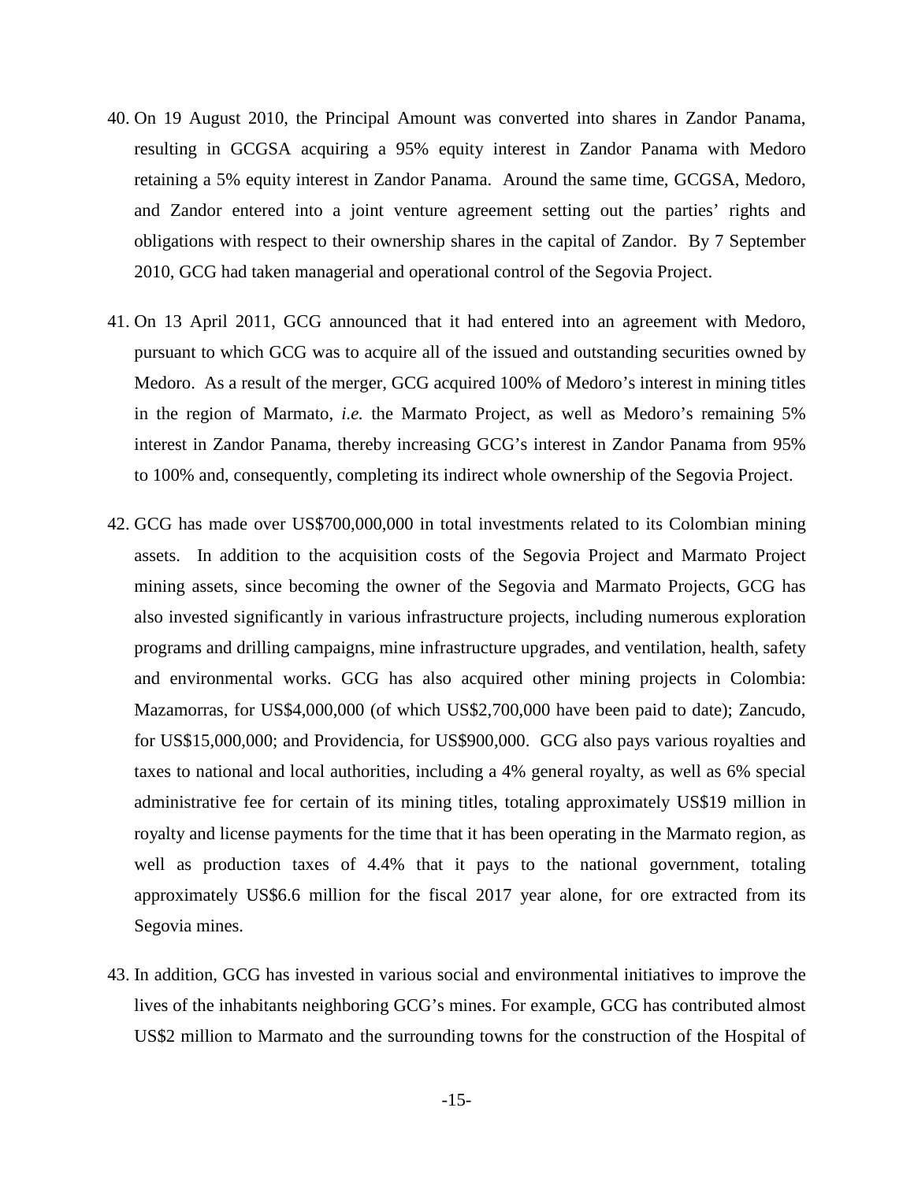40. On 19 August 2010, the Principal Amount was converted into shares in Zandor Panama, resulting in GCGSA acquiring a 95% equity interest in Zandor Panama with Medoro retaining a 5% equity interest in Zandor Panama. Around the same time, GCGSA, Medoro, and Zandor entered into a joint venture agreement setting out the parties' rights and obligations with respect to their ownership shares in the capital of Zandor. By 7 September 2010, GCG had taken managerial and operational control of the Segovia Project.

41. On 13 April 2011, GCG announced that it had entered into an agreement with Medoro, pursuant to which GCG was to acquire all of the issued and outstanding securities owned by Medoro. As a result of the merger, GCG acquired 100% of Medoro's interest in mining titles in the region of Marmato, *i.e.* the Marmato Project, as well as Medoro's remaining 5% interest in Zandor Panama, thereby increasing GCG's interest in Zandor Panama from 95% to 100% and, consequently, completing its indirect whole ownership of the Segovia Project.

42. GCG has made over US$700,000,000 in total investments related to its Colombian mining assets. In addition to the acquisition costs of the Segovia Project and Marmato Project mining assets, since becoming the owner of the Segovia and Marmato Projects, GCG has also invested significantly in various infrastructure projects, including numerous exploration programs and drilling campaigns, mine infrastructure upgrades, and ventilation, health, safety and environmental works. GCG has also acquired other mining projects in Colombia: Mazamorras, for US$4,000,000 (of which US$2,700,000 have been paid to date); Zancudo, for US$15,000,000; and Providencia, for US$900,000. GCG also pays various royalties and taxes to national and local authorities, including a 4% general royalty, as well as 6% special administrative fee for certain of its mining titles, totaling approximately US$19 million in royalty and license payments for the time that it has been operating in the Marmato region, as well as production taxes of 4.4% that it pays to the national government, totaling approximately US$6.6 million for the fiscal 2017 year alone, for ore extracted from its Segovia mines.

43. In addition, GCG has invested in various social and environmental initiatives to improve the lives of the inhabitants neighboring GCG's mines. For example, GCG has contributed almost US$2 million to Marmato and the surrounding towns for the construction of the Hospital of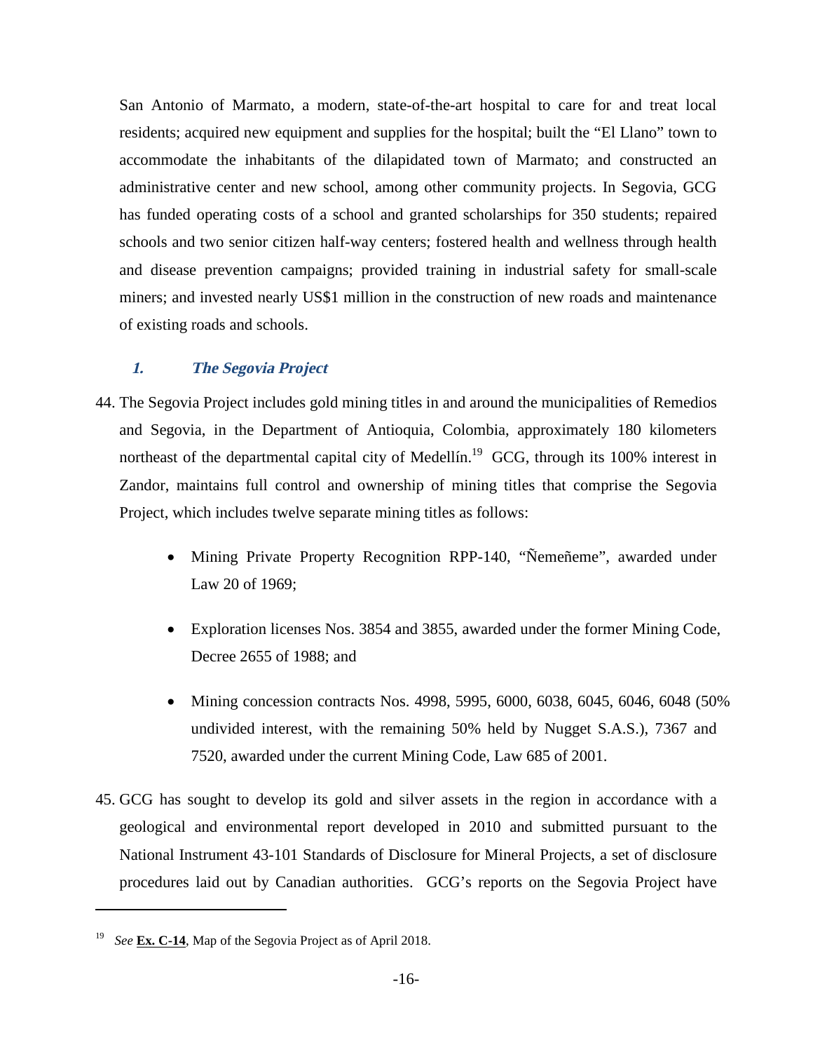San Antonio of Marmato, a modern, state-of-the-art hospital to care for and treat local residents; acquired new equipment and supplies for the hospital; built the "El Llano" town to accommodate the inhabitants of the dilapidated town of Marmato; and constructed an administrative center and new school, among other community projects. In Segovia, GCG has funded operating costs of a school and granted scholarships for 350 students; repaired schools and two senior citizen half-way centers; fostered health and wellness through health and disease prevention campaigns; provided training in industrial safety for small-scale miners; and invested nearly US$1 million in the construction of new roads and maintenance of existing roads and schools.

### *1. The Segovia Project*

44. The Segovia Project includes gold mining titles in and around the municipalities of Remedios and Segovia, in the Department of Antioquia, Colombia, approximately 180 kilometers northeast of the departmental capital city of Medellín.[19] GCG, through its 100% interest in Zandor, maintains full control and ownership of mining titles that comprise the Segovia Project, which includes twelve separate mining titles as follows:

- Mining Private Property Recognition RPP-140, "Ñemeñeme", awarded under Law 20 of 1969;
- Exploration licenses Nos. 3854 and 3855, awarded under the former Mining Code, Decree 2655 of 1988; and
- Mining concession contracts Nos. 4998, 5995, 6000, 6038, 6045, 6046, 6048 (50% undivided interest, with the remaining 50% held by Nugget S.A.S.), 7367 and 7520, awarded under the current Mining Code, Law 685 of 2001.

45. GCG has sought to develop its gold and silver assets in the region in accordance with a geological and environmental report developed in 2010 and submitted pursuant to the National Instrument 43-101 Standards of Disclosure for Mineral Projects, a set of disclosure procedures laid out by Canadian authorities. GCG's reports on the Segovia Project have

---

[19] *See* **Ex. C-14**, Map of the Segovia Project as of April 2018.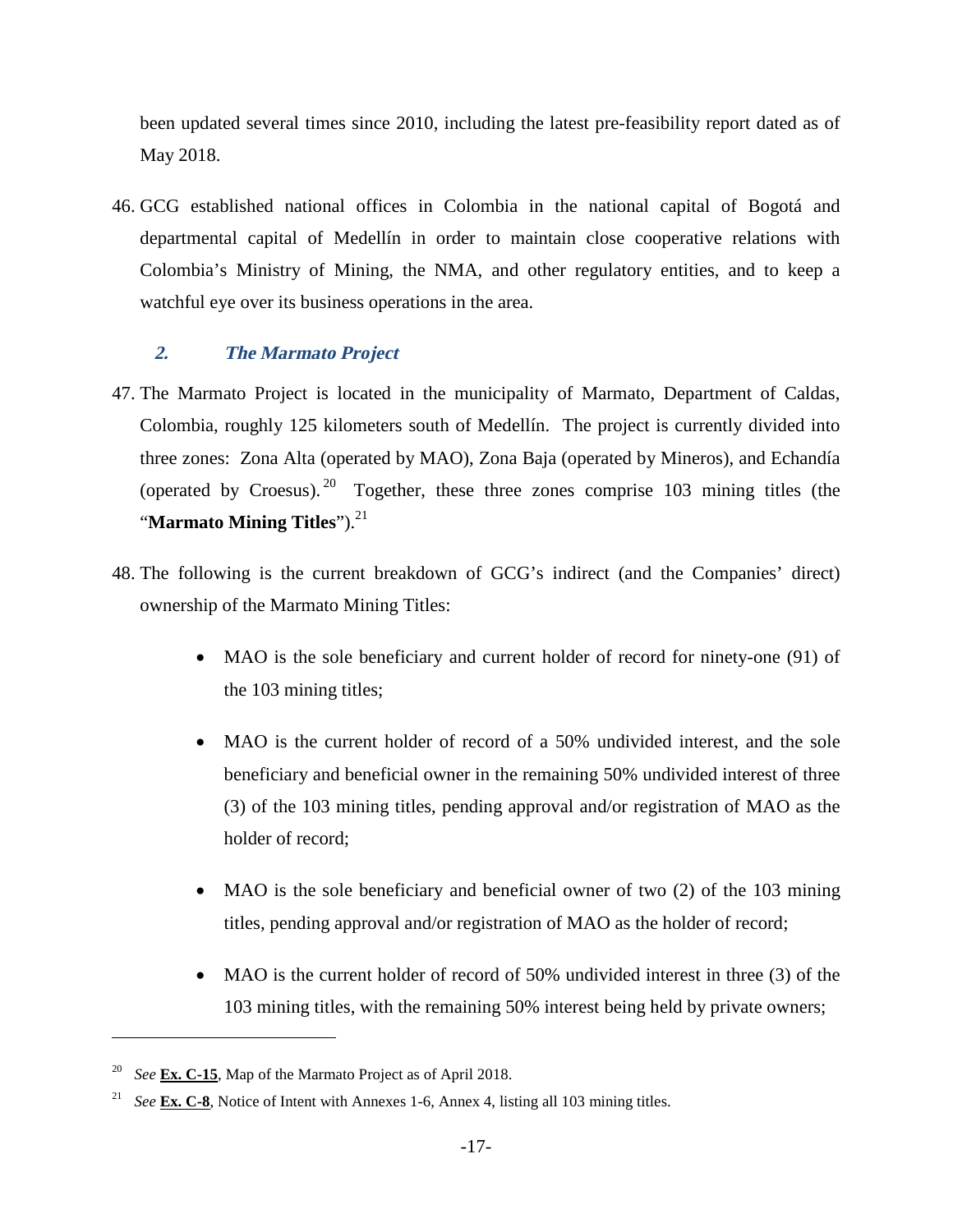been updated several times since 2010, including the latest pre-feasibility report dated as of May 2018.

46. GCG established national offices in Colombia in the national capital of Bogotá and departmental capital of Medellín in order to maintain close cooperative relations with Colombia's Ministry of Mining, the NMA, and other regulatory entities, and to keep a watchful eye over its business operations in the area.

### *2. The Marmato Project*

47. The Marmato Project is located in the municipality of Marmato, Department of Caldas, Colombia, roughly 125 kilometers south of Medellín. The project is currently divided into three zones: Zona Alta (operated by MAO), Zona Baja (operated by Mineros), and Echandía (operated by Croesus).[20] Together, these three zones comprise 103 mining titles (the "**Marmato Mining Titles**").[21]

48. The following is the current breakdown of GCG's indirect (and the Companies' direct) ownership of the Marmato Mining Titles:

    - MAO is the sole beneficiary and current holder of record for ninety-one (91) of the 103 mining titles;
    - MAO is the current holder of record of a 50% undivided interest, and the sole beneficiary and beneficial owner in the remaining 50% undivided interest of three (3) of the 103 mining titles, pending approval and/or registration of MAO as the holder of record;
    - MAO is the sole beneficiary and beneficial owner of two (2) of the 103 mining titles, pending approval and/or registration of MAO as the holder of record;
    - MAO is the current holder of record of 50% undivided interest in three (3) of the 103 mining titles, with the remaining 50% interest being held by private owners;

---

[20] *See* **Ex. C-15**, Map of the Marmato Project as of April 2018.

[21] *See* **Ex. C-8**, Notice of Intent with Annexes 1-6, Annex 4, listing all 103 mining titles.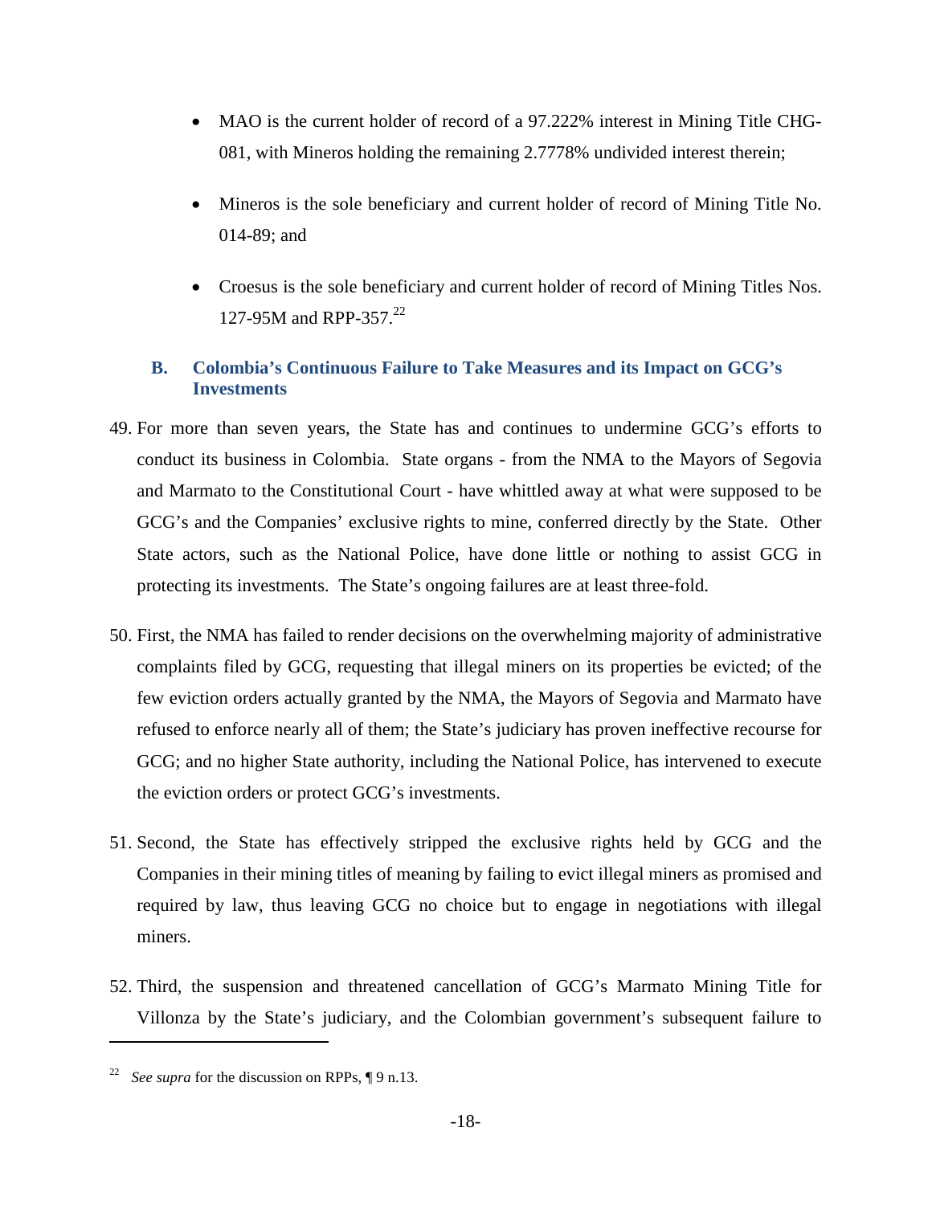- MAO is the current holder of record of a 97.222% interest in Mining Title CHG-081, with Mineros holding the remaining 2.7778% undivided interest therein;
- Mineros is the sole beneficiary and current holder of record of Mining Title No. 014-89; and
- Croesus is the sole beneficiary and current holder of record of Mining Titles Nos. 127-95M and RPP-357.[22]

### B. Colombia's Continuous Failure to Take Measures and its Impact on GCG's Investments

49. For more than seven years, the State has and continues to undermine GCG's efforts to conduct its business in Colombia. State organs - from the NMA to the Mayors of Segovia and Marmato to the Constitutional Court - have whittled away at what were supposed to be GCG's and the Companies' exclusive rights to mine, conferred directly by the State. Other State actors, such as the National Police, have done little or nothing to assist GCG in protecting its investments. The State's ongoing failures are at least three-fold.

50. First, the NMA has failed to render decisions on the overwhelming majority of administrative complaints filed by GCG, requesting that illegal miners on its properties be evicted; of the few eviction orders actually granted by the NMA, the Mayors of Segovia and Marmato have refused to enforce nearly all of them; the State's judiciary has proven ineffective recourse for GCG; and no higher State authority, including the National Police, has intervened to execute the eviction orders or protect GCG's investments.

51. Second, the State has effectively stripped the exclusive rights held by GCG and the Companies in their mining titles of meaning by failing to evict illegal miners as promised and required by law, thus leaving GCG no choice but to engage in negotiations with illegal miners.

52. Third, the suspension and threatened cancellation of GCG's Marmato Mining Title for Villonza by the State's judiciary, and the Colombian government's subsequent failure to

---

[22] *See supra* for the discussion on RPPs, ¶ 9 n.13.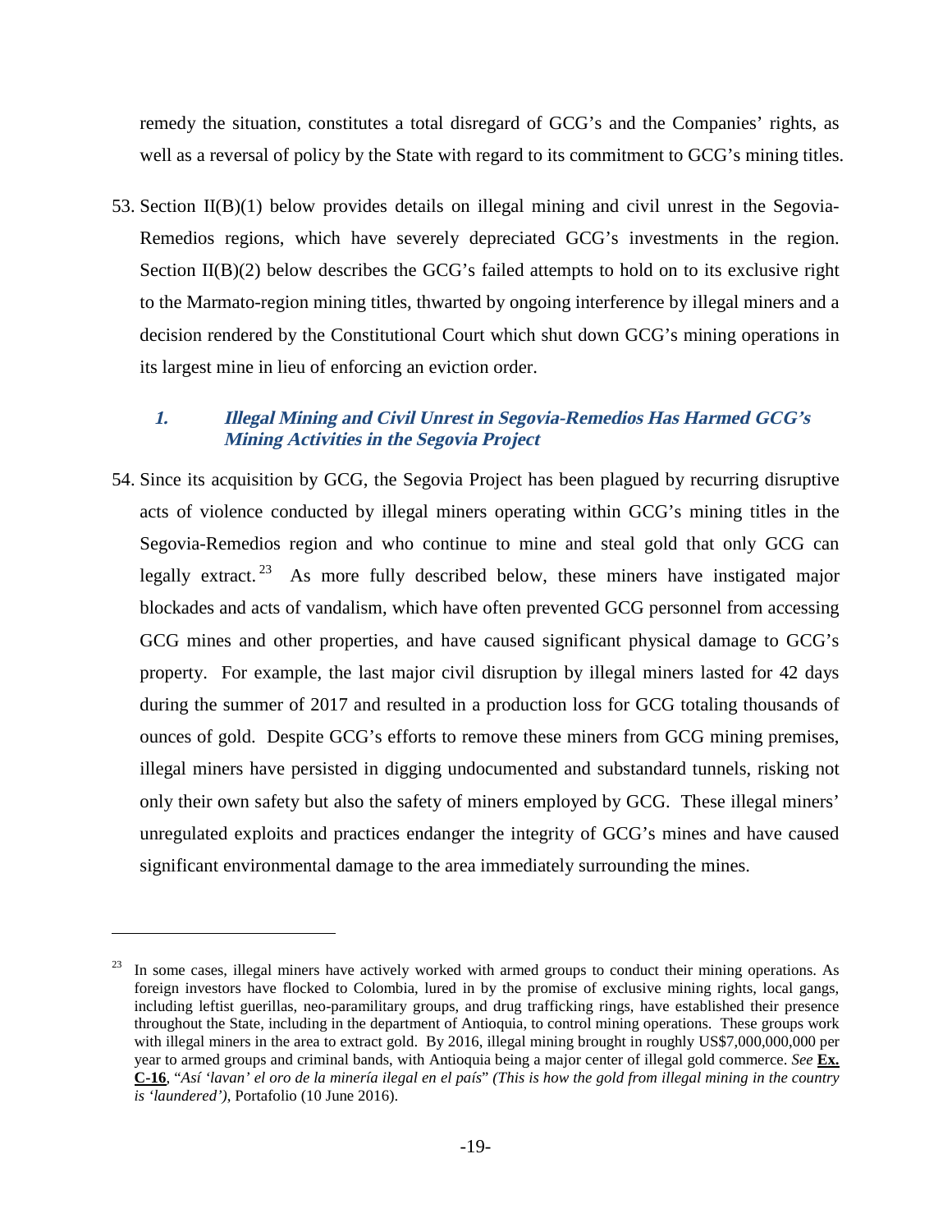remedy the situation, constitutes a total disregard of GCG's and the Companies' rights, as well as a reversal of policy by the State with regard to its commitment to GCG's mining titles.

53. Section II(B)(1) below provides details on illegal mining and civil unrest in the Segovia-Remedios regions, which have severely depreciated GCG's investments in the region. Section II(B)(2) below describes the GCG's failed attempts to hold on to its exclusive right to the Marmato-region mining titles, thwarted by ongoing interference by illegal miners and a decision rendered by the Constitutional Court which shut down GCG's mining operations in its largest mine in lieu of enforcing an eviction order.

### 1. Illegal Mining and Civil Unrest in Segovia-Remedios Has Harmed GCG's Mining Activities in the Segovia Project

54. Since its acquisition by GCG, the Segovia Project has been plagued by recurring disruptive acts of violence conducted by illegal miners operating within GCG's mining titles in the Segovia-Remedios region and who continue to mine and steal gold that only GCG can legally extract.[23] As more fully described below, these miners have instigated major blockades and acts of vandalism, which have often prevented GCG personnel from accessing GCG mines and other properties, and have caused significant physical damage to GCG's property. For example, the last major civil disruption by illegal miners lasted for 42 days during the summer of 2017 and resulted in a production loss for GCG totaling thousands of ounces of gold. Despite GCG's efforts to remove these miners from GCG mining premises, illegal miners have persisted in digging undocumented and substandard tunnels, risking not only their own safety but also the safety of miners employed by GCG. These illegal miners' unregulated exploits and practices endanger the integrity of GCG's mines and have caused significant environmental damage to the area immediately surrounding the mines.

---

[23] In some cases, illegal miners have actively worked with armed groups to conduct their mining operations. As foreign investors have flocked to Colombia, lured in by the promise of exclusive mining rights, local gangs, including leftist guerillas, neo-paramilitary groups, and drug trafficking rings, have established their presence throughout the State, including in the department of Antioquia, to control mining operations. These groups work with illegal miners in the area to extract gold. By 2016, illegal mining brought in roughly US$7,000,000,000 per year to armed groups and criminal bands, with Antioquia being a major center of illegal gold commerce. *See* **Ex. C-16**, "*Así 'lavan' el oro de la minería ilegal en el país*" *(This is how the gold from illegal mining in the country is 'laundered')*, Portafolio (10 June 2016).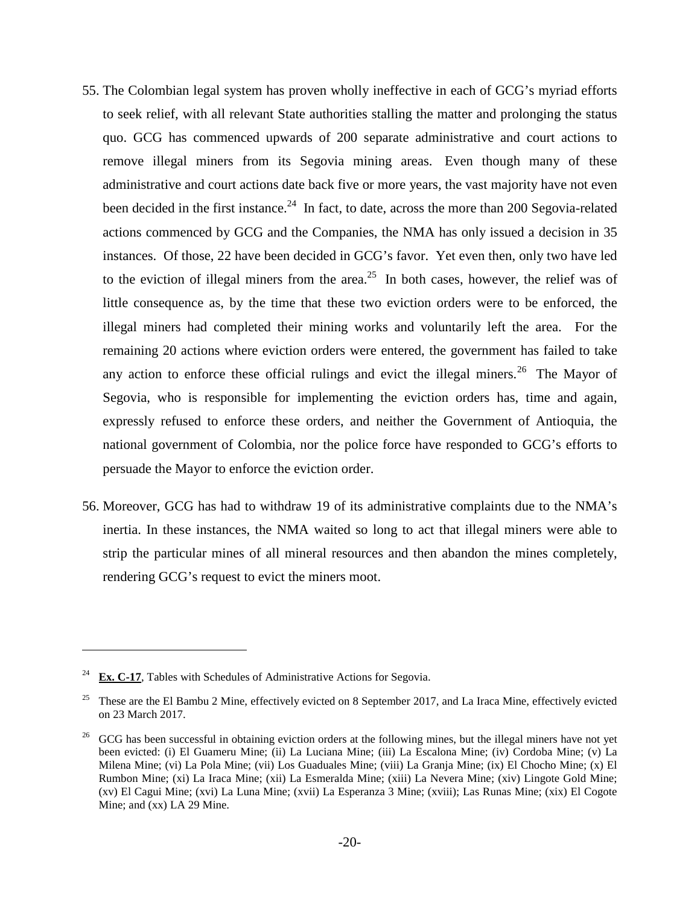55. The Colombian legal system has proven wholly ineffective in each of GCG's myriad efforts to seek relief, with all relevant State authorities stalling the matter and prolonging the status quo. GCG has commenced upwards of 200 separate administrative and court actions to remove illegal miners from its Segovia mining areas. Even though many of these administrative and court actions date back five or more years, the vast majority have not even been decided in the first instance.[24] In fact, to date, across the more than 200 Segovia-related actions commenced by GCG and the Companies, the NMA has only issued a decision in 35 instances. Of those, 22 have been decided in GCG's favor. Yet even then, only two have led to the eviction of illegal miners from the area.[25] In both cases, however, the relief was of little consequence as, by the time that these two eviction orders were to be enforced, the illegal miners had completed their mining works and voluntarily left the area. For the remaining 20 actions where eviction orders were entered, the government has failed to take any action to enforce these official rulings and evict the illegal miners.[26] The Mayor of Segovia, who is responsible for implementing the eviction orders has, time and again, expressly refused to enforce these orders, and neither the Government of Antioquia, the national government of Colombia, nor the police force have responded to GCG's efforts to persuade the Mayor to enforce the eviction order.

56. Moreover, GCG has had to withdraw 19 of its administrative complaints due to the NMA's inertia. In these instances, the NMA waited so long to act that illegal miners were able to strip the particular mines of all mineral resources and then abandon the mines completely, rendering GCG's request to evict the miners moot.

---

[24] **Ex. C-17**, Tables with Schedules of Administrative Actions for Segovia.

[25] These are the El Bambu 2 Mine, effectively evicted on 8 September 2017, and La Iraca Mine, effectively evicted on 23 March 2017.

[26] GCG has been successful in obtaining eviction orders at the following mines, but the illegal miners have not yet been evicted: (i) El Guameru Mine; (ii) La Luciana Mine; (iii) La Escalona Mine; (iv) Cordoba Mine; (v) La Milena Mine; (vi) La Pola Mine; (vii) Los Guaduales Mine; (viii) La Granja Mine; (ix) El Chocho Mine; (x) El Rumbon Mine; (xi) La Iraca Mine; (xii) La Esmeralda Mine; (xiii) La Nevera Mine; (xiv) Lingote Gold Mine; (xv) El Cagui Mine; (xvi) La Luna Mine; (xvii) La Esperanza 3 Mine; (xviii); Las Runas Mine; (xix) El Cogote Mine; and (xx) LA 29 Mine.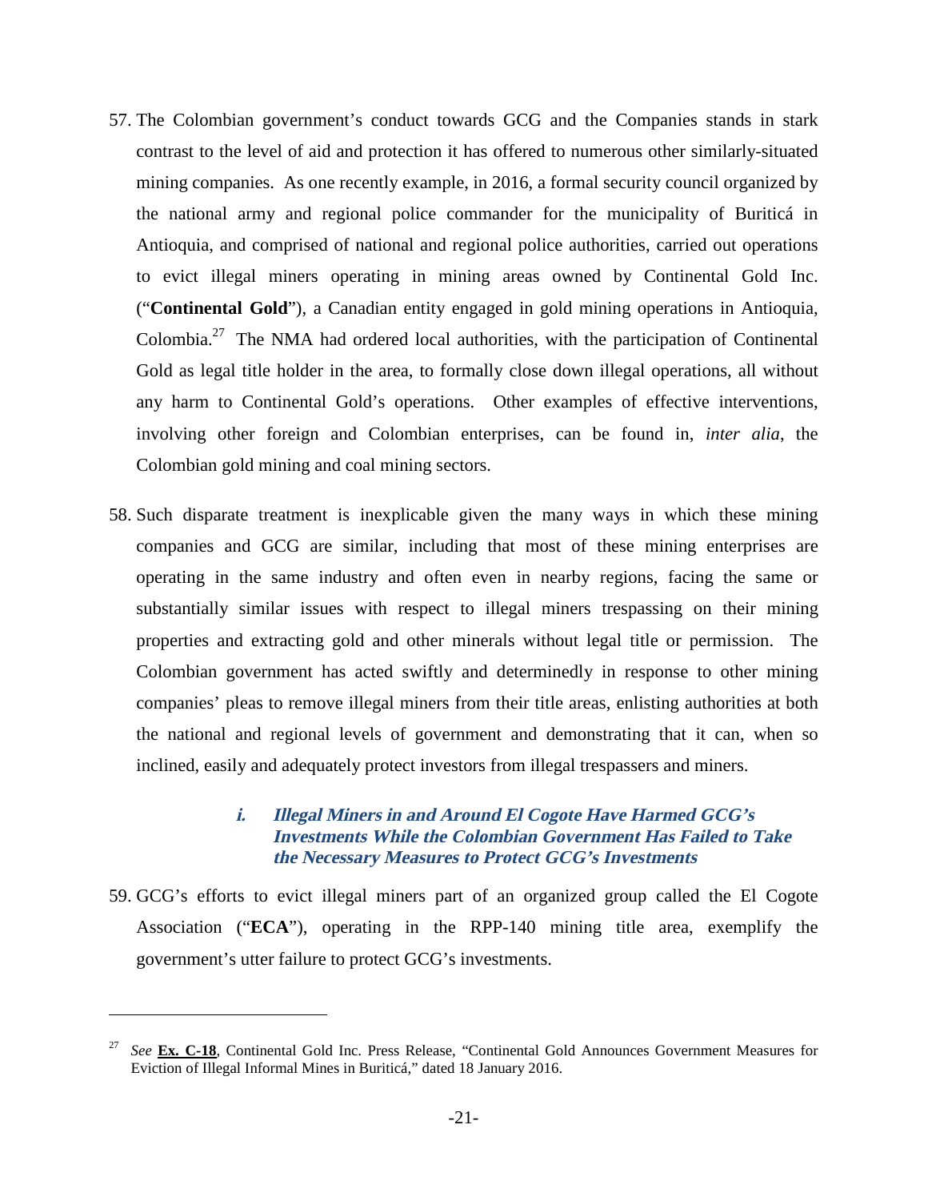57. The Colombian government's conduct towards GCG and the Companies stands in stark contrast to the level of aid and protection it has offered to numerous other similarly-situated mining companies. As one recently example, in 2016, a formal security council organized by the national army and regional police commander for the municipality of Buriticá in Antioquia, and comprised of national and regional police authorities, carried out operations to evict illegal miners operating in mining areas owned by Continental Gold Inc. ("**Continental Gold**"), a Canadian entity engaged in gold mining operations in Antioquia, Colombia.[27] The NMA had ordered local authorities, with the participation of Continental Gold as legal title holder in the area, to formally close down illegal operations, all without any harm to Continental Gold's operations. Other examples of effective interventions, involving other foreign and Colombian enterprises, can be found in, *inter alia*, the Colombian gold mining and coal mining sectors.

58. Such disparate treatment is inexplicable given the many ways in which these mining companies and GCG are similar, including that most of these mining enterprises are operating in the same industry and often even in nearby regions, facing the same or substantially similar issues with respect to illegal miners trespassing on their mining properties and extracting gold and other minerals without legal title or permission. The Colombian government has acted swiftly and determinedly in response to other mining companies' pleas to remove illegal miners from their title areas, enlisting authorities at both the national and regional levels of government and demonstrating that it can, when so inclined, easily and adequately protect investors from illegal trespassers and miners.

#### *i. Illegal Miners in and Around El Cogote Have Harmed GCG's Investments While the Colombian Government Has Failed to Take the Necessary Measures to Protect GCG's Investments*

59. GCG's efforts to evict illegal miners part of an organized group called the El Cogote Association ("**ECA**"), operating in the RPP-140 mining title area, exemplify the government's utter failure to protect GCG's investments.

---

[27] *See* **Ex. C-18**, Continental Gold Inc. Press Release, "Continental Gold Announces Government Measures for Eviction of Illegal Informal Mines in Buriticá," dated 18 January 2016.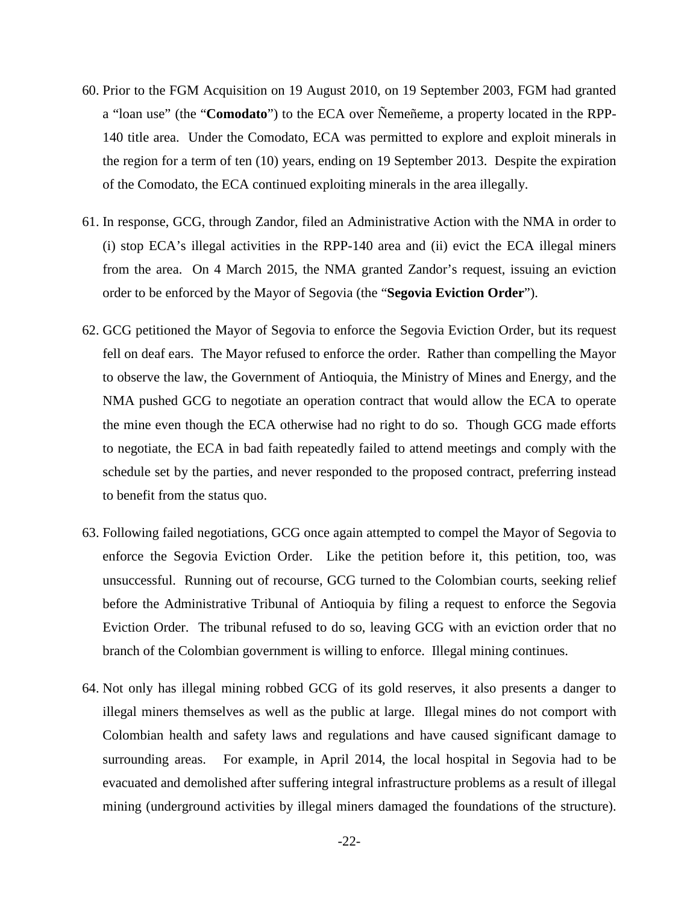60. Prior to the FGM Acquisition on 19 August 2010, on 19 September 2003, FGM had granted a "loan use" (the "**Comodato**") to the ECA over Ñemeñeme, a property located in the RPP-140 title area. Under the Comodato, ECA was permitted to explore and exploit minerals in the region for a term of ten (10) years, ending on 19 September 2013. Despite the expiration of the Comodato, the ECA continued exploiting minerals in the area illegally.

61. In response, GCG, through Zandor, filed an Administrative Action with the NMA in order to (i) stop ECA's illegal activities in the RPP-140 area and (ii) evict the ECA illegal miners from the area. On 4 March 2015, the NMA granted Zandor's request, issuing an eviction order to be enforced by the Mayor of Segovia (the "**Segovia Eviction Order**").

62. GCG petitioned the Mayor of Segovia to enforce the Segovia Eviction Order, but its request fell on deaf ears. The Mayor refused to enforce the order. Rather than compelling the Mayor to observe the law, the Government of Antioquia, the Ministry of Mines and Energy, and the NMA pushed GCG to negotiate an operation contract that would allow the ECA to operate the mine even though the ECA otherwise had no right to do so. Though GCG made efforts to negotiate, the ECA in bad faith repeatedly failed to attend meetings and comply with the schedule set by the parties, and never responded to the proposed contract, preferring instead to benefit from the status quo.

63. Following failed negotiations, GCG once again attempted to compel the Mayor of Segovia to enforce the Segovia Eviction Order. Like the petition before it, this petition, too, was unsuccessful. Running out of recourse, GCG turned to the Colombian courts, seeking relief before the Administrative Tribunal of Antioquia by filing a request to enforce the Segovia Eviction Order. The tribunal refused to do so, leaving GCG with an eviction order that no branch of the Colombian government is willing to enforce. Illegal mining continues.

64. Not only has illegal mining robbed GCG of its gold reserves, it also presents a danger to illegal miners themselves as well as the public at large. Illegal mines do not comport with Colombian health and safety laws and regulations and have caused significant damage to surrounding areas. For example, in April 2014, the local hospital in Segovia had to be evacuated and demolished after suffering integral infrastructure problems as a result of illegal mining (underground activities by illegal miners damaged the foundations of the structure).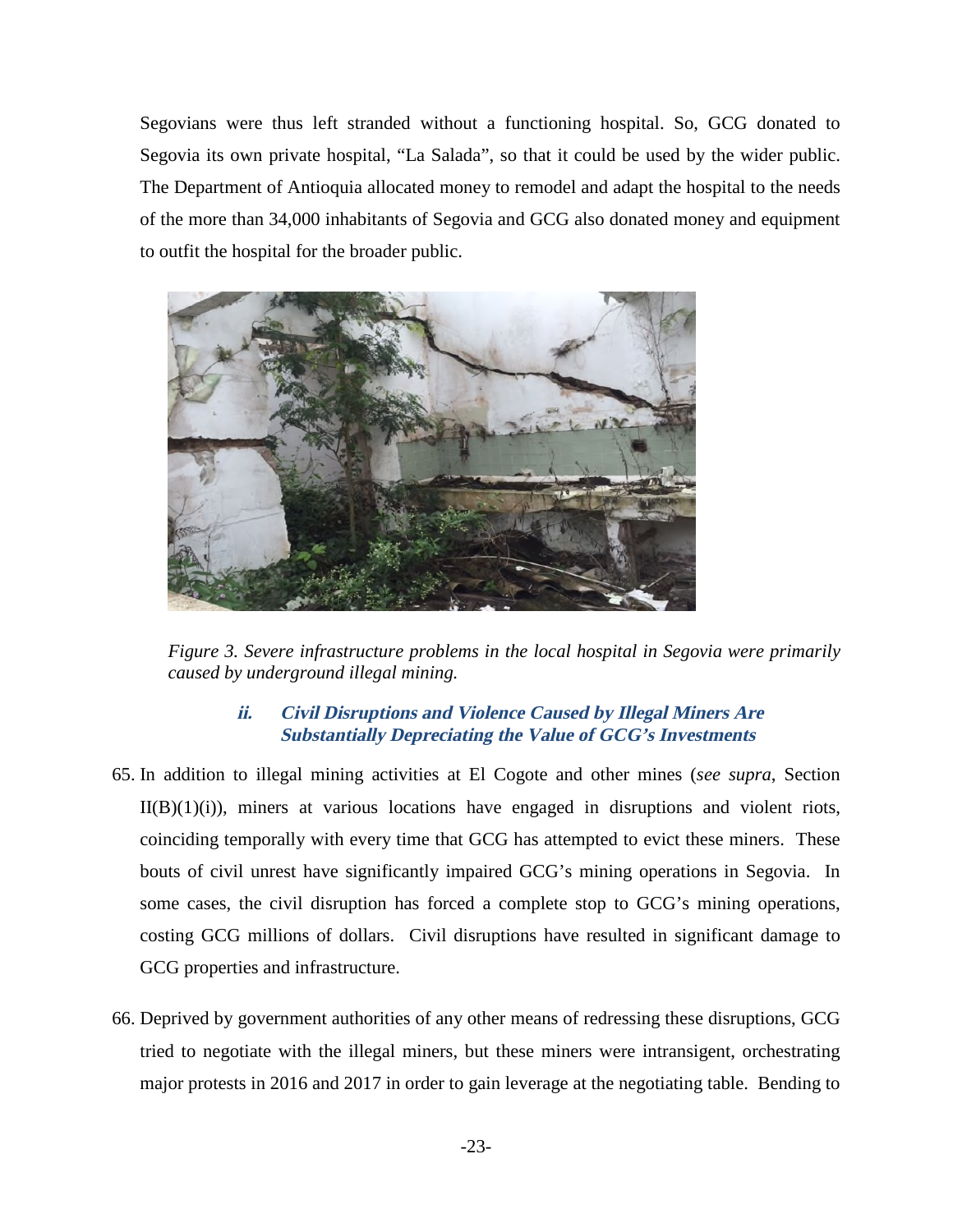Segovians were thus left stranded without a functioning hospital. So, GCG donated to Segovia its own private hospital, "La Salada", so that it could be used by the wider public. The Department of Antioquia allocated money to remodel and adapt the hospital to the needs of the more than 34,000 inhabitants of Segovia and GCG also donated money and equipment to outfit the hospital for the broader public.

*Figure 3. Severe infrastructure problems in the local hospital in Segovia were primarily caused by underground illegal mining.*

#### ii. Civil Disruptions and Violence Caused by Illegal Miners Are Substantially Depreciating the Value of GCG's Investments

65. In addition to illegal mining activities at El Cogote and other mines (*see supra*, Section II(B)(1)(i)), miners at various locations have engaged in disruptions and violent riots, coinciding temporally with every time that GCG has attempted to evict these miners. These bouts of civil unrest have significantly impaired GCG's mining operations in Segovia. In some cases, the civil disruption has forced a complete stop to GCG's mining operations, costing GCG millions of dollars. Civil disruptions have resulted in significant damage to GCG properties and infrastructure.

66. Deprived by government authorities of any other means of redressing these disruptions, GCG tried to negotiate with the illegal miners, but these miners were intransigent, orchestrating major protests in 2016 and 2017 in order to gain leverage at the negotiating table. Bending to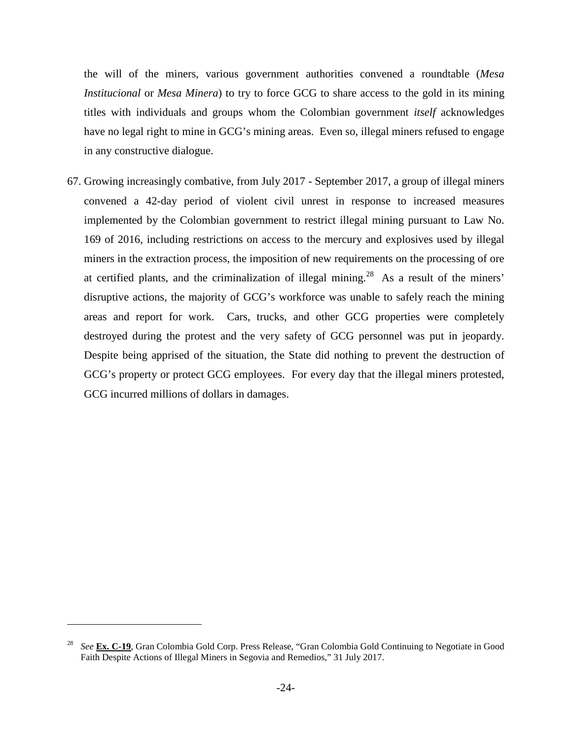the will of the miners, various government authorities convened a roundtable (*Mesa Institucional* or *Mesa Minera*) to try to force GCG to share access to the gold in its mining titles with individuals and groups whom the Colombian government *itself* acknowledges have no legal right to mine in GCG's mining areas. Even so, illegal miners refused to engage in any constructive dialogue.

67. Growing increasingly combative, from July 2017 - September 2017, a group of illegal miners convened a 42-day period of violent civil unrest in response to increased measures implemented by the Colombian government to restrict illegal mining pursuant to Law No. 169 of 2016, including restrictions on access to the mercury and explosives used by illegal miners in the extraction process, the imposition of new requirements on the processing of ore at certified plants, and the criminalization of illegal mining.[28] As a result of the miners' disruptive actions, the majority of GCG's workforce was unable to safely reach the mining areas and report for work. Cars, trucks, and other GCG properties were completely destroyed during the protest and the very safety of GCG personnel was put in jeopardy. Despite being apprised of the situation, the State did nothing to prevent the destruction of GCG's property or protect GCG employees. For every day that the illegal miners protested, GCG incurred millions of dollars in damages.

---

[28] *See* **Ex. C-19**, Gran Colombia Gold Corp. Press Release, "Gran Colombia Gold Continuing to Negotiate in Good Faith Despite Actions of Illegal Miners in Segovia and Remedios," 31 July 2017.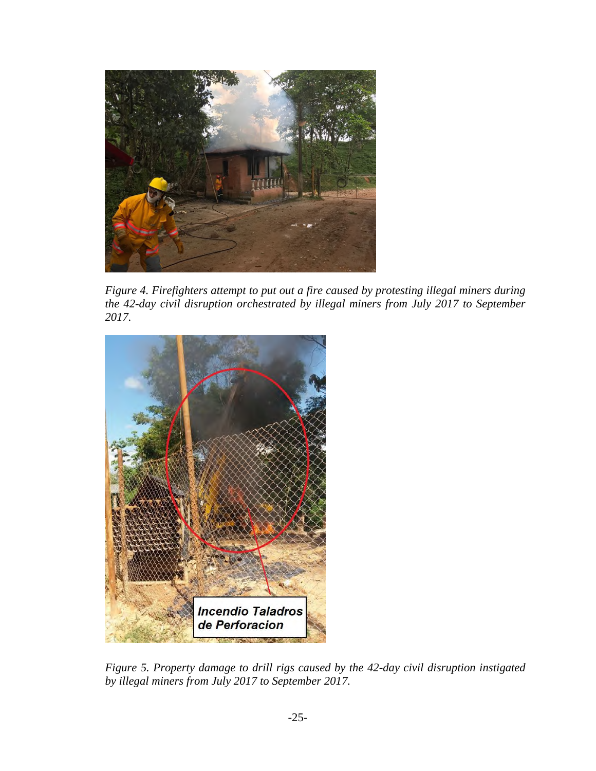*Figure 4. Firefighters attempt to put out a fire caused by protesting illegal miners during the 42-day civil disruption orchestrated by illegal miners from July 2017 to September 2017.*

*Figure 5. Property damage to drill rigs caused by the 42-day civil disruption instigated by illegal miners from July 2017 to September 2017.*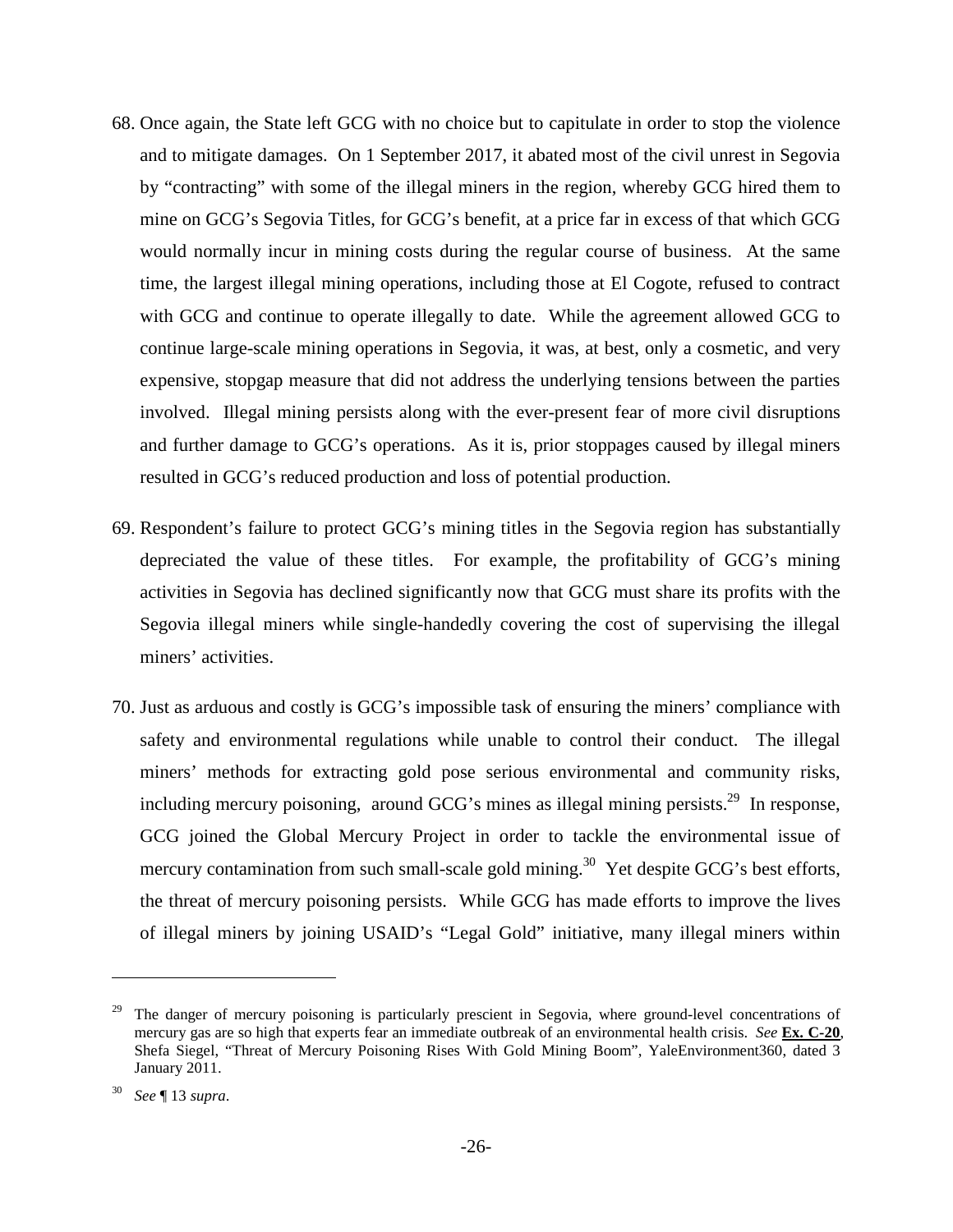68. Once again, the State left GCG with no choice but to capitulate in order to stop the violence and to mitigate damages. On 1 September 2017, it abated most of the civil unrest in Segovia by "contracting" with some of the illegal miners in the region, whereby GCG hired them to mine on GCG's Segovia Titles, for GCG's benefit, at a price far in excess of that which GCG would normally incur in mining costs during the regular course of business. At the same time, the largest illegal mining operations, including those at El Cogote, refused to contract with GCG and continue to operate illegally to date. While the agreement allowed GCG to continue large-scale mining operations in Segovia, it was, at best, only a cosmetic, and very expensive, stopgap measure that did not address the underlying tensions between the parties involved. Illegal mining persists along with the ever-present fear of more civil disruptions and further damage to GCG's operations. As it is, prior stoppages caused by illegal miners resulted in GCG's reduced production and loss of potential production.

69. Respondent's failure to protect GCG's mining titles in the Segovia region has substantially depreciated the value of these titles. For example, the profitability of GCG's mining activities in Segovia has declined significantly now that GCG must share its profits with the Segovia illegal miners while single-handedly covering the cost of supervising the illegal miners' activities.

70. Just as arduous and costly is GCG's impossible task of ensuring the miners' compliance with safety and environmental regulations while unable to control their conduct. The illegal miners' methods for extracting gold pose serious environmental and community risks, including mercury poisoning, around GCG's mines as illegal mining persists.[29] In response, GCG joined the Global Mercury Project in order to tackle the environmental issue of mercury contamination from such small-scale gold mining.[30] Yet despite GCG's best efforts, the threat of mercury poisoning persists. While GCG has made efforts to improve the lives of illegal miners by joining USAID's "Legal Gold" initiative, many illegal miners within

---

[29] The danger of mercury poisoning is particularly prescient in Segovia, where ground-level concentrations of mercury gas are so high that experts fear an immediate outbreak of an environmental health crisis. *See* **Ex. C-20**, Shefa Siegel, "Threat of Mercury Poisoning Rises With Gold Mining Boom", YaleEnvironment360, dated 3 January 2011.

[30] *See* ¶ 13 *supra*.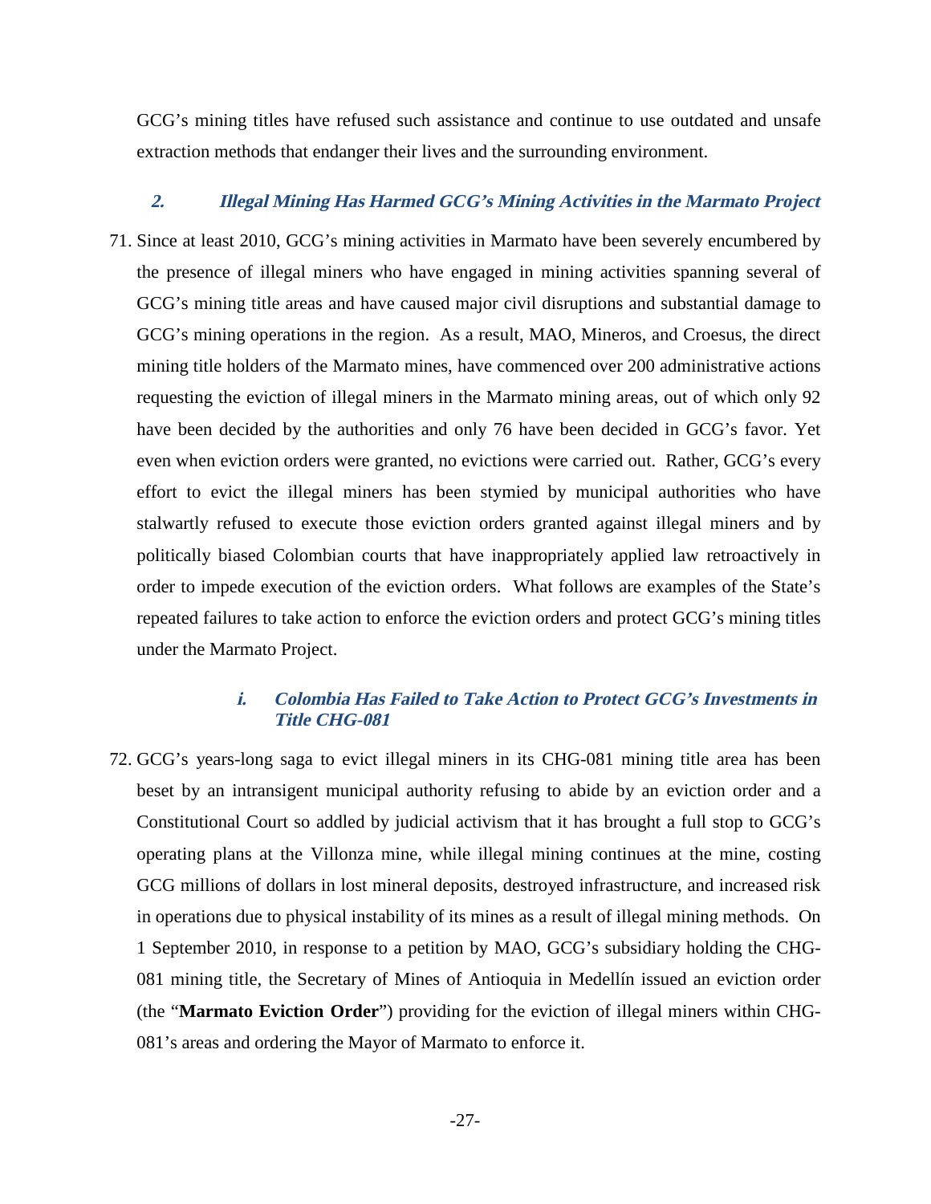GCG's mining titles have refused such assistance and continue to use outdated and unsafe extraction methods that endanger their lives and the surrounding environment.

### *2. Illegal Mining Has Harmed GCG's Mining Activities in the Marmato Project*

71. Since at least 2010, GCG's mining activities in Marmato have been severely encumbered by the presence of illegal miners who have engaged in mining activities spanning several of GCG's mining title areas and have caused major civil disruptions and substantial damage to GCG's mining operations in the region. As a result, MAO, Mineros, and Croesus, the direct mining title holders of the Marmato mines, have commenced over 200 administrative actions requesting the eviction of illegal miners in the Marmato mining areas, out of which only 92 have been decided by the authorities and only 76 have been decided in GCG's favor. Yet even when eviction orders were granted, no evictions were carried out. Rather, GCG's every effort to evict the illegal miners has been stymied by municipal authorities who have stalwartly refused to execute those eviction orders granted against illegal miners and by politically biased Colombian courts that have inappropriately applied law retroactively in order to impede execution of the eviction orders. What follows are examples of the State's repeated failures to take action to enforce the eviction orders and protect GCG's mining titles under the Marmato Project.

#### *i. Colombia Has Failed to Take Action to Protect GCG's Investments in Title CHG-081*

72. GCG's years-long saga to evict illegal miners in its CHG-081 mining title area has been beset by an intransigent municipal authority refusing to abide by an eviction order and a Constitutional Court so addled by judicial activism that it has brought a full stop to GCG's operating plans at the Villonza mine, while illegal mining continues at the mine, costing GCG millions of dollars in lost mineral deposits, destroyed infrastructure, and increased risk in operations due to physical instability of its mines as a result of illegal mining methods. On 1 September 2010, in response to a petition by MAO, GCG's subsidiary holding the CHG-081 mining title, the Secretary of Mines of Antioquia in Medellín issued an eviction order (the "**Marmato Eviction Order**") providing for the eviction of illegal miners within CHG-081's areas and ordering the Mayor of Marmato to enforce it.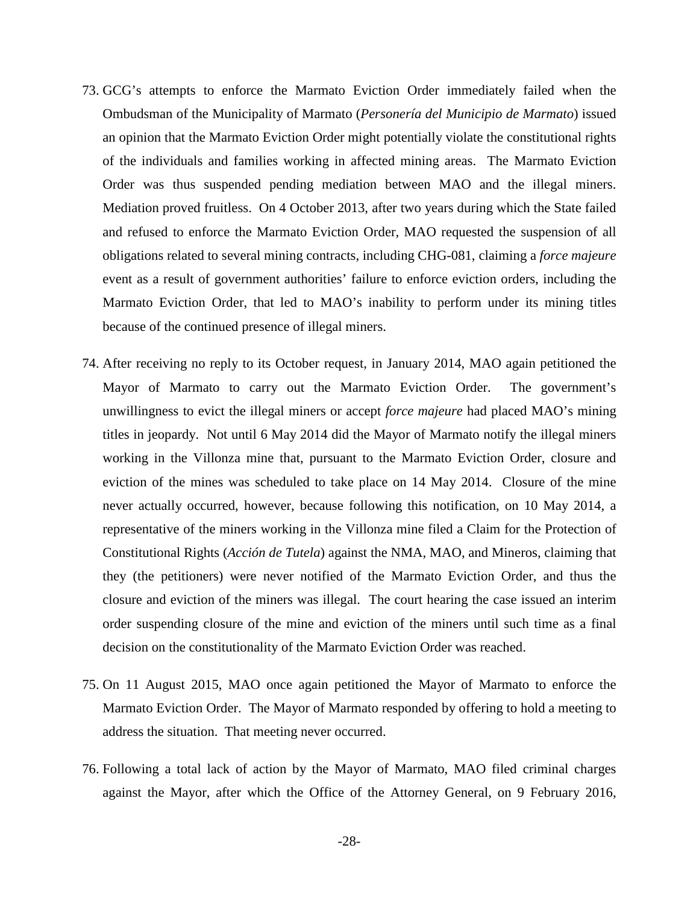73. GCG's attempts to enforce the Marmato Eviction Order immediately failed when the Ombudsman of the Municipality of Marmato (*Personería del Municipio de Marmato*) issued an opinion that the Marmato Eviction Order might potentially violate the constitutional rights of the individuals and families working in affected mining areas. The Marmato Eviction Order was thus suspended pending mediation between MAO and the illegal miners. Mediation proved fruitless. On 4 October 2013, after two years during which the State failed and refused to enforce the Marmato Eviction Order, MAO requested the suspension of all obligations related to several mining contracts, including CHG-081, claiming a *force majeure* event as a result of government authorities' failure to enforce eviction orders, including the Marmato Eviction Order, that led to MAO's inability to perform under its mining titles because of the continued presence of illegal miners.

74. After receiving no reply to its October request, in January 2014, MAO again petitioned the Mayor of Marmato to carry out the Marmato Eviction Order. The government's unwillingness to evict the illegal miners or accept *force majeure* had placed MAO's mining titles in jeopardy. Not until 6 May 2014 did the Mayor of Marmato notify the illegal miners working in the Villonza mine that, pursuant to the Marmato Eviction Order, closure and eviction of the mines was scheduled to take place on 14 May 2014. Closure of the mine never actually occurred, however, because following this notification, on 10 May 2014, a representative of the miners working in the Villonza mine filed a Claim for the Protection of Constitutional Rights (*Acción de Tutela*) against the NMA, MAO, and Mineros, claiming that they (the petitioners) were never notified of the Marmato Eviction Order, and thus the closure and eviction of the miners was illegal. The court hearing the case issued an interim order suspending closure of the mine and eviction of the miners until such time as a final decision on the constitutionality of the Marmato Eviction Order was reached.

75. On 11 August 2015, MAO once again petitioned the Mayor of Marmato to enforce the Marmato Eviction Order. The Mayor of Marmato responded by offering to hold a meeting to address the situation. That meeting never occurred.

76. Following a total lack of action by the Mayor of Marmato, MAO filed criminal charges against the Mayor, after which the Office of the Attorney General, on 9 February 2016,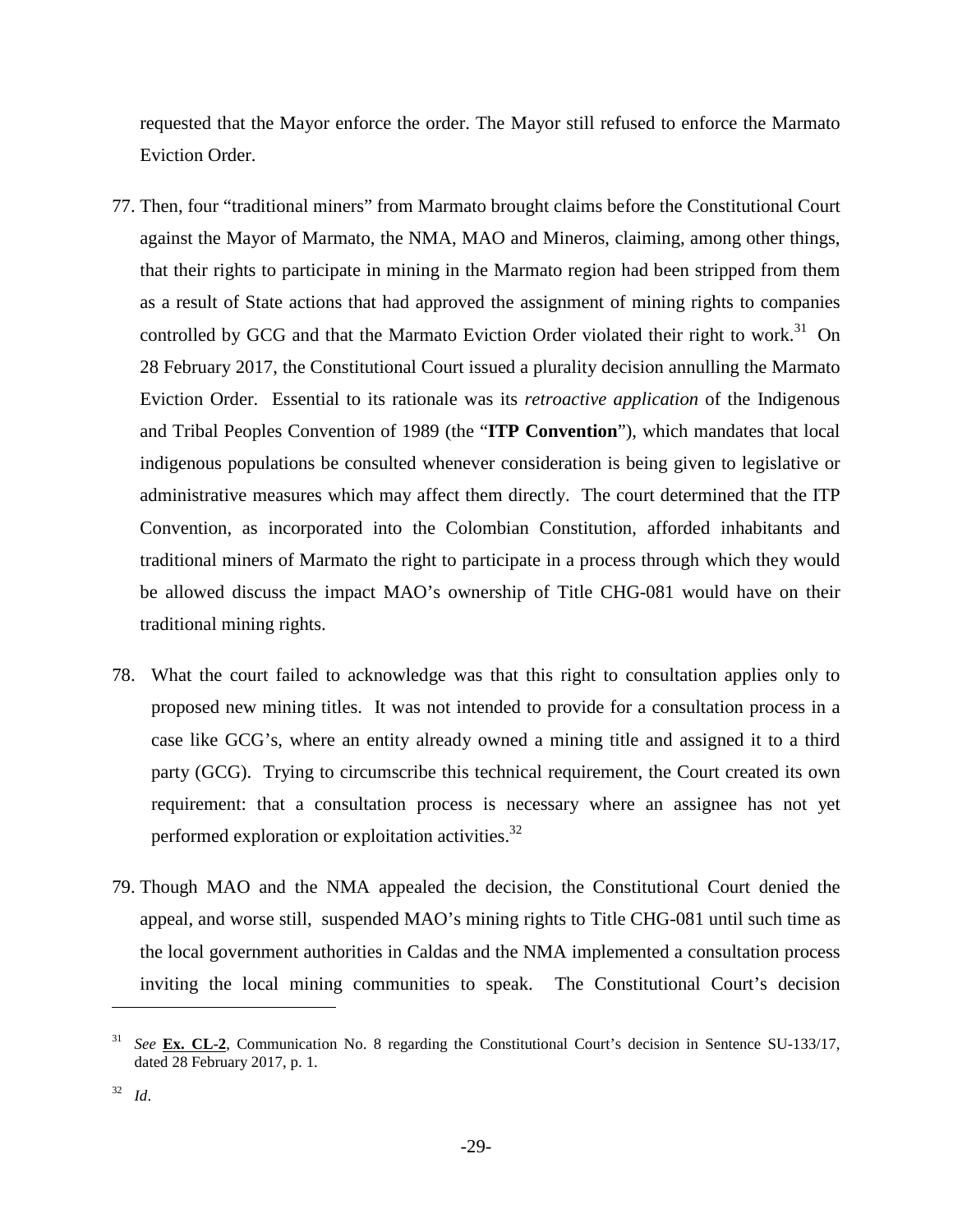requested that the Mayor enforce the order. The Mayor still refused to enforce the Marmato Eviction Order.

77. Then, four "traditional miners" from Marmato brought claims before the Constitutional Court against the Mayor of Marmato, the NMA, MAO and Mineros, claiming, among other things, that their rights to participate in mining in the Marmato region had been stripped from them as a result of State actions that had approved the assignment of mining rights to companies controlled by GCG and that the Marmato Eviction Order violated their right to work.[31] On 28 February 2017, the Constitutional Court issued a plurality decision annulling the Marmato Eviction Order. Essential to its rationale was its *retroactive application* of the Indigenous and Tribal Peoples Convention of 1989 (the "**ITP Convention**"), which mandates that local indigenous populations be consulted whenever consideration is being given to legislative or administrative measures which may affect them directly. The court determined that the ITP Convention, as incorporated into the Colombian Constitution, afforded inhabitants and traditional miners of Marmato the right to participate in a process through which they would be allowed discuss the impact MAO's ownership of Title CHG-081 would have on their traditional mining rights.

78. What the court failed to acknowledge was that this right to consultation applies only to proposed new mining titles. It was not intended to provide for a consultation process in a case like GCG's, where an entity already owned a mining title and assigned it to a third party (GCG). Trying to circumscribe this technical requirement, the Court created its own requirement: that a consultation process is necessary where an assignee has not yet performed exploration or exploitation activities.[32]

79. Though MAO and the NMA appealed the decision, the Constitutional Court denied the appeal, and worse still, suspended MAO's mining rights to Title CHG-081 until such time as the local government authorities in Caldas and the NMA implemented a consultation process inviting the local mining communities to speak. The Constitutional Court's decision

---

[31] *See* **Ex. CL-2**, Communication No. 8 regarding the Constitutional Court's decision in Sentence SU-133/17, dated 28 February 2017, p. 1.

[32] *Id*.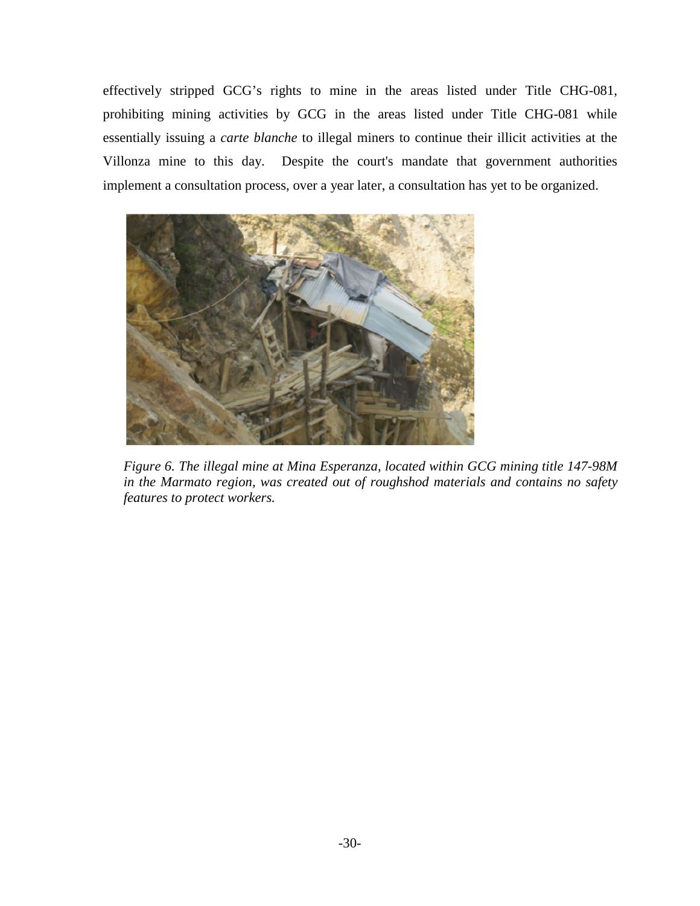effectively stripped GCG's rights to mine in the areas listed under Title CHG-081, prohibiting mining activities by GCG in the areas listed under Title CHG-081 while essentially issuing a *carte blanche* to illegal miners to continue their illicit activities at the Villonza mine to this day. Despite the court's mandate that government authorities implement a consultation process, over a year later, a consultation has yet to be organized.

*Figure 6. The illegal mine at Mina Esperanza, located within GCG mining title 147-98M in the Marmato region, was created out of roughshod materials and contains no safety features to protect workers.*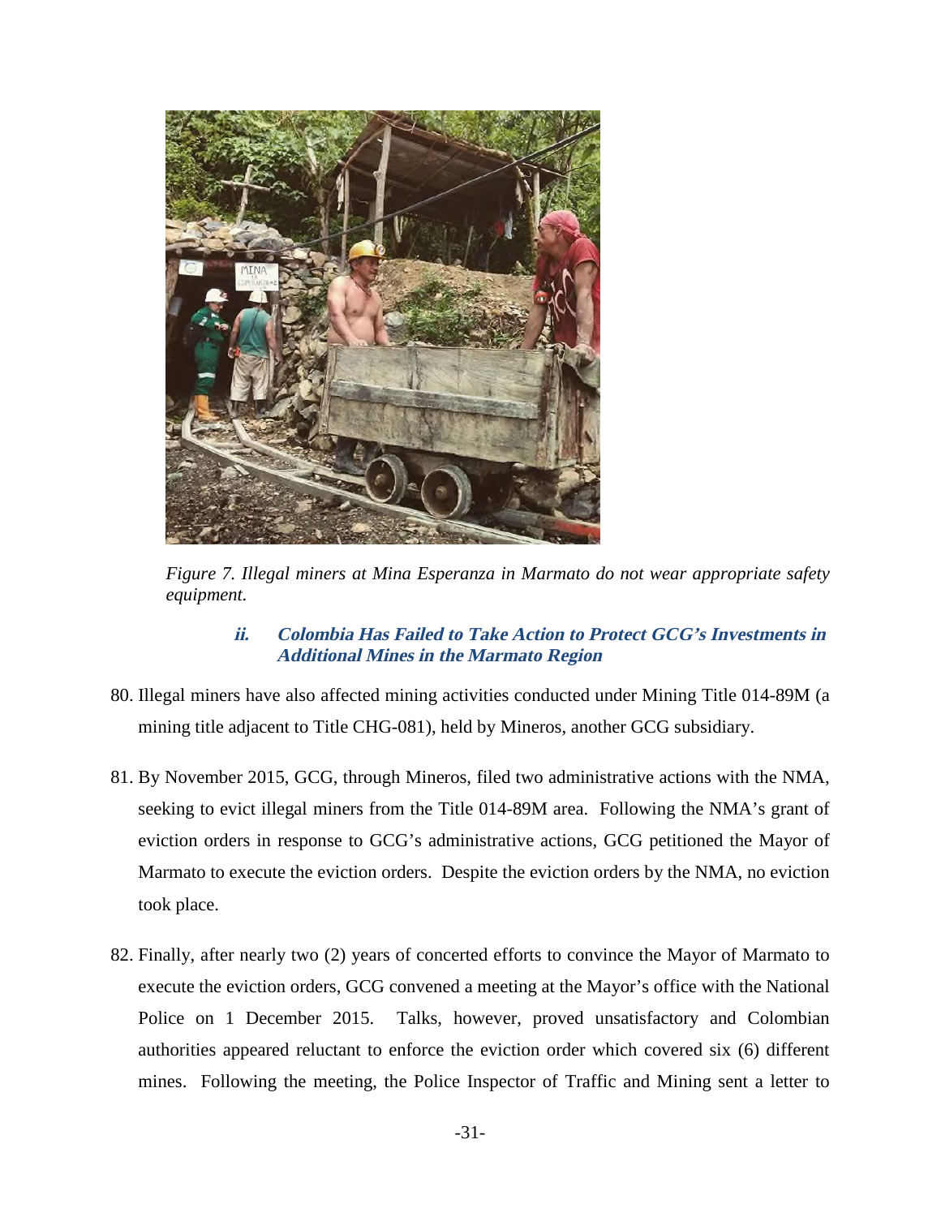*Figure 7. Illegal miners at Mina Esperanza in Marmato do not wear appropriate safety equipment.*

#### ii. Colombia Has Failed to Take Action to Protect GCG's Investments in Additional Mines in the Marmato Region

80. Illegal miners have also affected mining activities conducted under Mining Title 014-89M (a mining title adjacent to Title CHG-081), held by Mineros, another GCG subsidiary.

81. By November 2015, GCG, through Mineros, filed two administrative actions with the NMA, seeking to evict illegal miners from the Title 014-89M area. Following the NMA's grant of eviction orders in response to GCG's administrative actions, GCG petitioned the Mayor of Marmato to execute the eviction orders. Despite the eviction orders by the NMA, no eviction took place.

82. Finally, after nearly two (2) years of concerted efforts to convince the Mayor of Marmato to execute the eviction orders, GCG convened a meeting at the Mayor's office with the National Police on 1 December 2015. Talks, however, proved unsatisfactory and Colombian authorities appeared reluctant to enforce the eviction order which covered six (6) different mines. Following the meeting, the Police Inspector of Traffic and Mining sent a letter to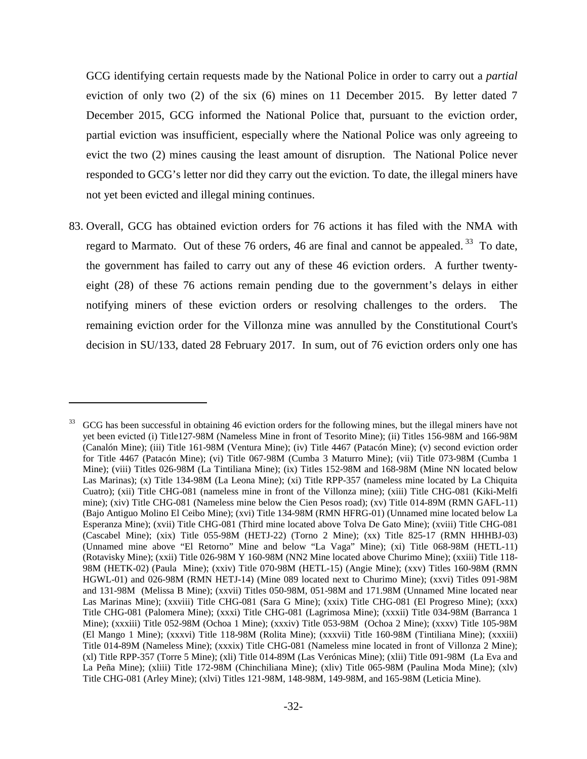GCG identifying certain requests made by the National Police in order to carry out a *partial* eviction of only two (2) of the six (6) mines on 11 December 2015. By letter dated 7 December 2015, GCG informed the National Police that, pursuant to the eviction order, partial eviction was insufficient, especially where the National Police was only agreeing to evict the two (2) mines causing the least amount of disruption. The National Police never responded to GCG's letter nor did they carry out the eviction. To date, the illegal miners have not yet been evicted and illegal mining continues.

83. Overall, GCG has obtained eviction orders for 76 actions it has filed with the NMA with regard to Marmato. Out of these 76 orders, 46 are final and cannot be appealed.[33] To date, the government has failed to carry out any of these 46 eviction orders. A further twenty-eight (28) of these 76 actions remain pending due to the government's delays in either notifying miners of these eviction orders or resolving challenges to the orders. The remaining eviction order for the Villonza mine was annulled by the Constitutional Court's decision in SU/133, dated 28 February 2017. In sum, out of 76 eviction orders only one has

---

[33] GCG has been successful in obtaining 46 eviction orders for the following mines, but the illegal miners have not yet been evicted (i) Title127-98M (Nameless Mine in front of Tesorito Mine); (ii) Titles 156-98M and 166-98M (Canalón Mine); (iii) Title 161-98M (Ventura Mine); (iv) Title 4467 (Patacón Mine); (v) second eviction order for Title 4467 (Patacón Mine); (vi) Title 067-98M (Cumba 3 Maturro Mine); (vii) Title 073-98M (Cumba 1 Mine); (viii) Titles 026-98M (La Tintiliana Mine); (ix) Titles 152-98M and 168-98M (Mine NN located below Las Marinas); (x) Title 134-98M (La Leona Mine); (xi) Title RPP-357 (nameless mine located by La Chiquita Cuatro); (xii) Title CHG-081 (nameless mine in front of the Villonza mine); (xiii) Title CHG-081 (Kiki-Melfi mine); (xiv) Title CHG-081 (Nameless mine below the Cien Pesos road); (xv) Title 014-89M (RMN GAFL-11) (Bajo Antiguo Molino El Ceibo Mine); (xvi) Title 134-98M (RMN HFRG-01) (Unnamed mine located below La Esperanza Mine); (xvii) Title CHG-081 (Third mine located above Tolva De Gato Mine); (xviii) Title CHG-081 (Cascabel Mine); (xix) Title 055-98M (HETJ-22) (Torno 2 Mine); (xx) Title 825-17 (RMN HHHBJ-03) (Unnamed mine above "El Retorno" Mine and below "La Vaga" Mine); (xi) Title 068-98M (HETL-11) (Rotavisky Mine); (xxii) Title 026-98M Y 160-98M (NN2 Mine located above Churimo Mine); (xxiii) Title 118-98M (HETK-02) (Paula Mine); (xxiv) Title 070-98M (HETL-15) (Angie Mine); (xxv) Titles 160-98M (RMN HGWL-01) and 026-98M (RMN HETJ-14) (Mine 089 located next to Churimo Mine); (xxvi) Titles 091-98M and 131-98M (Melissa B Mine); (xxvii) Titles 050-98M, 051-98M and 171.98M (Unnamed Mine located near Las Marinas Mine); (xxviii) Title CHG-081 (Sara G Mine); (xxix) Title CHG-081 (El Progreso Mine); (xxx) Title CHG-081 (Palomera Mine); (xxxi) Title CHG-081 (Lagrimosa Mine); (xxxii) Title 034-98M (Barranca 1 Mine); (xxxiii) Title 052-98M (Ochoa 1 Mine); (xxxiv) Title 053-98M (Ochoa 2 Mine); (xxxv) Title 105-98M (El Mango 1 Mine); (xxxvi) Title 118-98M (Rolita Mine); (xxxvii) Title 160-98M (Tintiliana Mine); (xxxiii) Title 014-89M (Nameless Mine); (xxxix) Title CHG-081 (Nameless mine located in front of Villonza 2 Mine); (xl) Title RPP-357 (Torre 5 Mine); (xli) Title 014-89M (Las Verónicas Mine); (xlii) Title 091-98M (La Eva and La Peña Mine); (xliii) Title 172-98M (Chinchiliana Mine); (xliv) Title 065-98M (Paulina Moda Mine); (xlv) Title CHG-081 (Arley Mine); (xlvi) Titles 121-98M, 148-98M, 149-98M, and 165-98M (Leticia Mine).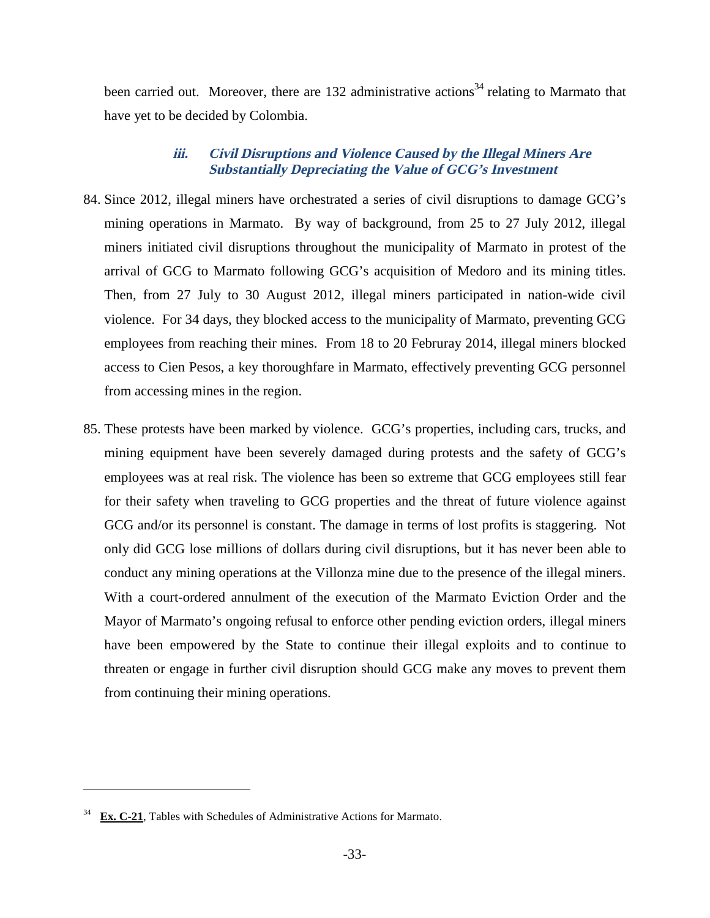been carried out. Moreover, there are 132 administrative actions[34] relating to Marmato that have yet to be decided by Colombia.

### *iii. Civil Disruptions and Violence Caused by the Illegal Miners Are Substantially Depreciating the Value of GCG's Investment*

84. Since 2012, illegal miners have orchestrated a series of civil disruptions to damage GCG's mining operations in Marmato. By way of background, from 25 to 27 July 2012, illegal miners initiated civil disruptions throughout the municipality of Marmato in protest of the arrival of GCG to Marmato following GCG's acquisition of Medoro and its mining titles. Then, from 27 July to 30 August 2012, illegal miners participated in nation-wide civil violence. For 34 days, they blocked access to the municipality of Marmato, preventing GCG employees from reaching their mines. From 18 to 20 Februray 2014, illegal miners blocked access to Cien Pesos, a key thoroughfare in Marmato, effectively preventing GCG personnel from accessing mines in the region.

85. These protests have been marked by violence. GCG's properties, including cars, trucks, and mining equipment have been severely damaged during protests and the safety of GCG's employees was at real risk. The violence has been so extreme that GCG employees still fear for their safety when traveling to GCG properties and the threat of future violence against GCG and/or its personnel is constant. The damage in terms of lost profits is staggering. Not only did GCG lose millions of dollars during civil disruptions, but it has never been able to conduct any mining operations at the Villonza mine due to the presence of the illegal miners. With a court-ordered annulment of the execution of the Marmato Eviction Order and the Mayor of Marmato's ongoing refusal to enforce other pending eviction orders, illegal miners have been empowered by the State to continue their illegal exploits and to continue to threaten or engage in further civil disruption should GCG make any moves to prevent them from continuing their mining operations.

---

[34] **Ex. C-21**, Tables with Schedules of Administrative Actions for Marmato.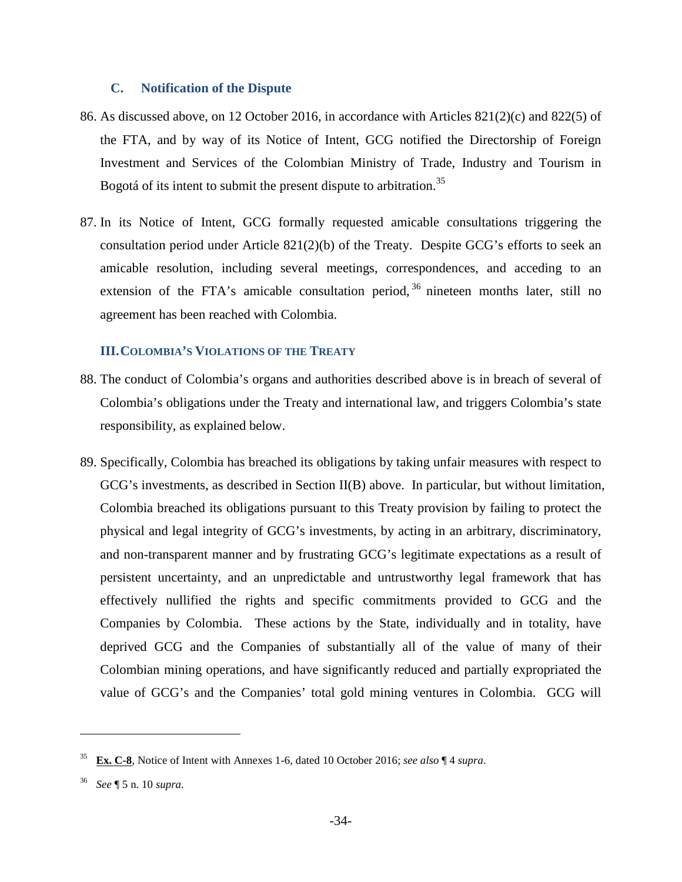### C. Notification of the Dispute

86. As discussed above, on 12 October 2016, in accordance with Articles 821(2)(c) and 822(5) of the FTA, and by way of its Notice of Intent, GCG notified the Directorship of Foreign Investment and Services of the Colombian Ministry of Trade, Industry and Tourism in Bogotá of its intent to submit the present dispute to arbitration.[35]

87. In its Notice of Intent, GCG formally requested amicable consultations triggering the consultation period under Article 821(2)(b) of the Treaty. Despite GCG's efforts to seek an amicable resolution, including several meetings, correspondences, and acceding to an extension of the FTA's amicable consultation period,[36] nineteen months later, still no agreement has been reached with Colombia.

## III. COLOMBIA'S VIOLATIONS OF THE TREATY

88. The conduct of Colombia's organs and authorities described above is in breach of several of Colombia's obligations under the Treaty and international law, and triggers Colombia's state responsibility, as explained below.

89. Specifically, Colombia has breached its obligations by taking unfair measures with respect to GCG's investments, as described in Section II(B) above. In particular, but without limitation, Colombia breached its obligations pursuant to this Treaty provision by failing to protect the physical and legal integrity of GCG's investments, by acting in an arbitrary, discriminatory, and non-transparent manner and by frustrating GCG's legitimate expectations as a result of persistent uncertainty, and an unpredictable and untrustworthy legal framework that has effectively nullified the rights and specific commitments provided to GCG and the Companies by Colombia. These actions by the State, individually and in totality, have deprived GCG and the Companies of substantially all of the value of many of their Colombian mining operations, and have significantly reduced and partially expropriated the value of GCG's and the Companies' total gold mining ventures in Colombia. GCG will

---

[35] **Ex. C-8**, Notice of Intent with Annexes 1-6, dated 10 October 2016; *see also* ¶ 4 *supra*.

[36] *See* ¶ 5 n. 10 *supra*.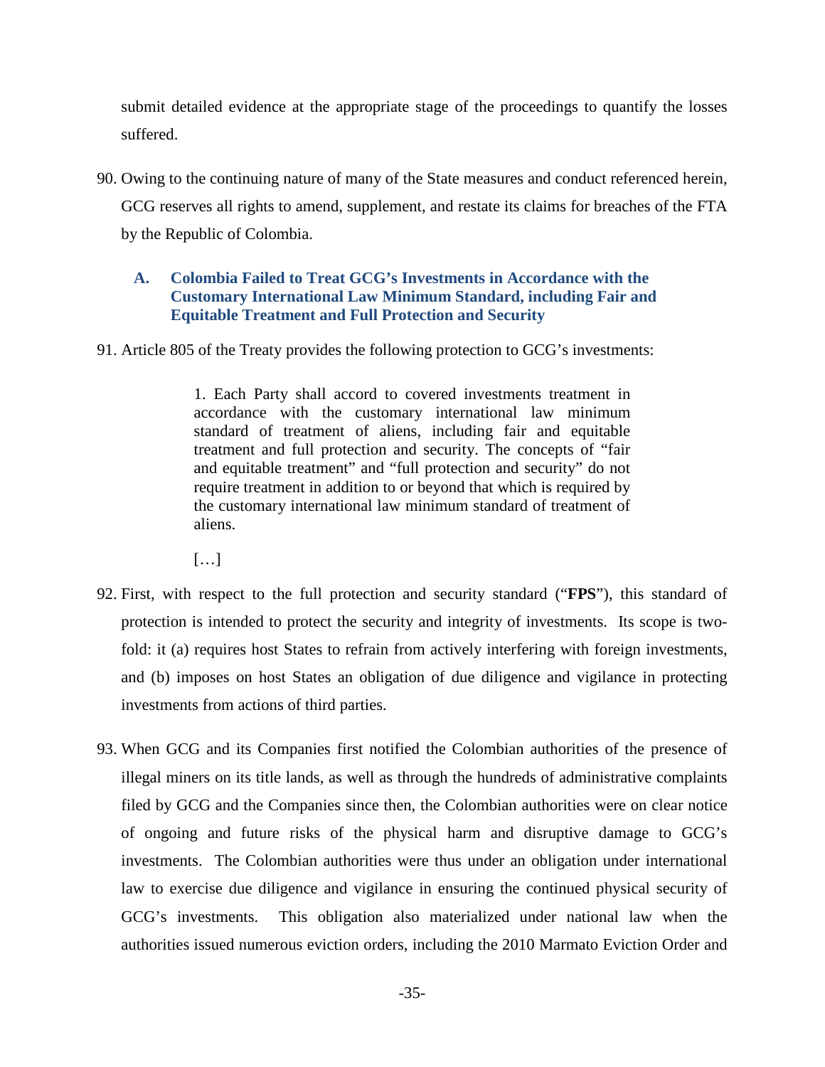submit detailed evidence at the appropriate stage of the proceedings to quantify the losses suffered.

90. Owing to the continuing nature of many of the State measures and conduct referenced herein, GCG reserves all rights to amend, supplement, and restate its claims for breaches of the FTA by the Republic of Colombia.

### A. Colombia Failed to Treat GCG's Investments in Accordance with the Customary International Law Minimum Standard, including Fair and Equitable Treatment and Full Protection and Security

91. Article 805 of the Treaty provides the following protection to GCG's investments:

> 1. Each Party shall accord to covered investments treatment in accordance with the customary international law minimum standard of treatment of aliens, including fair and equitable treatment and full protection and security. The concepts of "fair and equitable treatment" and "full protection and security" do not require treatment in addition to or beyond that which is required by the customary international law minimum standard of treatment of aliens.
>
> […]

92. First, with respect to the full protection and security standard ("**FPS**"), this standard of protection is intended to protect the security and integrity of investments. Its scope is two-fold: it (a) requires host States to refrain from actively interfering with foreign investments, and (b) imposes on host States an obligation of due diligence and vigilance in protecting investments from actions of third parties.

93. When GCG and its Companies first notified the Colombian authorities of the presence of illegal miners on its title lands, as well as through the hundreds of administrative complaints filed by GCG and the Companies since then, the Colombian authorities were on clear notice of ongoing and future risks of the physical harm and disruptive damage to GCG's investments. The Colombian authorities were thus under an obligation under international law to exercise due diligence and vigilance in ensuring the continued physical security of GCG's investments. This obligation also materialized under national law when the authorities issued numerous eviction orders, including the 2010 Marmato Eviction Order and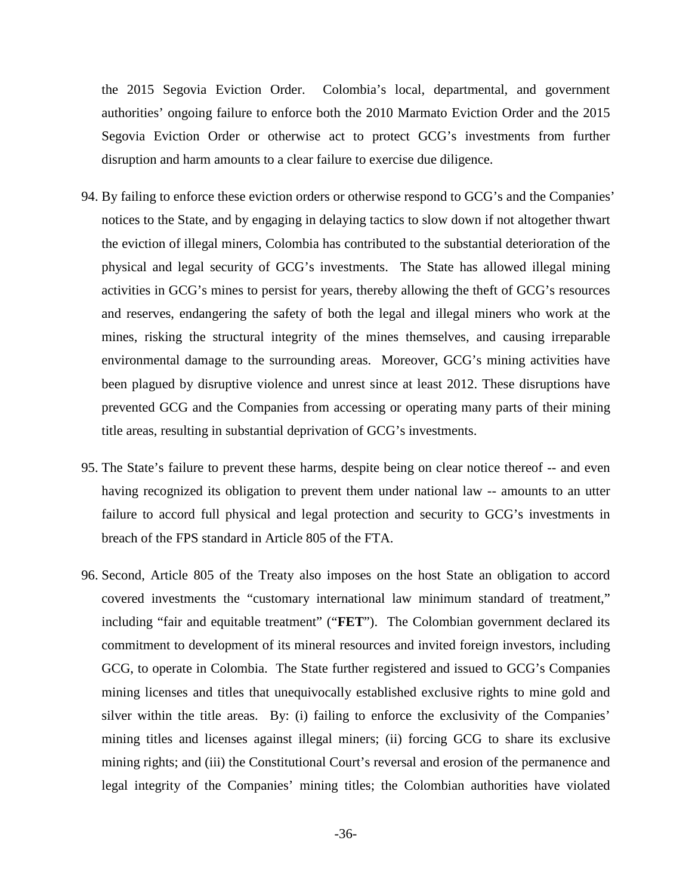the 2015 Segovia Eviction Order. Colombia's local, departmental, and government authorities' ongoing failure to enforce both the 2010 Marmato Eviction Order and the 2015 Segovia Eviction Order or otherwise act to protect GCG's investments from further disruption and harm amounts to a clear failure to exercise due diligence.

94. By failing to enforce these eviction orders or otherwise respond to GCG's and the Companies' notices to the State, and by engaging in delaying tactics to slow down if not altogether thwart the eviction of illegal miners, Colombia has contributed to the substantial deterioration of the physical and legal security of GCG's investments. The State has allowed illegal mining activities in GCG's mines to persist for years, thereby allowing the theft of GCG's resources and reserves, endangering the safety of both the legal and illegal miners who work at the mines, risking the structural integrity of the mines themselves, and causing irreparable environmental damage to the surrounding areas. Moreover, GCG's mining activities have been plagued by disruptive violence and unrest since at least 2012. These disruptions have prevented GCG and the Companies from accessing or operating many parts of their mining title areas, resulting in substantial deprivation of GCG's investments.

95. The State's failure to prevent these harms, despite being on clear notice thereof -- and even having recognized its obligation to prevent them under national law -- amounts to an utter failure to accord full physical and legal protection and security to GCG's investments in breach of the FPS standard in Article 805 of the FTA.

96. Second, Article 805 of the Treaty also imposes on the host State an obligation to accord covered investments the "customary international law minimum standard of treatment," including "fair and equitable treatment" ("**FET**"). The Colombian government declared its commitment to development of its mineral resources and invited foreign investors, including GCG, to operate in Colombia. The State further registered and issued to GCG's Companies mining licenses and titles that unequivocally established exclusive rights to mine gold and silver within the title areas. By: (i) failing to enforce the exclusivity of the Companies' mining titles and licenses against illegal miners; (ii) forcing GCG to share its exclusive mining rights; and (iii) the Constitutional Court's reversal and erosion of the permanence and legal integrity of the Companies' mining titles; the Colombian authorities have violated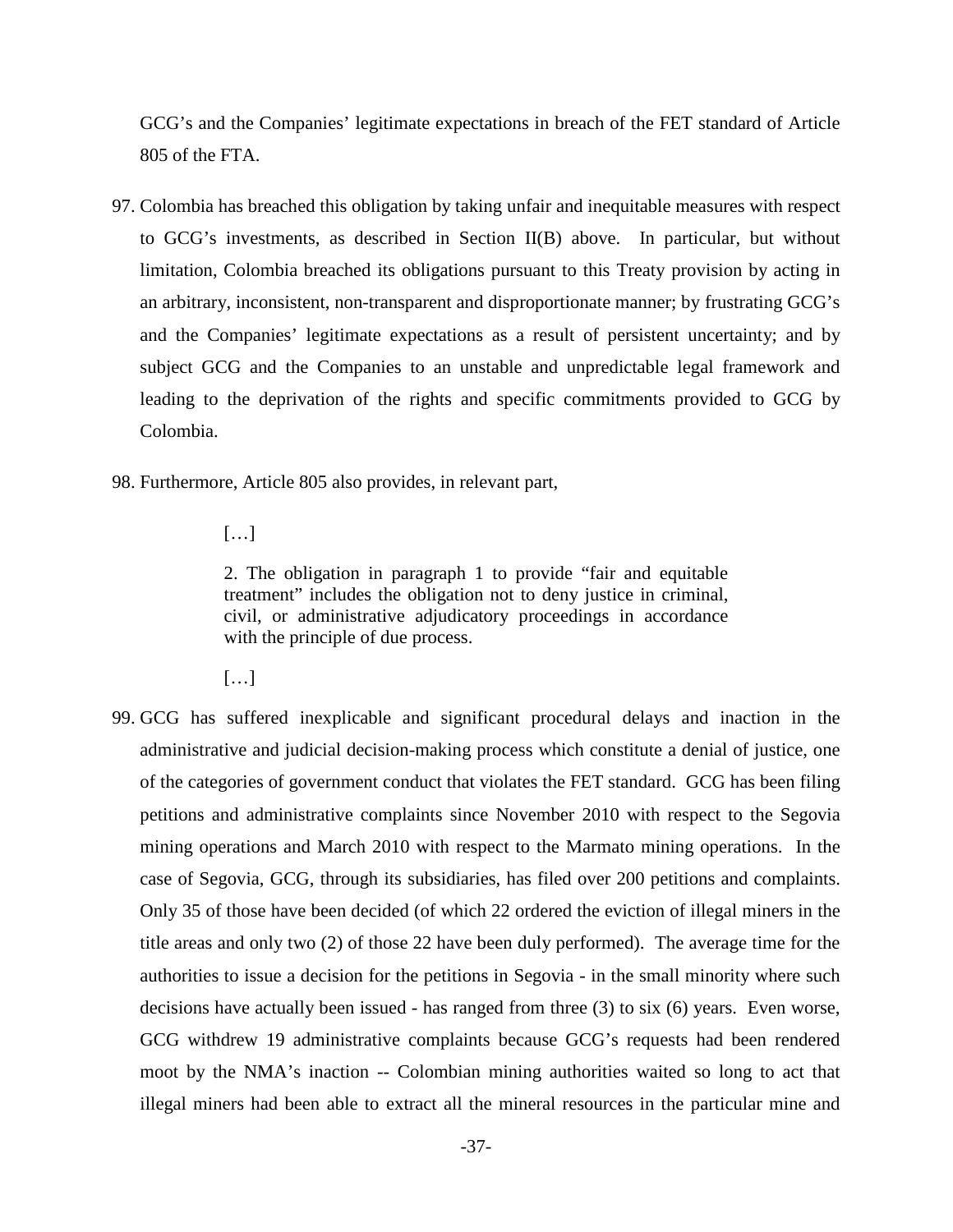GCG's and the Companies' legitimate expectations in breach of the FET standard of Article 805 of the FTA.

97. Colombia has breached this obligation by taking unfair and inequitable measures with respect to GCG's investments, as described in Section II(B) above. In particular, but without limitation, Colombia breached its obligations pursuant to this Treaty provision by acting in an arbitrary, inconsistent, non-transparent and disproportionate manner; by frustrating GCG's and the Companies' legitimate expectations as a result of persistent uncertainty; and by subject GCG and the Companies to an unstable and unpredictable legal framework and leading to the deprivation of the rights and specific commitments provided to GCG by Colombia.

98. Furthermore, Article 805 also provides, in relevant part,

> […]
>
> 2. The obligation in paragraph 1 to provide "fair and equitable treatment" includes the obligation not to deny justice in criminal, civil, or administrative adjudicatory proceedings in accordance with the principle of due process.
>
> […]

99. GCG has suffered inexplicable and significant procedural delays and inaction in the administrative and judicial decision-making process which constitute a denial of justice, one of the categories of government conduct that violates the FET standard. GCG has been filing petitions and administrative complaints since November 2010 with respect to the Segovia mining operations and March 2010 with respect to the Marmato mining operations. In the case of Segovia, GCG, through its subsidiaries, has filed over 200 petitions and complaints. Only 35 of those have been decided (of which 22 ordered the eviction of illegal miners in the title areas and only two (2) of those 22 have been duly performed). The average time for the authorities to issue a decision for the petitions in Segovia - in the small minority where such decisions have actually been issued - has ranged from three (3) to six (6) years. Even worse, GCG withdrew 19 administrative complaints because GCG's requests had been rendered moot by the NMA's inaction -- Colombian mining authorities waited so long to act that illegal miners had been able to extract all the mineral resources in the particular mine and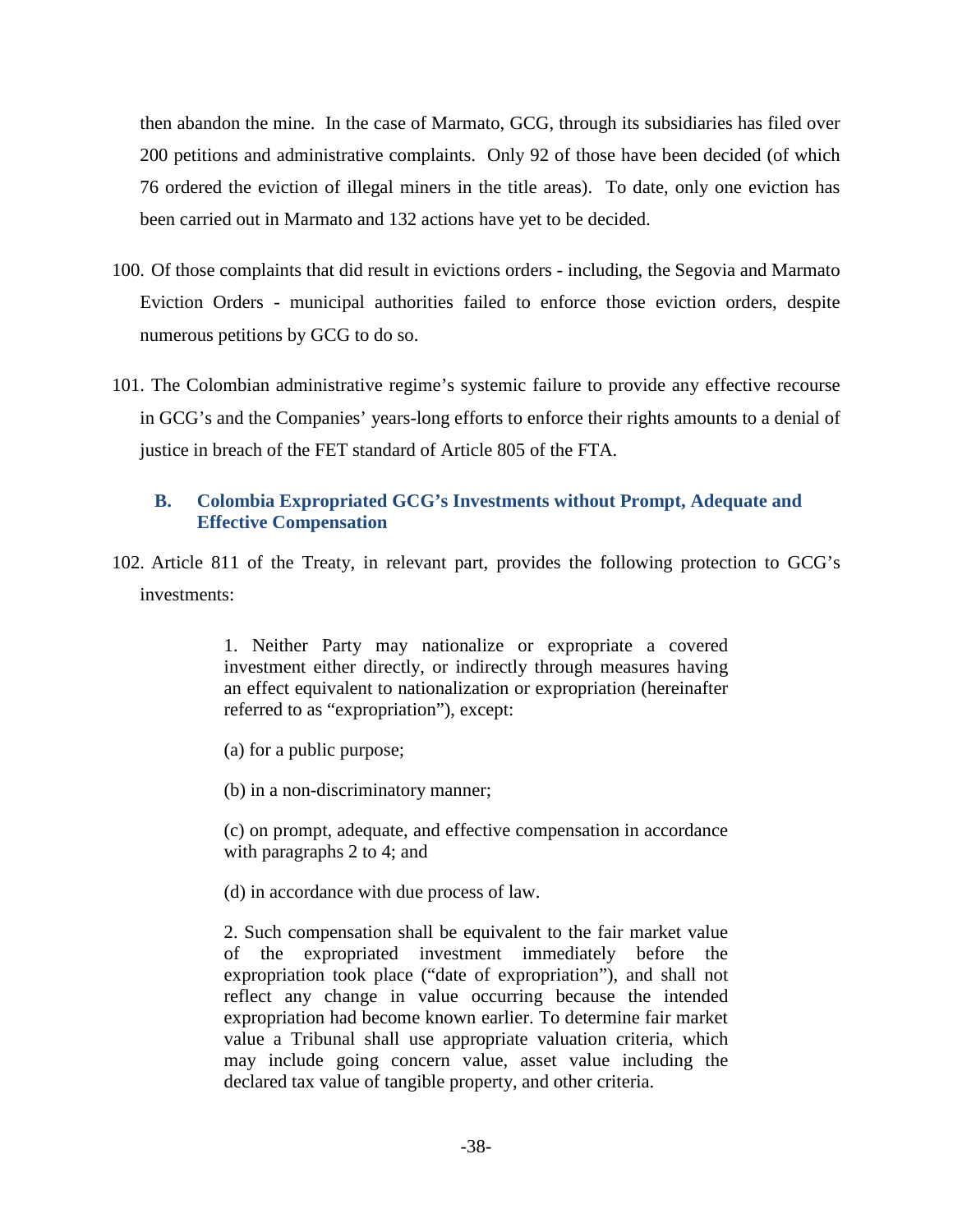then abandon the mine. In the case of Marmato, GCG, through its subsidiaries has filed over 200 petitions and administrative complaints. Only 92 of those have been decided (of which 76 ordered the eviction of illegal miners in the title areas). To date, only one eviction has been carried out in Marmato and 132 actions have yet to be decided.

100. Of those complaints that did result in evictions orders - including, the Segovia and Marmato Eviction Orders - municipal authorities failed to enforce those eviction orders, despite numerous petitions by GCG to do so.

101. The Colombian administrative regime's systemic failure to provide any effective recourse in GCG's and the Companies' years-long efforts to enforce their rights amounts to a denial of justice in breach of the FET standard of Article 805 of the FTA.

### B. Colombia Expropriated GCG's Investments without Prompt, Adequate and Effective Compensation

102. Article 811 of the Treaty, in relevant part, provides the following protection to GCG's investments:

> 1. Neither Party may nationalize or expropriate a covered investment either directly, or indirectly through measures having an effect equivalent to nationalization or expropriation (hereinafter referred to as "expropriation"), except:
>
> (a) for a public purpose;
>
> (b) in a non-discriminatory manner;
>
> (c) on prompt, adequate, and effective compensation in accordance with paragraphs 2 to 4; and
>
> (d) in accordance with due process of law.
>
> 2. Such compensation shall be equivalent to the fair market value of the expropriated investment immediately before the expropriation took place ("date of expropriation"), and shall not reflect any change in value occurring because the intended expropriation had become known earlier. To determine fair market value a Tribunal shall use appropriate valuation criteria, which may include going concern value, asset value including the declared tax value of tangible property, and other criteria.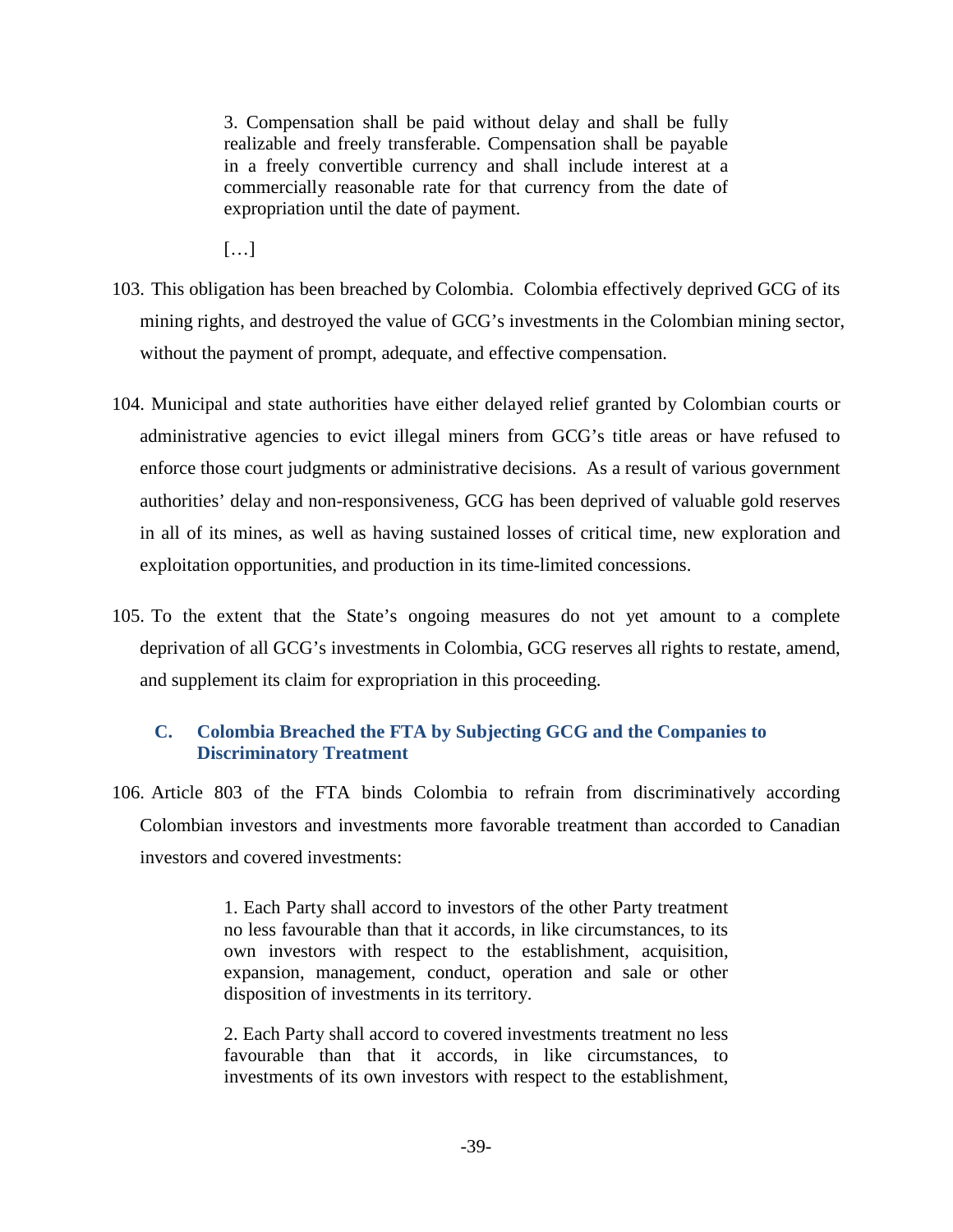> 3. Compensation shall be paid without delay and shall be fully realizable and freely transferable. Compensation shall be payable in a freely convertible currency and shall include interest at a commercially reasonable rate for that currency from the date of expropriation until the date of payment.
>
> […]

103. This obligation has been breached by Colombia. Colombia effectively deprived GCG of its mining rights, and destroyed the value of GCG's investments in the Colombian mining sector, without the payment of prompt, adequate, and effective compensation.

104. Municipal and state authorities have either delayed relief granted by Colombian courts or administrative agencies to evict illegal miners from GCG's title areas or have refused to enforce those court judgments or administrative decisions. As a result of various government authorities' delay and non-responsiveness, GCG has been deprived of valuable gold reserves in all of its mines, as well as having sustained losses of critical time, new exploration and exploitation opportunities, and production in its time-limited concessions.

105. To the extent that the State's ongoing measures do not yet amount to a complete deprivation of all GCG's investments in Colombia, GCG reserves all rights to restate, amend, and supplement its claim for expropriation in this proceeding.

### C. Colombia Breached the FTA by Subjecting GCG and the Companies to Discriminatory Treatment

106. Article 803 of the FTA binds Colombia to refrain from discriminatively according Colombian investors and investments more favorable treatment than accorded to Canadian investors and covered investments:

> 1. Each Party shall accord to investors of the other Party treatment no less favourable than that it accords, in like circumstances, to its own investors with respect to the establishment, acquisition, expansion, management, conduct, operation and sale or other disposition of investments in its territory.
>
> 2. Each Party shall accord to covered investments treatment no less favourable than that it accords, in like circumstances, to investments of its own investors with respect to the establishment,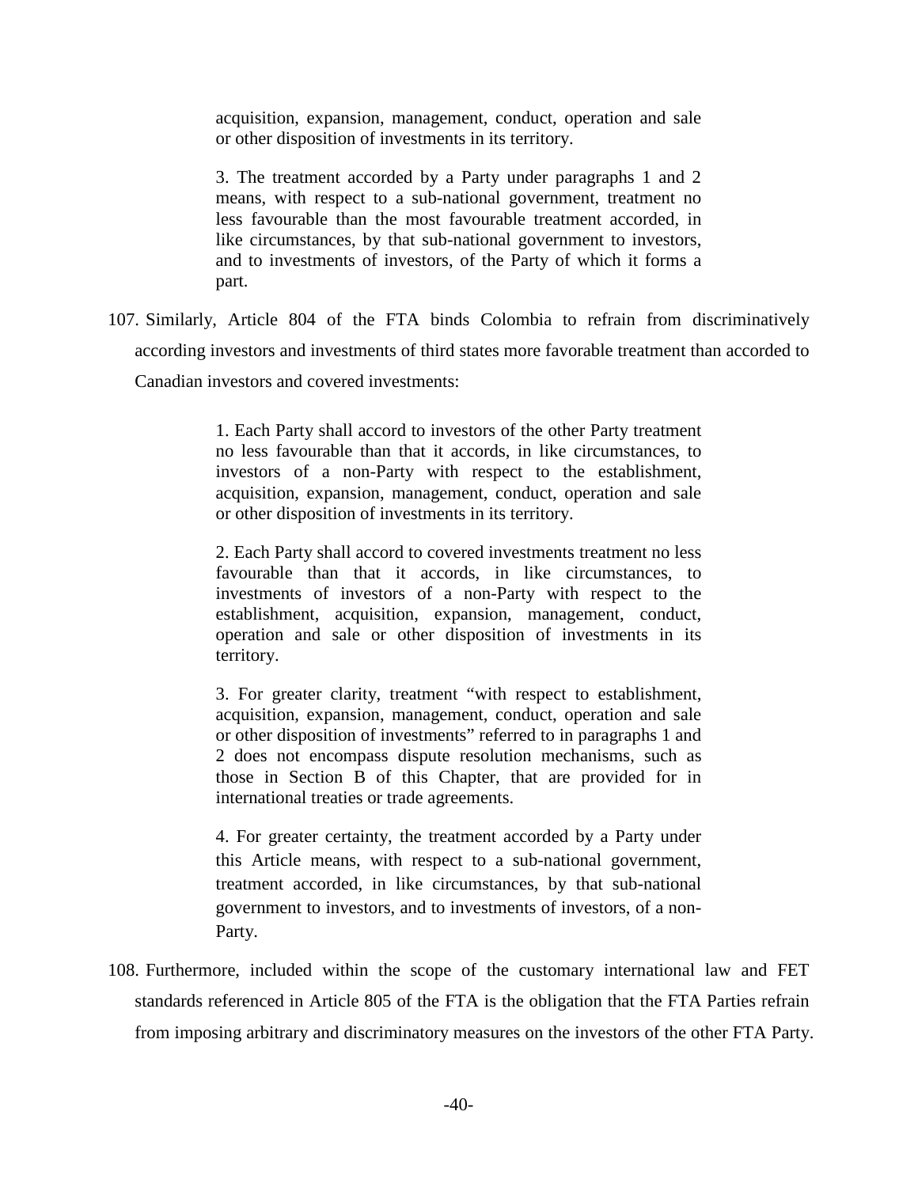> acquisition, expansion, management, conduct, operation and sale or other disposition of investments in its territory.
>
> 3. The treatment accorded by a Party under paragraphs 1 and 2 means, with respect to a sub-national government, treatment no less favourable than the most favourable treatment accorded, in like circumstances, by that sub-national government to investors, and to investments of investors, of the Party of which it forms a part.

107. Similarly, Article 804 of the FTA binds Colombia to refrain from discriminatively according investors and investments of third states more favorable treatment than accorded to Canadian investors and covered investments:

> 1. Each Party shall accord to investors of the other Party treatment no less favourable than that it accords, in like circumstances, to investors of a non-Party with respect to the establishment, acquisition, expansion, management, conduct, operation and sale or other disposition of investments in its territory.
>
> 2. Each Party shall accord to covered investments treatment no less favourable than that it accords, in like circumstances, to investments of investors of a non-Party with respect to the establishment, acquisition, expansion, management, conduct, operation and sale or other disposition of investments in its territory.
>
> 3. For greater clarity, treatment "with respect to establishment, acquisition, expansion, management, conduct, operation and sale or other disposition of investments" referred to in paragraphs 1 and 2 does not encompass dispute resolution mechanisms, such as those in Section B of this Chapter, that are provided for in international treaties or trade agreements.
>
> 4. For greater certainty, the treatment accorded by a Party under this Article means, with respect to a sub-national government, treatment accorded, in like circumstances, by that sub-national government to investors, and to investments of investors, of a non-Party.

108. Furthermore, included within the scope of the customary international law and FET standards referenced in Article 805 of the FTA is the obligation that the FTA Parties refrain from imposing arbitrary and discriminatory measures on the investors of the other FTA Party.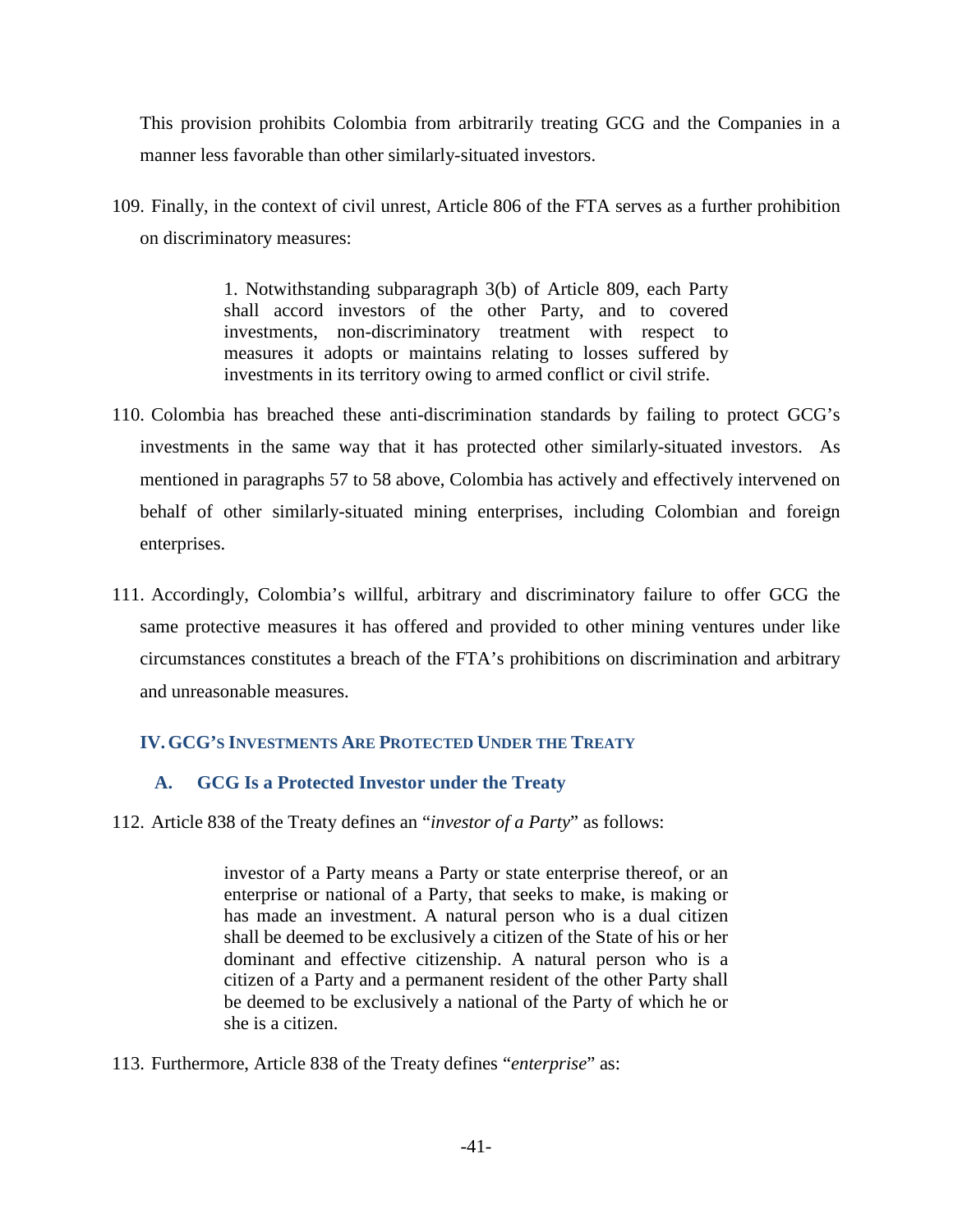This provision prohibits Colombia from arbitrarily treating GCG and the Companies in a manner less favorable than other similarly-situated investors.

109. Finally, in the context of civil unrest, Article 806 of the FTA serves as a further prohibition on discriminatory measures:

> 1. Notwithstanding subparagraph 3(b) of Article 809, each Party shall accord investors of the other Party, and to covered investments, non-discriminatory treatment with respect to measures it adopts or maintains relating to losses suffered by investments in its territory owing to armed conflict or civil strife.

110. Colombia has breached these anti-discrimination standards by failing to protect GCG's investments in the same way that it has protected other similarly-situated investors. As mentioned in paragraphs 57 to 58 above, Colombia has actively and effectively intervened on behalf of other similarly-situated mining enterprises, including Colombian and foreign enterprises.

111. Accordingly, Colombia's willful, arbitrary and discriminatory failure to offer GCG the same protective measures it has offered and provided to other mining ventures under like circumstances constitutes a breach of the FTA's prohibitions on discrimination and arbitrary and unreasonable measures.

## IV. GCG's Investments Are Protected Under the Treaty

### A. GCG Is a Protected Investor under the Treaty

112. Article 838 of the Treaty defines an "*investor of a Party*" as follows:

> investor of a Party means a Party or state enterprise thereof, or an enterprise or national of a Party, that seeks to make, is making or has made an investment. A natural person who is a dual citizen shall be deemed to be exclusively a citizen of the State of his or her dominant and effective citizenship. A natural person who is a citizen of a Party and a permanent resident of the other Party shall be deemed to be exclusively a national of the Party of which he or she is a citizen.

113. Furthermore, Article 838 of the Treaty defines "*enterprise*" as: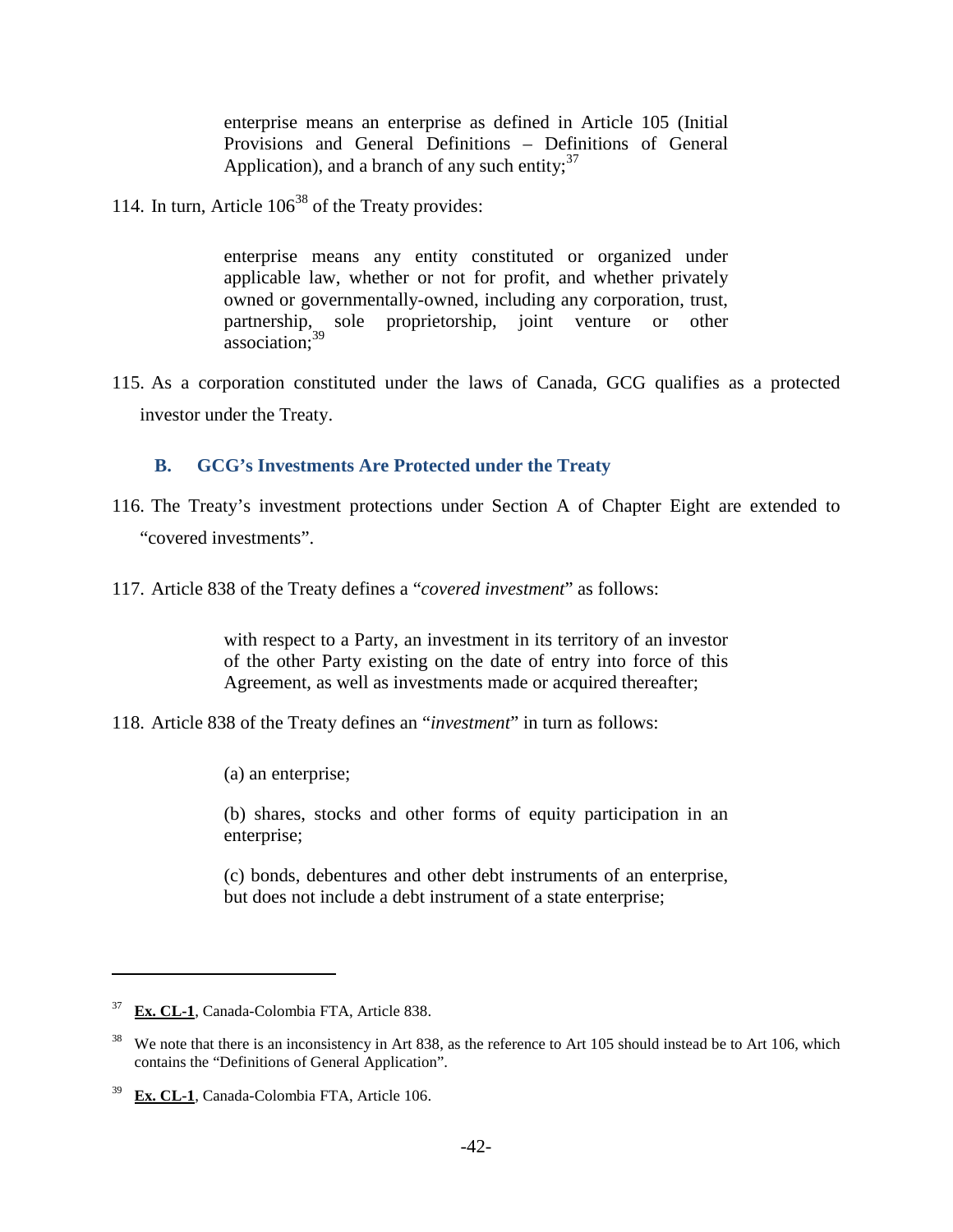> enterprise means an enterprise as defined in Article 105 (Initial Provisions and General Definitions – Definitions of General Application), and a branch of any such entity;[37]

114. In turn, Article 106[38] of the Treaty provides:

> enterprise means any entity constituted or organized under applicable law, whether or not for profit, and whether privately owned or governmentally-owned, including any corporation, trust, partnership, sole proprietorship, joint venture or other association;[39]

115. As a corporation constituted under the laws of Canada, GCG qualifies as a protected investor under the Treaty.

### B. GCG's Investments Are Protected under the Treaty

116. The Treaty's investment protections under Section A of Chapter Eight are extended to "covered investments".

117. Article 838 of the Treaty defines a "*covered investment*" as follows:

> with respect to a Party, an investment in its territory of an investor of the other Party existing on the date of entry into force of this Agreement, as well as investments made or acquired thereafter;

118. Article 838 of the Treaty defines an "*investment*" in turn as follows:

> (a) an enterprise;
>
> (b) shares, stocks and other forms of equity participation in an enterprise;
>
> (c) bonds, debentures and other debt instruments of an enterprise, but does not include a debt instrument of a state enterprise;

---

[37] **Ex. CL-1**, Canada-Colombia FTA, Article 838.

[38] We note that there is an inconsistency in Art 838, as the reference to Art 105 should instead be to Art 106, which contains the "Definitions of General Application".

[39] **Ex. CL-1**, Canada-Colombia FTA, Article 106.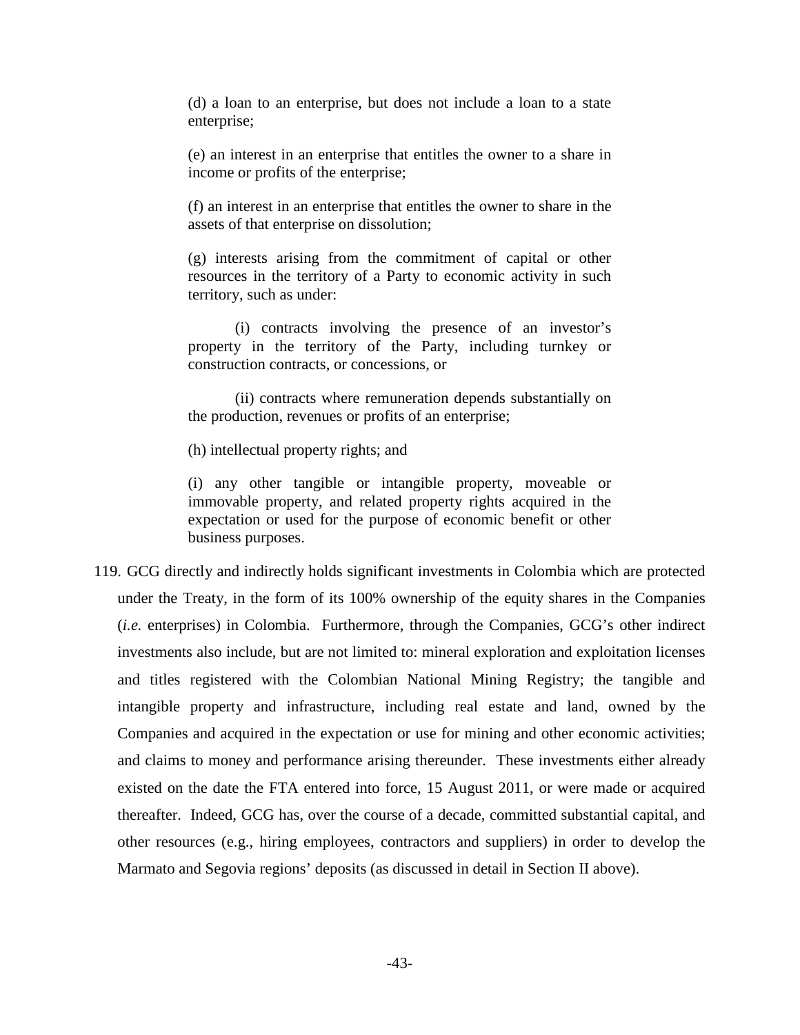> (d) a loan to an enterprise, but does not include a loan to a state enterprise;
>
> (e) an interest in an enterprise that entitles the owner to a share in income or profits of the enterprise;
>
> (f) an interest in an enterprise that entitles the owner to share in the assets of that enterprise on dissolution;
>
> (g) interests arising from the commitment of capital or other resources in the territory of a Party to economic activity in such territory, such as under:
>
> (i) contracts involving the presence of an investor's property in the territory of the Party, including turnkey or construction contracts, or concessions, or
>
> (ii) contracts where remuneration depends substantially on the production, revenues or profits of an enterprise;
>
> (h) intellectual property rights; and
>
> (i) any other tangible or intangible property, moveable or immovable property, and related property rights acquired in the expectation or used for the purpose of economic benefit or other business purposes.

119. GCG directly and indirectly holds significant investments in Colombia which are protected under the Treaty, in the form of its 100% ownership of the equity shares in the Companies (*i.e.* enterprises) in Colombia. Furthermore, through the Companies, GCG's other indirect investments also include, but are not limited to: mineral exploration and exploitation licenses and titles registered with the Colombian National Mining Registry; the tangible and intangible property and infrastructure, including real estate and land, owned by the Companies and acquired in the expectation or use for mining and other economic activities; and claims to money and performance arising thereunder. These investments either already existed on the date the FTA entered into force, 15 August 2011, or were made or acquired thereafter. Indeed, GCG has, over the course of a decade, committed substantial capital, and other resources (e.g., hiring employees, contractors and suppliers) in order to develop the Marmato and Segovia regions' deposits (as discussed in detail in Section II above).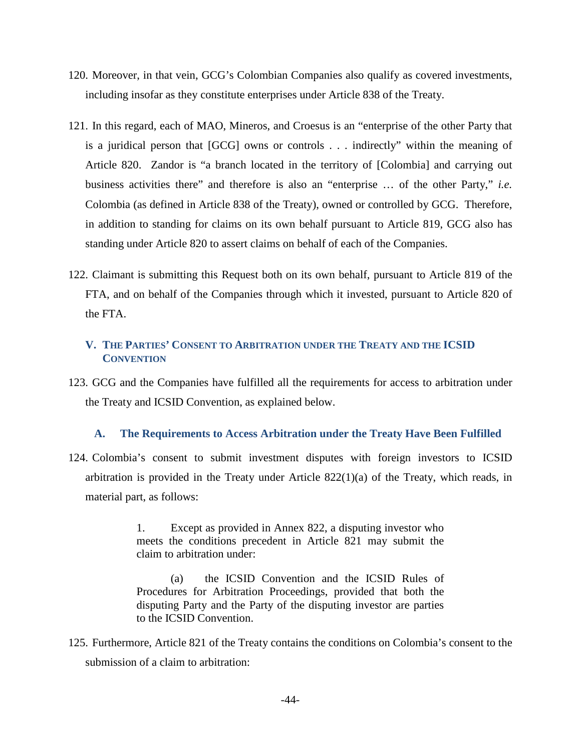120. Moreover, in that vein, GCG's Colombian Companies also qualify as covered investments, including insofar as they constitute enterprises under Article 838 of the Treaty.

121. In this regard, each of MAO, Mineros, and Croesus is an "enterprise of the other Party that is a juridical person that [GCG] owns or controls . . . indirectly" within the meaning of Article 820. Zandor is "a branch located in the territory of [Colombia] and carrying out business activities there" and therefore is also an "enterprise … of the other Party," *i.e.* Colombia (as defined in Article 838 of the Treaty), owned or controlled by GCG. Therefore, in addition to standing for claims on its own behalf pursuant to Article 819, GCG also has standing under Article 820 to assert claims on behalf of each of the Companies.

122. Claimant is submitting this Request both on its own behalf, pursuant to Article 819 of the FTA, and on behalf of the Companies through which it invested, pursuant to Article 820 of the FTA.

## V. The Parties' Consent to Arbitration under the Treaty and the ICSID Convention

123. GCG and the Companies have fulfilled all the requirements for access to arbitration under the Treaty and ICSID Convention, as explained below.

### A. The Requirements to Access Arbitration under the Treaty Have Been Fulfilled

124. Colombia's consent to submit investment disputes with foreign investors to ICSID arbitration is provided in the Treaty under Article 822(1)(a) of the Treaty, which reads, in material part, as follows:

> 1. Except as provided in Annex 822, a disputing investor who meets the conditions precedent in Article 821 may submit the claim to arbitration under:
>
> (a) the ICSID Convention and the ICSID Rules of Procedures for Arbitration Proceedings, provided that both the disputing Party and the Party of the disputing investor are parties to the ICSID Convention.

125. Furthermore, Article 821 of the Treaty contains the conditions on Colombia's consent to the submission of a claim to arbitration: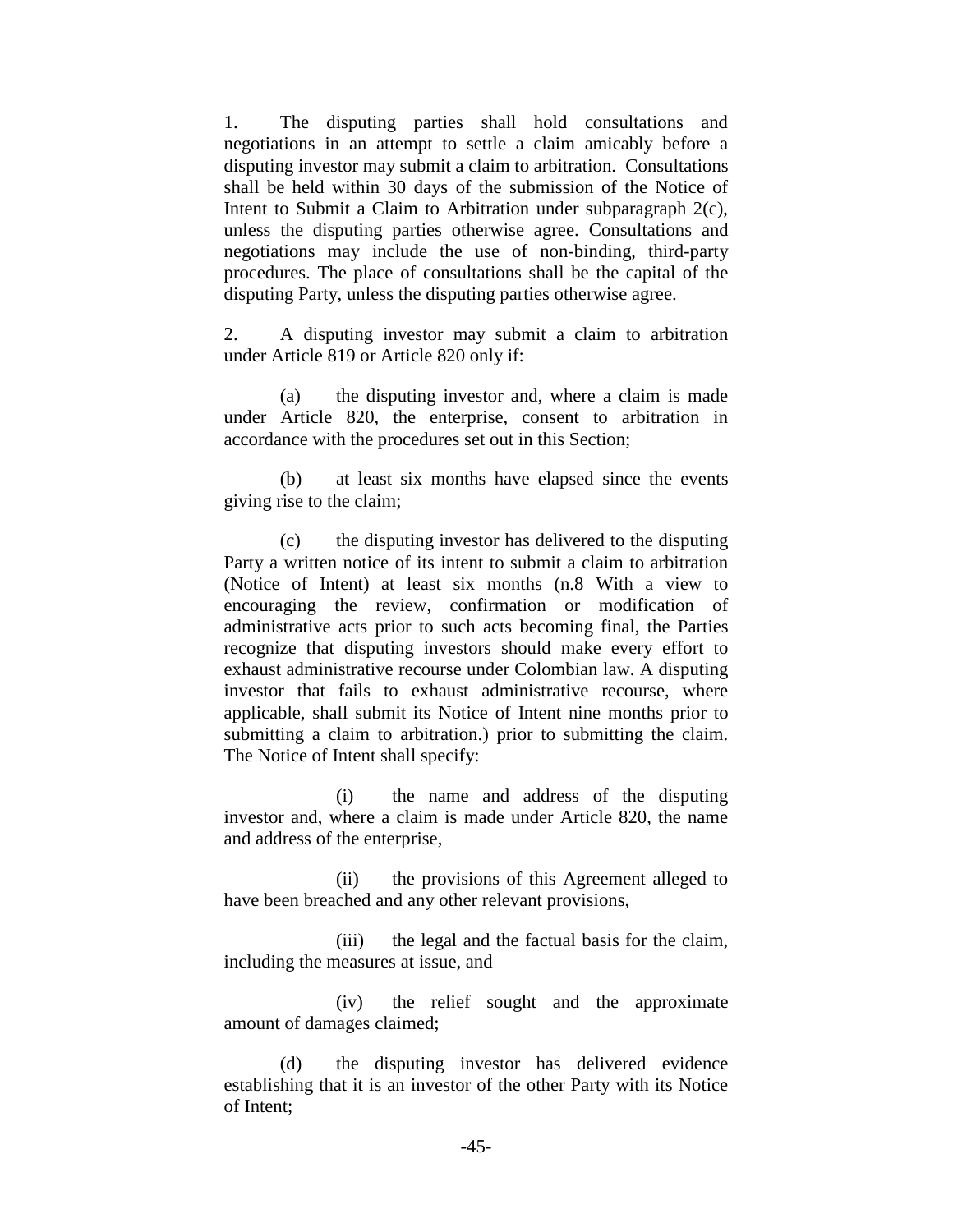1. The disputing parties shall hold consultations and negotiations in an attempt to settle a claim amicably before a disputing investor may submit a claim to arbitration. Consultations shall be held within 30 days of the submission of the Notice of Intent to Submit a Claim to Arbitration under subparagraph 2(c), unless the disputing parties otherwise agree. Consultations and negotiations may include the use of non-binding, third-party procedures. The place of consultations shall be the capital of the disputing Party, unless the disputing parties otherwise agree.

2. A disputing investor may submit a claim to arbitration under Article 819 or Article 820 only if:

(a) the disputing investor and, where a claim is made under Article 820, the enterprise, consent to arbitration in accordance with the procedures set out in this Section;

(b) at least six months have elapsed since the events giving rise to the claim;

(c) the disputing investor has delivered to the disputing Party a written notice of its intent to submit a claim to arbitration (Notice of Intent) at least six months (n.8 With a view to encouraging the review, confirmation or modification of administrative acts prior to such acts becoming final, the Parties recognize that disputing investors should make every effort to exhaust administrative recourse under Colombian law. A disputing investor that fails to exhaust administrative recourse, where applicable, shall submit its Notice of Intent nine months prior to submitting a claim to arbitration.) prior to submitting the claim. The Notice of Intent shall specify:

(i) the name and address of the disputing investor and, where a claim is made under Article 820, the name and address of the enterprise,

(ii) the provisions of this Agreement alleged to have been breached and any other relevant provisions,

(iii) the legal and the factual basis for the claim, including the measures at issue, and

(iv) the relief sought and the approximate amount of damages claimed;

(d) the disputing investor has delivered evidence establishing that it is an investor of the other Party with its Notice of Intent;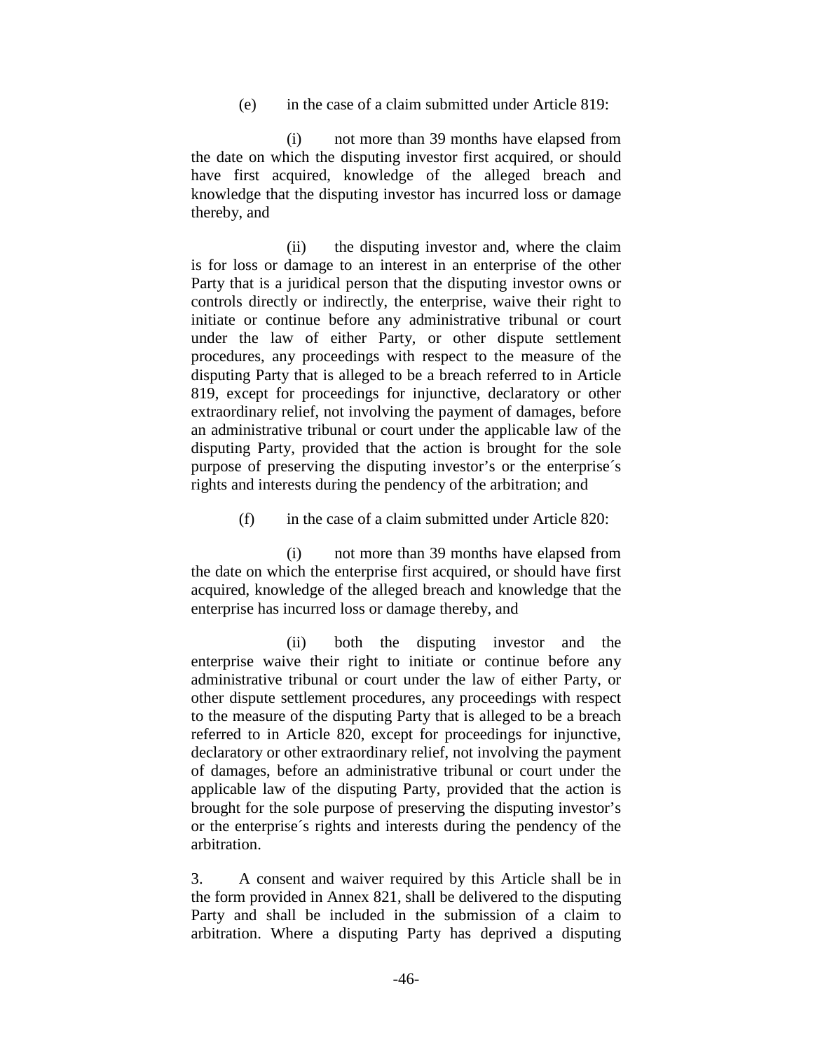(e) in the case of a claim submitted under Article 819:

(i) not more than 39 months have elapsed from the date on which the disputing investor first acquired, or should have first acquired, knowledge of the alleged breach and knowledge that the disputing investor has incurred loss or damage thereby, and

(ii) the disputing investor and, where the claim is for loss or damage to an interest in an enterprise of the other Party that is a juridical person that the disputing investor owns or controls directly or indirectly, the enterprise, waive their right to initiate or continue before any administrative tribunal or court under the law of either Party, or other dispute settlement procedures, any proceedings with respect to the measure of the disputing Party that is alleged to be a breach referred to in Article 819, except for proceedings for injunctive, declaratory or other extraordinary relief, not involving the payment of damages, before an administrative tribunal or court under the applicable law of the disputing Party, provided that the action is brought for the sole purpose of preserving the disputing investor's or the enterprise´s rights and interests during the pendency of the arbitration; and

(f) in the case of a claim submitted under Article 820:

(i) not more than 39 months have elapsed from the date on which the enterprise first acquired, or should have first acquired, knowledge of the alleged breach and knowledge that the enterprise has incurred loss or damage thereby, and

(ii) both the disputing investor and the enterprise waive their right to initiate or continue before any administrative tribunal or court under the law of either Party, or other dispute settlement procedures, any proceedings with respect to the measure of the disputing Party that is alleged to be a breach referred to in Article 820, except for proceedings for injunctive, declaratory or other extraordinary relief, not involving the payment of damages, before an administrative tribunal or court under the applicable law of the disputing Party, provided that the action is brought for the sole purpose of preserving the disputing investor's or the enterprise´s rights and interests during the pendency of the arbitration.

3. A consent and waiver required by this Article shall be in the form provided in Annex 821, shall be delivered to the disputing Party and shall be included in the submission of a claim to arbitration. Where a disputing Party has deprived a disputing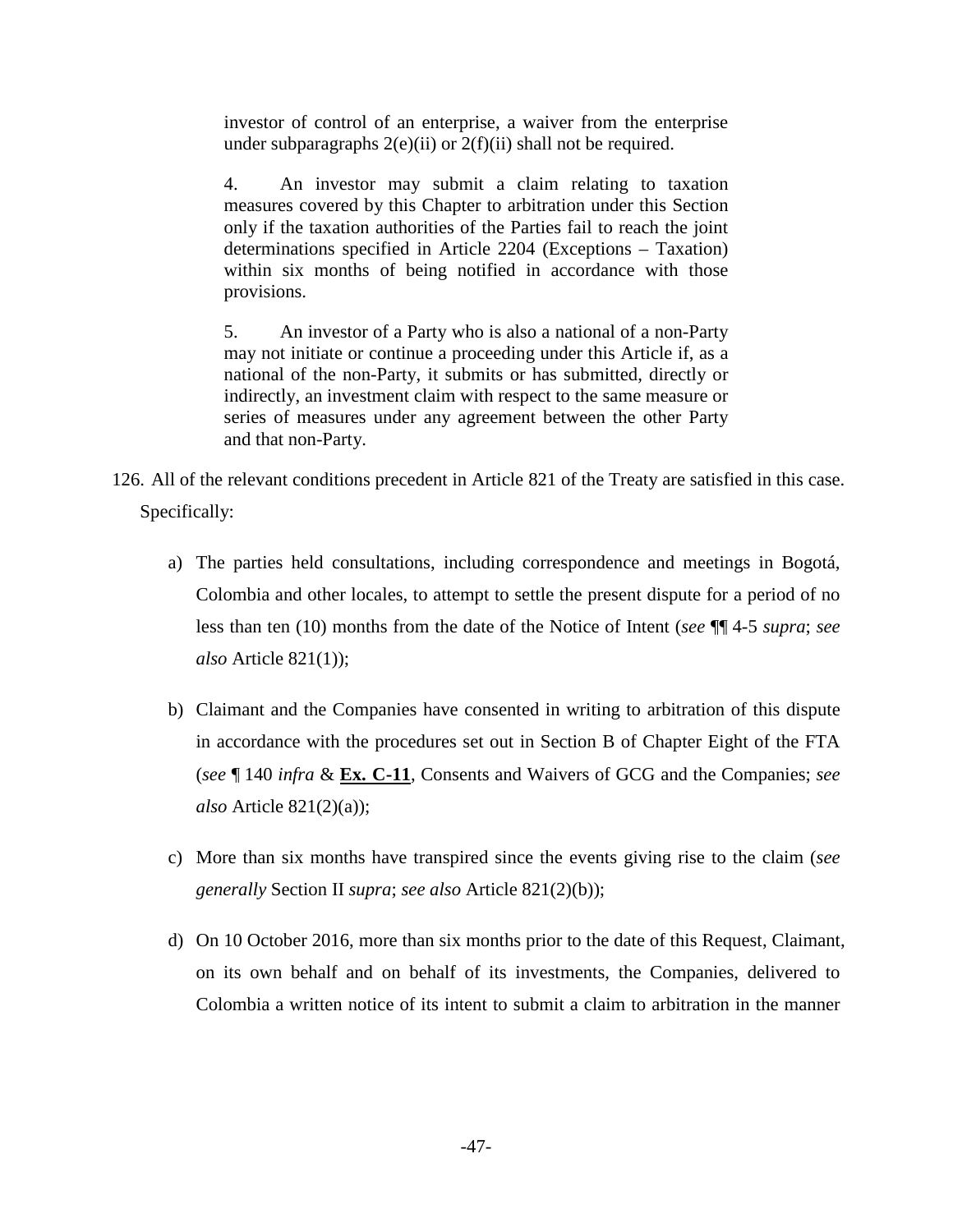investor of control of an enterprise, a waiver from the enterprise under subparagraphs 2(e)(ii) or 2(f)(ii) shall not be required.

> 4. An investor may submit a claim relating to taxation measures covered by this Chapter to arbitration under this Section only if the taxation authorities of the Parties fail to reach the joint determinations specified in Article 2204 (Exceptions – Taxation) within six months of being notified in accordance with those provisions.
>
> 5. An investor of a Party who is also a national of a non-Party may not initiate or continue a proceeding under this Article if, as a national of the non-Party, it submits or has submitted, directly or indirectly, an investment claim with respect to the same measure or series of measures under any agreement between the other Party and that non-Party.

126. All of the relevant conditions precedent in Article 821 of the Treaty are satisfied in this case. Specifically:

a) The parties held consultations, including correspondence and meetings in Bogotá, Colombia and other locales, to attempt to settle the present dispute for a period of no less than ten (10) months from the date of the Notice of Intent (*see* ¶¶ 4-5 *supra*; *see also* Article 821(1));

b) Claimant and the Companies have consented in writing to arbitration of this dispute in accordance with the procedures set out in Section B of Chapter Eight of the FTA (*see* ¶ 140 *infra* & **Ex. C-11**, Consents and Waivers of GCG and the Companies; *see also* Article 821(2)(a));

c) More than six months have transpired since the events giving rise to the claim (*see generally* Section II *supra*; *see also* Article 821(2)(b));

d) On 10 October 2016, more than six months prior to the date of this Request, Claimant, on its own behalf and on behalf of its investments, the Companies, delivered to Colombia a written notice of its intent to submit a claim to arbitration in the manner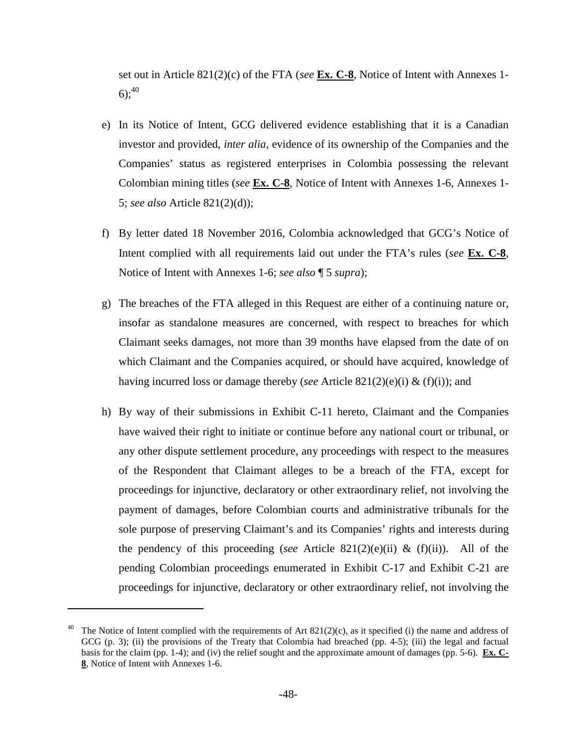set out in Article 821(2)(c) of the FTA (*see* **Ex. C-8**, Notice of Intent with Annexes 1-6);[40]

e) In its Notice of Intent, GCG delivered evidence establishing that it is a Canadian investor and provided, *inter alia*, evidence of its ownership of the Companies and the Companies' status as registered enterprises in Colombia possessing the relevant Colombian mining titles (*see* **Ex. C-8**, Notice of Intent with Annexes 1-6, Annexes 1-5; *see also* Article 821(2)(d));

f) By letter dated 18 November 2016, Colombia acknowledged that GCG's Notice of Intent complied with all requirements laid out under the FTA's rules (*see* **Ex. C-8**, Notice of Intent with Annexes 1-6; *see also* ¶ 5 *supra*);

g) The breaches of the FTA alleged in this Request are either of a continuing nature or, insofar as standalone measures are concerned, with respect to breaches for which Claimant seeks damages, not more than 39 months have elapsed from the date of on which Claimant and the Companies acquired, or should have acquired, knowledge of having incurred loss or damage thereby (*see* Article 821(2)(e)(i) & (f)(i)); and

h) By way of their submissions in Exhibit C-11 hereto, Claimant and the Companies have waived their right to initiate or continue before any national court or tribunal, or any other dispute settlement procedure, any proceedings with respect to the measures of the Respondent that Claimant alleges to be a breach of the FTA, except for proceedings for injunctive, declaratory or other extraordinary relief, not involving the payment of damages, before Colombian courts and administrative tribunals for the sole purpose of preserving Claimant's and its Companies' rights and interests during the pendency of this proceeding (*see* Article 821(2)(e)(ii) & (f)(ii)). All of the pending Colombian proceedings enumerated in Exhibit C-17 and Exhibit C-21 are proceedings for injunctive, declaratory or other extraordinary relief, not involving the

---

[40] The Notice of Intent complied with the requirements of Art 821(2)(c), as it specified (i) the name and address of GCG (p. 3); (ii) the provisions of the Treaty that Colombia had breached (pp. 4-5); (iii) the legal and factual basis for the claim (pp. 1-4); and (iv) the relief sought and the approximate amount of damages (pp. 5-6). **Ex. C-8**, Notice of Intent with Annexes 1-6.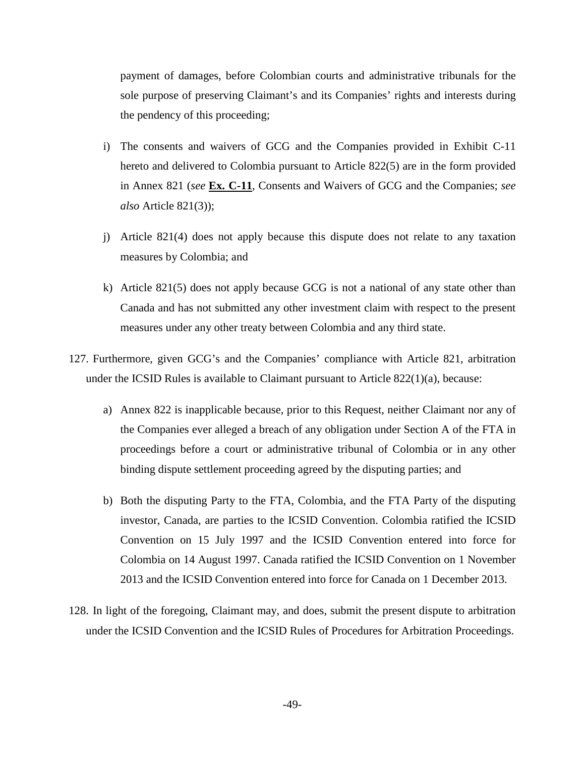payment of damages, before Colombian courts and administrative tribunals for the sole purpose of preserving Claimant's and its Companies' rights and interests during the pendency of this proceeding;

i) The consents and waivers of GCG and the Companies provided in Exhibit C-11 hereto and delivered to Colombia pursuant to Article 822(5) are in the form provided in Annex 821 (*see* **Ex. C-11**, Consents and Waivers of GCG and the Companies; *see also* Article 821(3));

j) Article 821(4) does not apply because this dispute does not relate to any taxation measures by Colombia; and

k) Article 821(5) does not apply because GCG is not a national of any state other than Canada and has not submitted any other investment claim with respect to the present measures under any other treaty between Colombia and any third state.

127. Furthermore, given GCG's and the Companies' compliance with Article 821, arbitration under the ICSID Rules is available to Claimant pursuant to Article 822(1)(a), because:

a) Annex 822 is inapplicable because, prior to this Request, neither Claimant nor any of the Companies ever alleged a breach of any obligation under Section A of the FTA in proceedings before a court or administrative tribunal of Colombia or in any other binding dispute settlement proceeding agreed by the disputing parties; and

b) Both the disputing Party to the FTA, Colombia, and the FTA Party of the disputing investor, Canada, are parties to the ICSID Convention. Colombia ratified the ICSID Convention on 15 July 1997 and the ICSID Convention entered into force for Colombia on 14 August 1997. Canada ratified the ICSID Convention on 1 November 2013 and the ICSID Convention entered into force for Canada on 1 December 2013.

128. In light of the foregoing, Claimant may, and does, submit the present dispute to arbitration under the ICSID Convention and the ICSID Rules of Procedures for Arbitration Proceedings.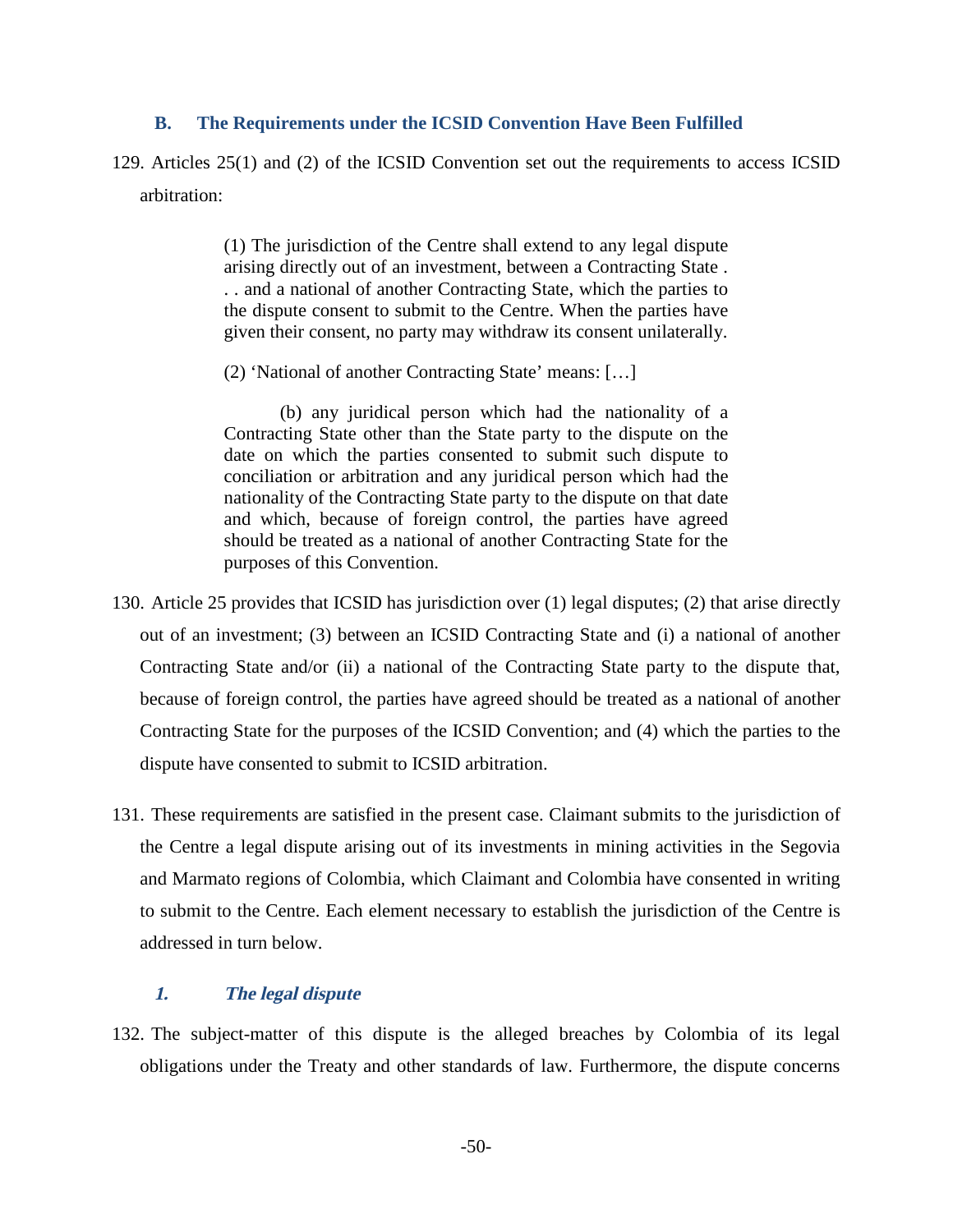### B. The Requirements under the ICSID Convention Have Been Fulfilled

129. Articles 25(1) and (2) of the ICSID Convention set out the requirements to access ICSID arbitration:

> (1) The jurisdiction of the Centre shall extend to any legal dispute arising directly out of an investment, between a Contracting State . . . and a national of another Contracting State, which the parties to the dispute consent to submit to the Centre. When the parties have given their consent, no party may withdraw its consent unilaterally.
>
> (2) 'National of another Contracting State' means: […]
>
> (b) any juridical person which had the nationality of a Contracting State other than the State party to the dispute on the date on which the parties consented to submit such dispute to conciliation or arbitration and any juridical person which had the nationality of the Contracting State party to the dispute on that date and which, because of foreign control, the parties have agreed should be treated as a national of another Contracting State for the purposes of this Convention.

130. Article 25 provides that ICSID has jurisdiction over (1) legal disputes; (2) that arise directly out of an investment; (3) between an ICSID Contracting State and (i) a national of another Contracting State and/or (ii) a national of the Contracting State party to the dispute that, because of foreign control, the parties have agreed should be treated as a national of another Contracting State for the purposes of the ICSID Convention; and (4) which the parties to the dispute have consented to submit to ICSID arbitration.

131. These requirements are satisfied in the present case. Claimant submits to the jurisdiction of the Centre a legal dispute arising out of its investments in mining activities in the Segovia and Marmato regions of Colombia, which Claimant and Colombia have consented in writing to submit to the Centre. Each element necessary to establish the jurisdiction of the Centre is addressed in turn below.

#### *1. The legal dispute*

132. The subject-matter of this dispute is the alleged breaches by Colombia of its legal obligations under the Treaty and other standards of law. Furthermore, the dispute concerns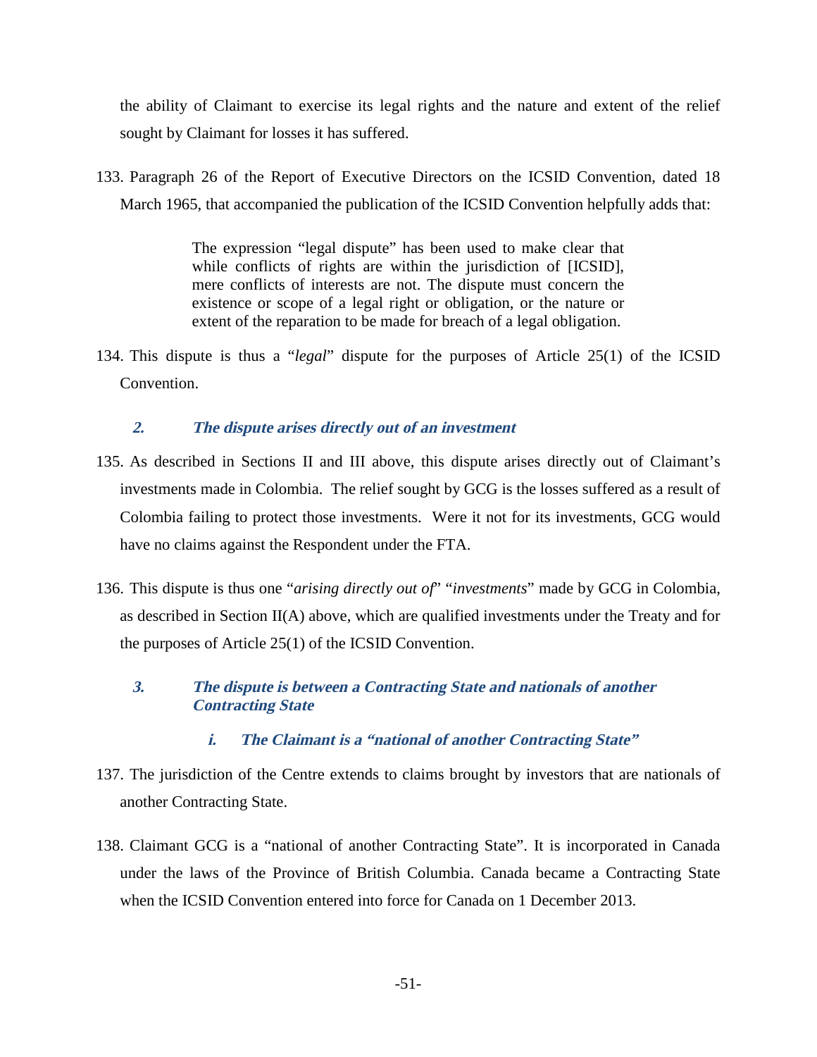the ability of Claimant to exercise its legal rights and the nature and extent of the relief sought by Claimant for losses it has suffered.

133. Paragraph 26 of the Report of Executive Directors on the ICSID Convention, dated 18 March 1965, that accompanied the publication of the ICSID Convention helpfully adds that:

> The expression "legal dispute" has been used to make clear that while conflicts of rights are within the jurisdiction of [ICSID], mere conflicts of interests are not. The dispute must concern the existence or scope of a legal right or obligation, or the nature or extent of the reparation to be made for breach of a legal obligation.

134. This dispute is thus a "*legal*" dispute for the purposes of Article 25(1) of the ICSID Convention.

### 2. The dispute arises directly out of an investment

135. As described in Sections II and III above, this dispute arises directly out of Claimant's investments made in Colombia. The relief sought by GCG is the losses suffered as a result of Colombia failing to protect those investments. Were it not for its investments, GCG would have no claims against the Respondent under the FTA.

136. This dispute is thus one "*arising directly out of*" "*investments*" made by GCG in Colombia, as described in Section II(A) above, which are qualified investments under the Treaty and for the purposes of Article 25(1) of the ICSID Convention.

### 3. The dispute is between a Contracting State and nationals of another Contracting State

#### i. The Claimant is a "national of another Contracting State"

137. The jurisdiction of the Centre extends to claims brought by investors that are nationals of another Contracting State.

138. Claimant GCG is a "national of another Contracting State". It is incorporated in Canada under the laws of the Province of British Columbia. Canada became a Contracting State when the ICSID Convention entered into force for Canada on 1 December 2013.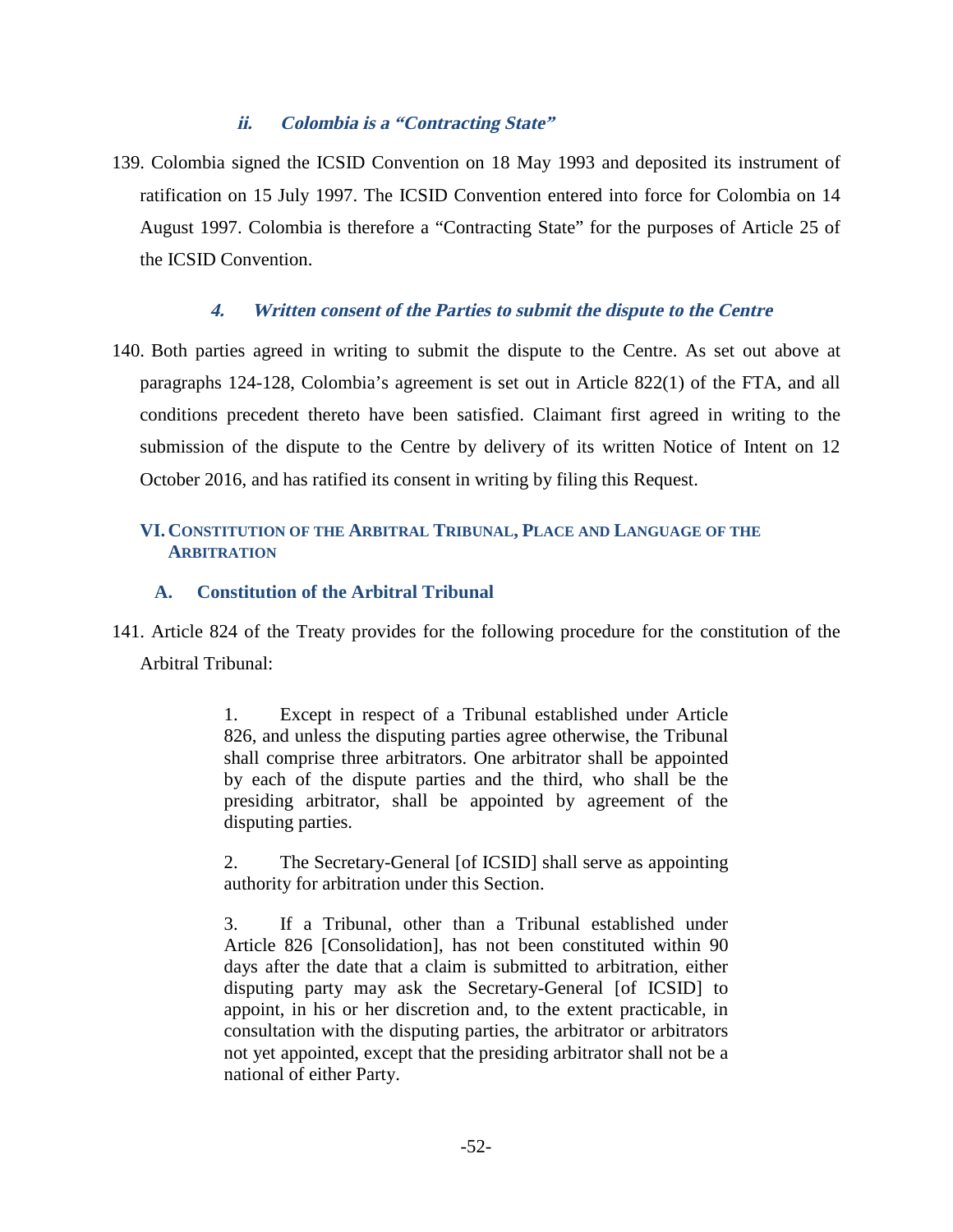#### *ii. Colombia is a "Contracting State"*

139. Colombia signed the ICSID Convention on 18 May 1993 and deposited its instrument of ratification on 15 July 1997. The ICSID Convention entered into force for Colombia on 14 August 1997. Colombia is therefore a "Contracting State" for the purposes of Article 25 of the ICSID Convention.

#### *4. Written consent of the Parties to submit the dispute to the Centre*

140. Both parties agreed in writing to submit the dispute to the Centre. As set out above at paragraphs 124-128, Colombia's agreement is set out in Article 822(1) of the FTA, and all conditions precedent thereto have been satisfied. Claimant first agreed in writing to the submission of the dispute to the Centre by delivery of its written Notice of Intent on 12 October 2016, and has ratified its consent in writing by filing this Request.

## VI. Constitution of the Arbitral Tribunal, Place and Language of the Arbitration

### A. Constitution of the Arbitral Tribunal

141. Article 824 of the Treaty provides for the following procedure for the constitution of the Arbitral Tribunal:

> 1. Except in respect of a Tribunal established under Article 826, and unless the disputing parties agree otherwise, the Tribunal shall comprise three arbitrators. One arbitrator shall be appointed by each of the dispute parties and the third, who shall be the presiding arbitrator, shall be appointed by agreement of the disputing parties.
>
> 2. The Secretary-General [of ICSID] shall serve as appointing authority for arbitration under this Section.
>
> 3. If a Tribunal, other than a Tribunal established under Article 826 [Consolidation], has not been constituted within 90 days after the date that a claim is submitted to arbitration, either disputing party may ask the Secretary-General [of ICSID] to appoint, in his or her discretion and, to the extent practicable, in consultation with the disputing parties, the arbitrator or arbitrators not yet appointed, except that the presiding arbitrator shall not be a national of either Party.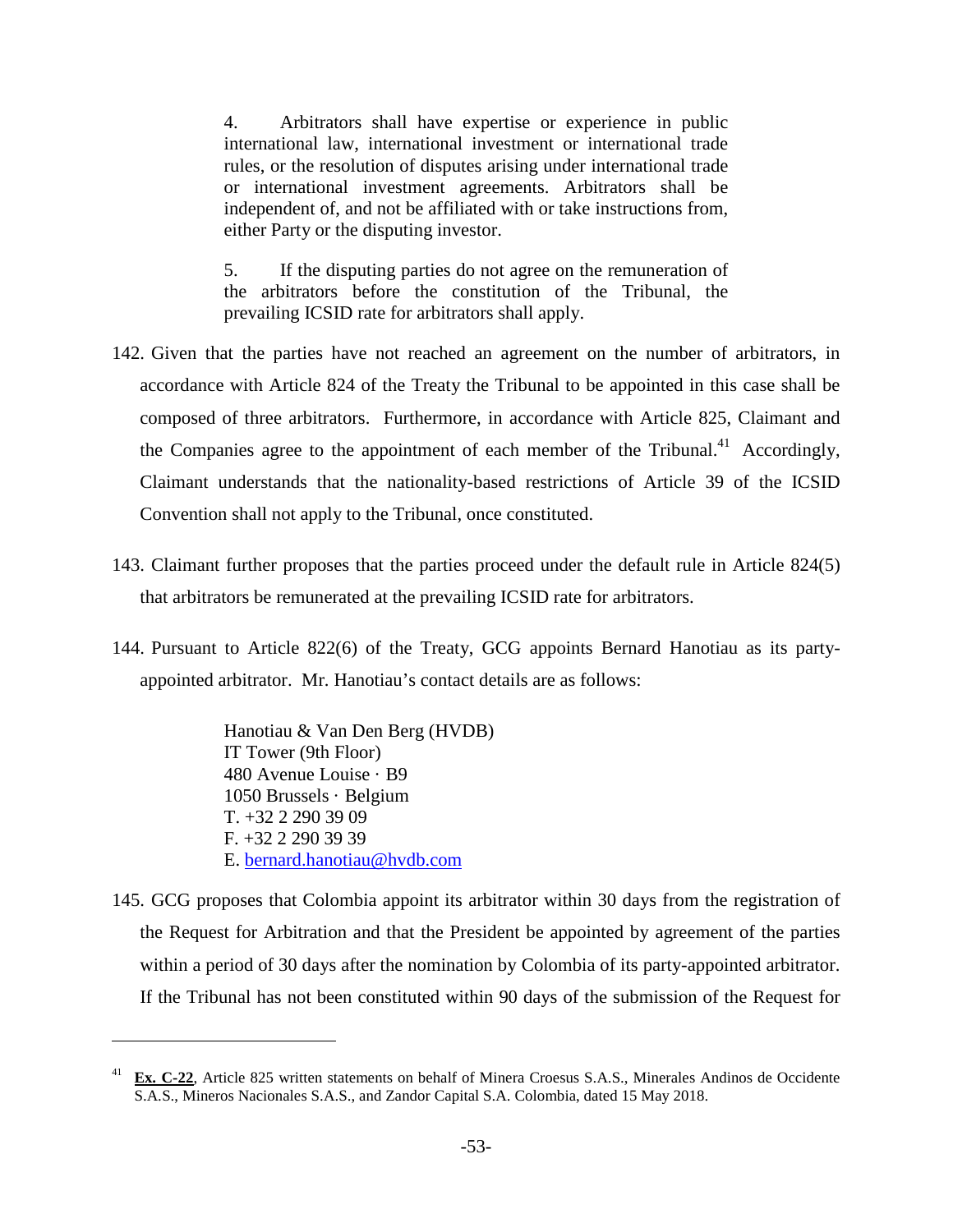> 4. Arbitrators shall have expertise or experience in public international law, international investment or international trade rules, or the resolution of disputes arising under international trade or international investment agreements. Arbitrators shall be independent of, and not be affiliated with or take instructions from, either Party or the disputing investor.
>
> 5. If the disputing parties do not agree on the remuneration of the arbitrators before the constitution of the Tribunal, the prevailing ICSID rate for arbitrators shall apply.

142. Given that the parties have not reached an agreement on the number of arbitrators, in accordance with Article 824 of the Treaty the Tribunal to be appointed in this case shall be composed of three arbitrators. Furthermore, in accordance with Article 825, Claimant and the Companies agree to the appointment of each member of the Tribunal.[41] Accordingly, Claimant understands that the nationality-based restrictions of Article 39 of the ICSID Convention shall not apply to the Tribunal, once constituted.

143. Claimant further proposes that the parties proceed under the default rule in Article 824(5) that arbitrators be remunerated at the prevailing ICSID rate for arbitrators.

144. Pursuant to Article 822(6) of the Treaty, GCG appoints Bernard Hanotiau as its party-appointed arbitrator. Mr. Hanotiau's contact details are as follows:

> Hanotiau & Van Den Berg (HVDB)
> IT Tower (9th Floor)
> 480 Avenue Louise · B9
> 1050 Brussels · Belgium
> T. +32 2 290 39 09
> F. +32 2 290 39 39
> E. bernard.hanotiau@hvdb.com

145. GCG proposes that Colombia appoint its arbitrator within 30 days from the registration of the Request for Arbitration and that the President be appointed by agreement of the parties within a period of 30 days after the nomination by Colombia of its party-appointed arbitrator. If the Tribunal has not been constituted within 90 days of the submission of the Request for

---

[41] **Ex. C-22**, Article 825 written statements on behalf of Minera Croesus S.A.S., Minerales Andinos de Occidente S.A.S., Mineros Nacionales S.A.S., and Zandor Capital S.A. Colombia, dated 15 May 2018.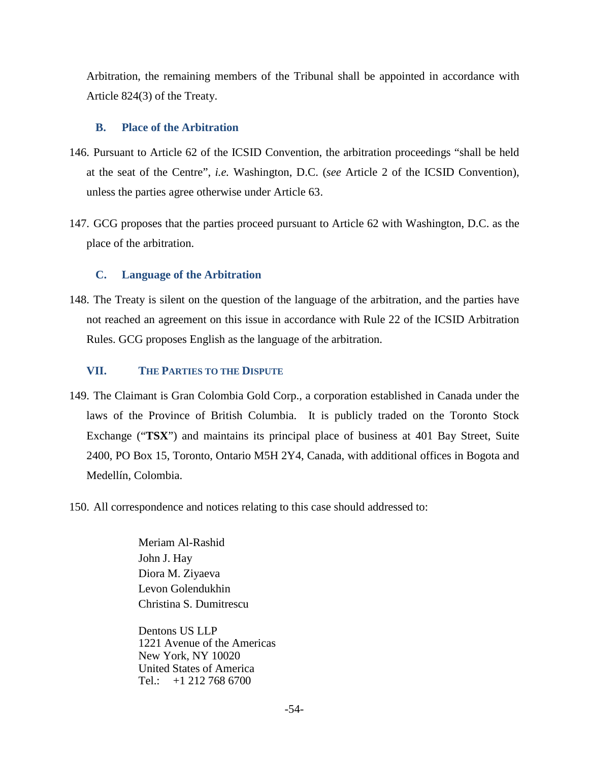Arbitration, the remaining members of the Tribunal shall be appointed in accordance with Article 824(3) of the Treaty.

### B. Place of the Arbitration

146. Pursuant to Article 62 of the ICSID Convention, the arbitration proceedings "shall be held at the seat of the Centre", *i.e.* Washington, D.C. (*see* Article 2 of the ICSID Convention), unless the parties agree otherwise under Article 63.

147. GCG proposes that the parties proceed pursuant to Article 62 with Washington, D.C. as the place of the arbitration.

### C. Language of the Arbitration

148. The Treaty is silent on the question of the language of the arbitration, and the parties have not reached an agreement on this issue in accordance with Rule 22 of the ICSID Arbitration Rules. GCG proposes English as the language of the arbitration.

## VII. THE PARTIES TO THE DISPUTE

149. The Claimant is Gran Colombia Gold Corp., a corporation established in Canada under the laws of the Province of British Columbia. It is publicly traded on the Toronto Stock Exchange ("**TSX**") and maintains its principal place of business at 401 Bay Street, Suite 2400, PO Box 15, Toronto, Ontario M5H 2Y4, Canada, with additional offices in Bogota and Medellín, Colombia.

150. All correspondence and notices relating to this case should addressed to:

Meriam Al-Rashid
John J. Hay
Diora M. Ziyaeva
Levon Golendukhin
Christina S. Dumitrescu

Dentons US LLP
1221 Avenue of the Americas
New York, NY 10020
United States of America
Tel.: +1 212 768 6700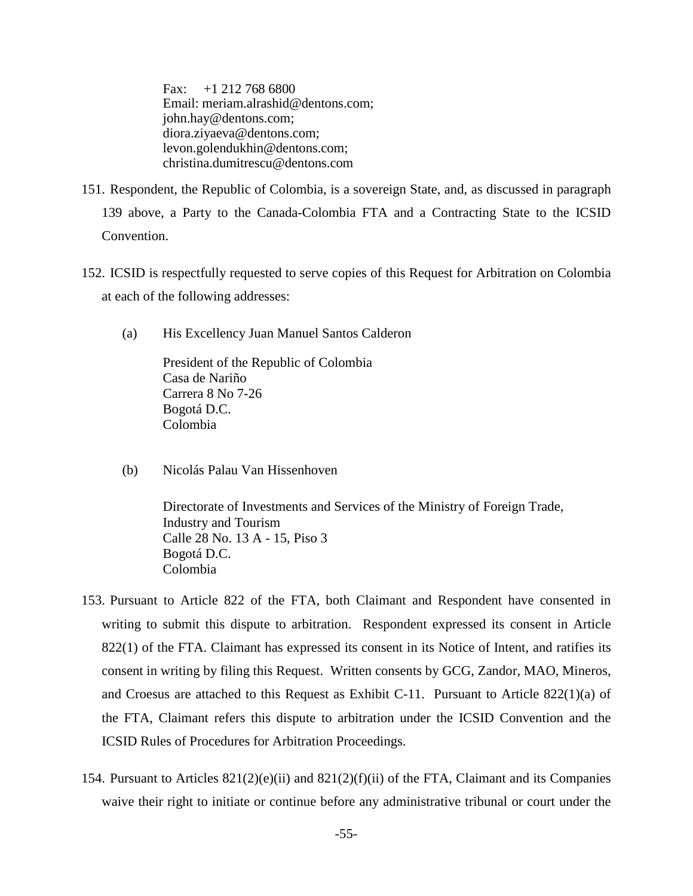Fax: +1 212 768 6800
Email: meriam.alrashid@dentons.com;
john.hay@dentons.com;
diora.ziyaeva@dentons.com;
levon.golendukhin@dentons.com;
christina.dumitrescu@dentons.com

151. Respondent, the Republic of Colombia, is a sovereign State, and, as discussed in paragraph 139 above, a Party to the Canada-Colombia FTA and a Contracting State to the ICSID Convention.

152. ICSID is respectfully requested to serve copies of this Request for Arbitration on Colombia at each of the following addresses:

(a) His Excellency Juan Manuel Santos Calderon

President of the Republic of Colombia
Casa de Nariño
Carrera 8 No 7-26
Bogotá D.C.
Colombia

(b) Nicolás Palau Van Hissenhoven

Directorate of Investments and Services of the Ministry of Foreign Trade, Industry and Tourism
Calle 28 No. 13 A - 15, Piso 3
Bogotá D.C.
Colombia

153. Pursuant to Article 822 of the FTA, both Claimant and Respondent have consented in writing to submit this dispute to arbitration. Respondent expressed its consent in Article 822(1) of the FTA. Claimant has expressed its consent in its Notice of Intent, and ratifies its consent in writing by filing this Request. Written consents by GCG, Zandor, MAO, Mineros, and Croesus are attached to this Request as Exhibit C-11. Pursuant to Article 822(1)(a) of the FTA, Claimant refers this dispute to arbitration under the ICSID Convention and the ICSID Rules of Procedures for Arbitration Proceedings.

154. Pursuant to Articles 821(2)(e)(ii) and 821(2)(f)(ii) of the FTA, Claimant and its Companies waive their right to initiate or continue before any administrative tribunal or court under the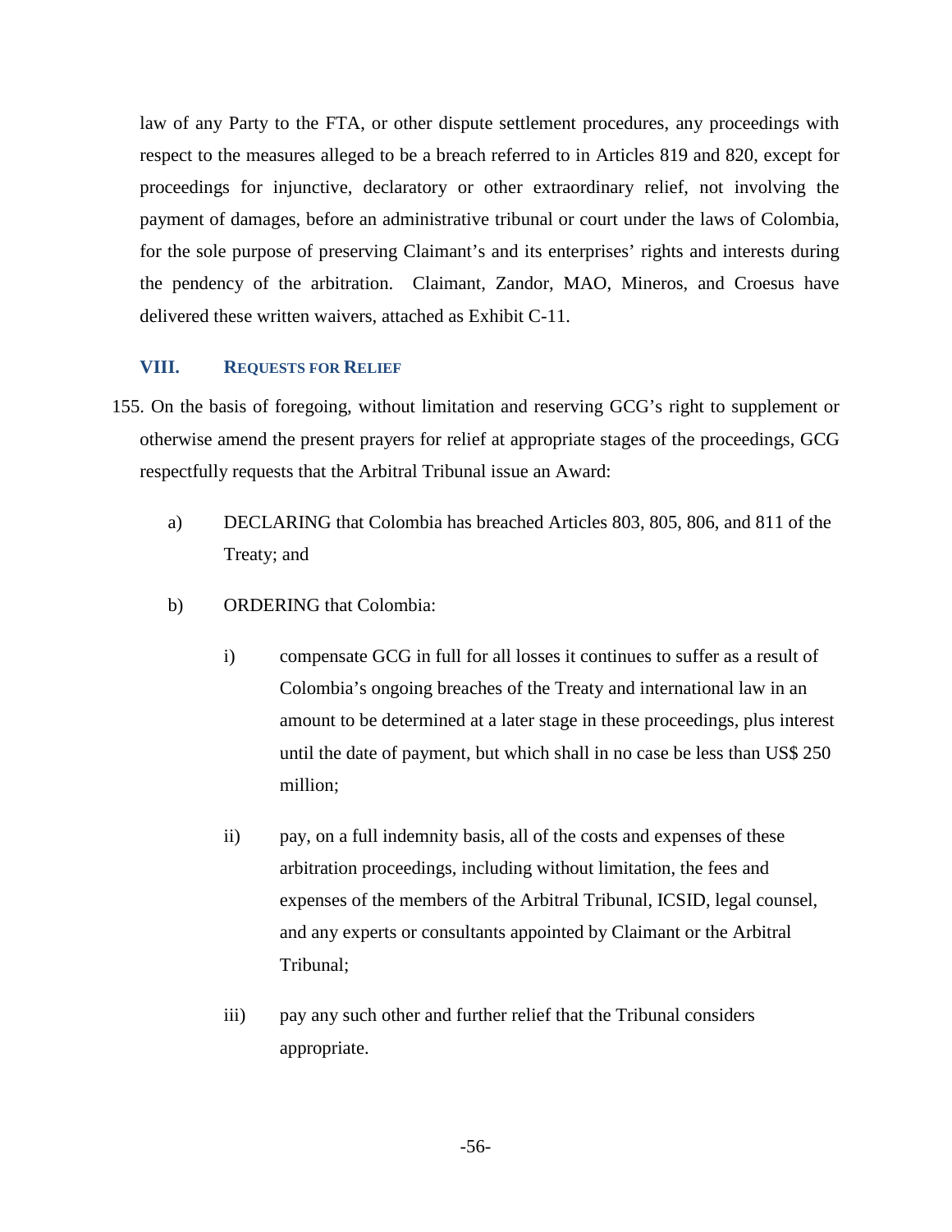law of any Party to the FTA, or other dispute settlement procedures, any proceedings with respect to the measures alleged to be a breach referred to in Articles 819 and 820, except for proceedings for injunctive, declaratory or other extraordinary relief, not involving the payment of damages, before an administrative tribunal or court under the laws of Colombia, for the sole purpose of preserving Claimant's and its enterprises' rights and interests during the pendency of the arbitration. Claimant, Zandor, MAO, Mineros, and Croesus have delivered these written waivers, attached as Exhibit C-11.

## VIII. REQUESTS FOR RELIEF

155. On the basis of foregoing, without limitation and reserving GCG's right to supplement or otherwise amend the present prayers for relief at appropriate stages of the proceedings, GCG respectfully requests that the Arbitral Tribunal issue an Award:

a) DECLARING that Colombia has breached Articles 803, 805, 806, and 811 of the Treaty; and

b) ORDERING that Colombia:

   i) compensate GCG in full for all losses it continues to suffer as a result of Colombia's ongoing breaches of the Treaty and international law in an amount to be determined at a later stage in these proceedings, plus interest until the date of payment, but which shall in no case be less than US$ 250 million;

   ii) pay, on a full indemnity basis, all of the costs and expenses of these arbitration proceedings, including without limitation, the fees and expenses of the members of the Arbitral Tribunal, ICSID, legal counsel, and any experts or consultants appointed by Claimant or the Arbitral Tribunal;

   iii) pay any such other and further relief that the Tribunal considers appropriate.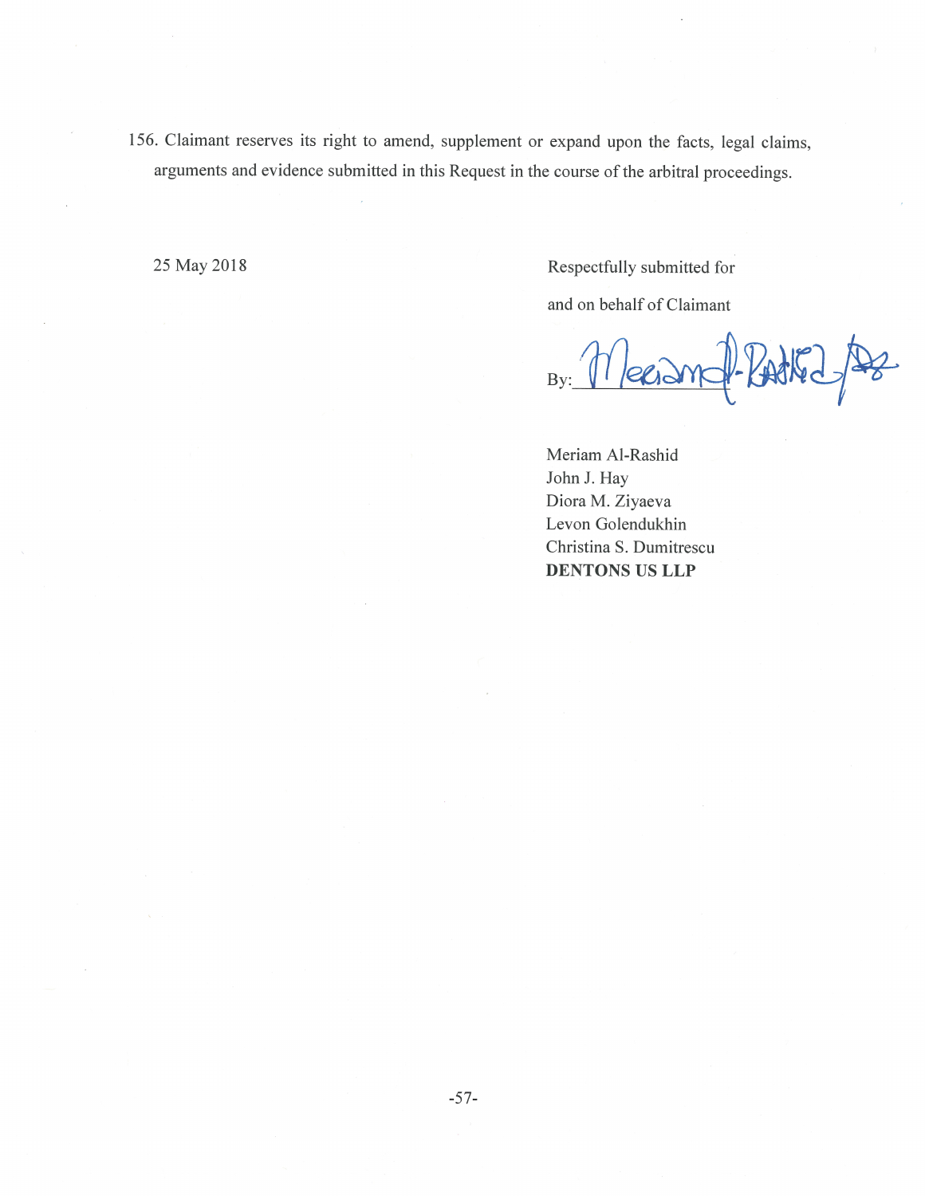156. Claimant reserves its right to amend, supplement or expand upon the facts, legal claims, arguments and evidence submitted in this Request in the course of the arbitral proceedings.

25 May 2018

Respectfully submitted for

and on behalf of Claimant

By: ____________________

Meriam Al-Rashid
John J. Hay
Diora M. Ziyaeva
Levon Golendukhin
Christina S. Dumitrescu
**DENTONS US LLP**